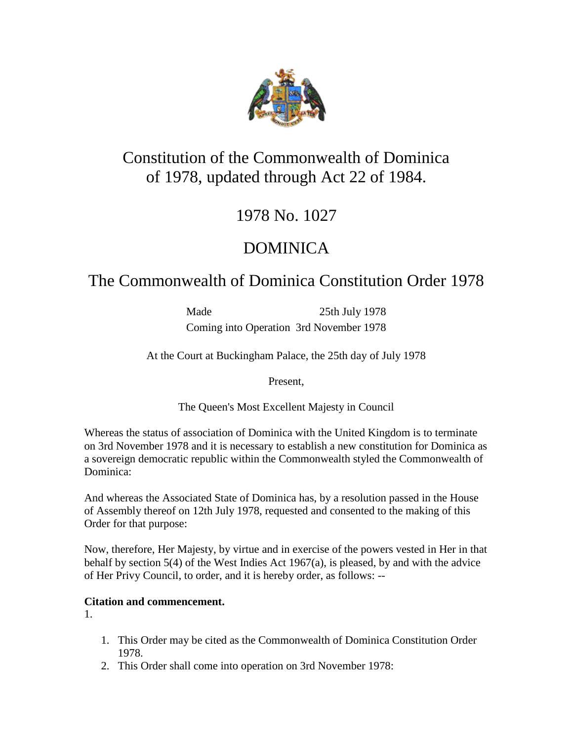# Constitution of the Commonwealth of Dominica of 1978, updated through Act 22 of 1984.

## 1978 No. 1027

## DOMINICA

## The Commonwealth of Dominica Constitution Order 1978

| | |
|---|---|
| Made | 25th July 1978 |
| Coming into Operation | 3rd November 1978 |

At the Court at Buckingham Palace, the 25th day of July 1978

Present,

The Queen's Most Excellent Majesty in Council

Whereas the status of association of Dominica with the United Kingdom is to terminate on 3rd November 1978 and it is necessary to establish a new constitution for Dominica as a sovereign democratic republic within the Commonwealth styled the Commonwealth of Dominica:

And whereas the Associated State of Dominica has, by a resolution passed in the House of Assembly thereof on 12th July 1978, requested and consented to the making of this Order for that purpose:

Now, therefore, Her Majesty, by virtue and in exercise of the powers vested in Her in that behalf by section 5(4) of the West Indies Act 1967(a), is pleased, by and with the advice of Her Privy Council, to order, and it is hereby order, as follows: --

**Citation and commencement.**

1.

1. This Order may be cited as the Commonwealth of Dominica Constitution Order 1978.
2. This Order shall come into operation on 3rd November 1978: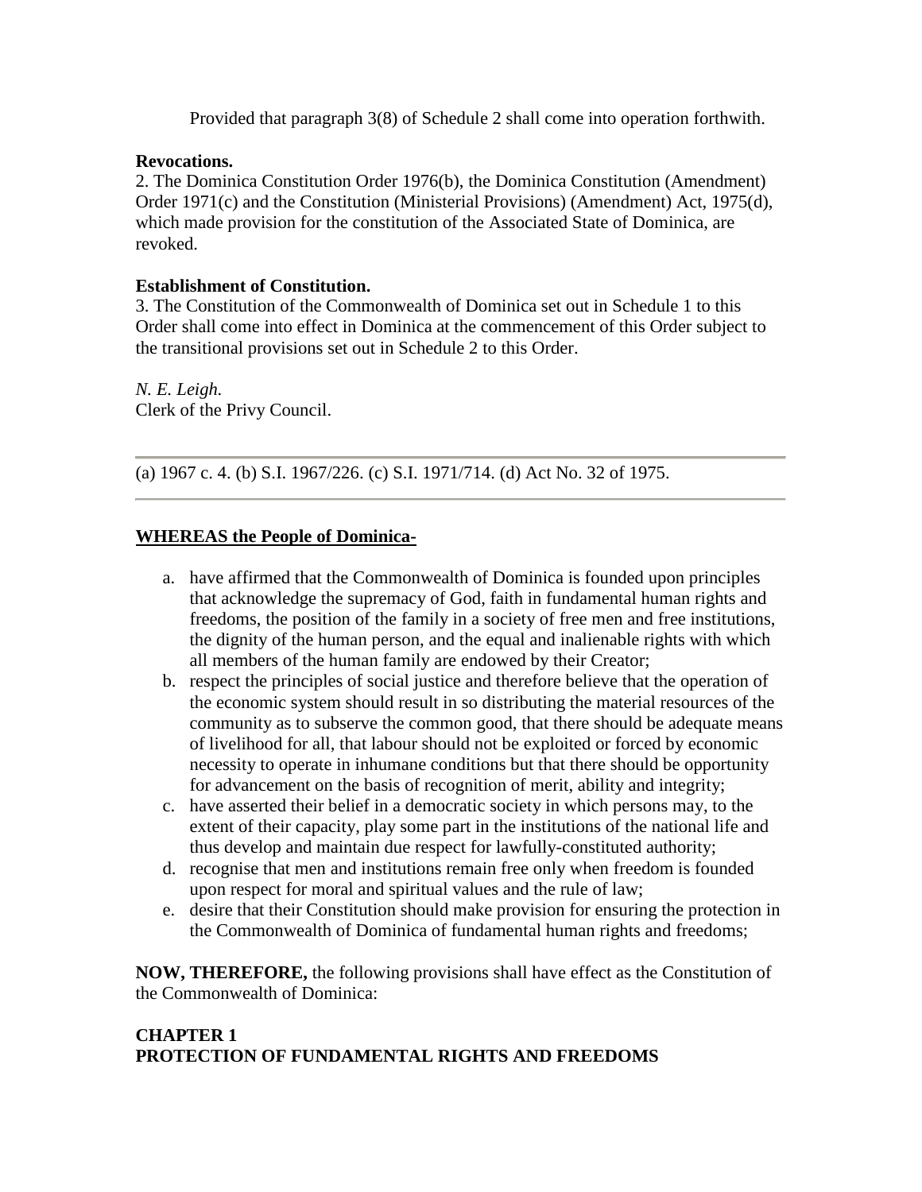Provided that paragraph 3(8) of Schedule 2 shall come into operation forthwith.

**Revocations.**
2. The Dominica Constitution Order 1976(b), the Dominica Constitution (Amendment) Order 1971(c) and the Constitution (Ministerial Provisions) (Amendment) Act, 1975(d), which made provision for the constitution of the Associated State of Dominica, are revoked.

**Establishment of Constitution.**
3. The Constitution of the Commonwealth of Dominica set out in Schedule 1 to this Order shall come into effect in Dominica at the commencement of this Order subject to the transitional provisions set out in Schedule 2 to this Order.

*N. E. Leigh.*
Clerk of the Privy Council.

---

(a) 1967 c. 4. (b) S.I. 1967/226. (c) S.I. 1971/714. (d) Act No. 32 of 1975.

---

**WHEREAS the People of Dominica-**

a. have affirmed that the Commonwealth of Dominica is founded upon principles that acknowledge the supremacy of God, faith in fundamental human rights and freedoms, the position of the family in a society of free men and free institutions, the dignity of the human person, and the equal and inalienable rights with which all members of the human family are endowed by their Creator;
b. respect the principles of social justice and therefore believe that the operation of the economic system should result in so distributing the material resources of the community as to subserve the common good, that there should be adequate means of livelihood for all, that labour should not be exploited or forced by economic necessity to operate in inhumane conditions but that there should be opportunity for advancement on the basis of recognition of merit, ability and integrity;
c. have asserted their belief in a democratic society in which persons may, to the extent of their capacity, play some part in the institutions of the national life and thus develop and maintain due respect for lawfully-constituted authority;
d. recognise that men and institutions remain free only when freedom is founded upon respect for moral and spiritual values and the rule of law;
e. desire that their Constitution should make provision for ensuring the protection in the Commonwealth of Dominica of fundamental human rights and freedoms;

**NOW, THEREFORE,** the following provisions shall have effect as the Constitution of the Commonwealth of Dominica:

## CHAPTER 1
## PROTECTION OF FUNDAMENTAL RIGHTS AND FREEDOMS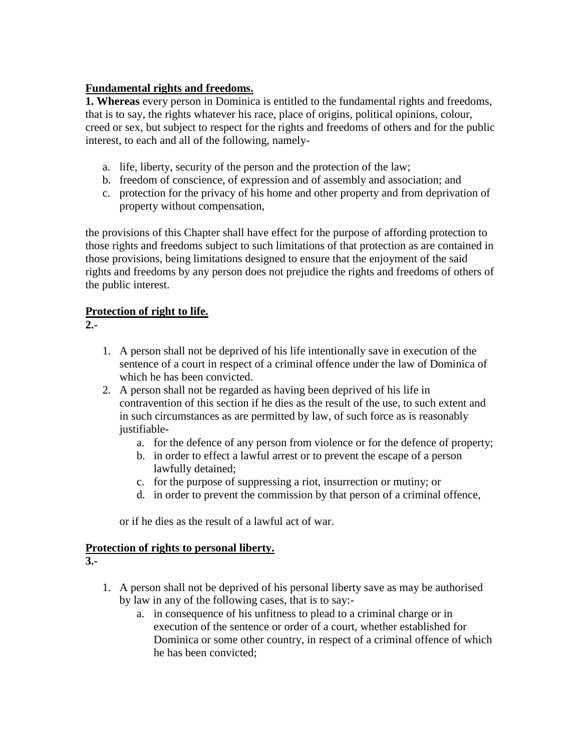**Fundamental rights and freedoms.**

**1. Whereas** every person in Dominica is entitled to the fundamental rights and freedoms, that is to say, the rights whatever his race, place of origins, political opinions, colour, creed or sex, but subject to respect for the rights and freedoms of others and for the public interest, to each and all of the following, namely-

a. life, liberty, security of the person and the protection of the law;
b. freedom of conscience, of expression and of assembly and association; and
c. protection for the privacy of his home and other property and from deprivation of property without compensation,

the provisions of this Chapter shall have effect for the purpose of affording protection to those rights and freedoms subject to such limitations of that protection as are contained in those provisions, being limitations designed to ensure that the enjoyment of the said rights and freedoms by any person does not prejudice the rights and freedoms of others of the public interest.

**Protection of right to life.**

**2.-**

1. A person shall not be deprived of his life intentionally save in execution of the sentence of a court in respect of a criminal offence under the law of Dominica of which he has been convicted.
2. A person shall not be regarded as having been deprived of his life in contravention of this section if he dies as the result of the use, to such extent and in such circumstances as are permitted by law, of such force as is reasonably justifiable-
    a. for the defence of any person from violence or for the defence of property;
    b. in order to effect a lawful arrest or to prevent the escape of a person lawfully detained;
    c. for the purpose of suppressing a riot, insurrection or mutiny; or
    d. in order to prevent the commission by that person of a criminal offence,

    or if he dies as the result of a lawful act of war.

**Protection of rights to personal liberty.**

**3.-**

1. A person shall not be deprived of his personal liberty save as may be authorised by law in any of the following cases, that is to say:-
    a. in consequence of his unfitness to plead to a criminal charge or in execution of the sentence or order of a court, whether established for Dominica or some other country, in respect of a criminal offence of which he has been convicted;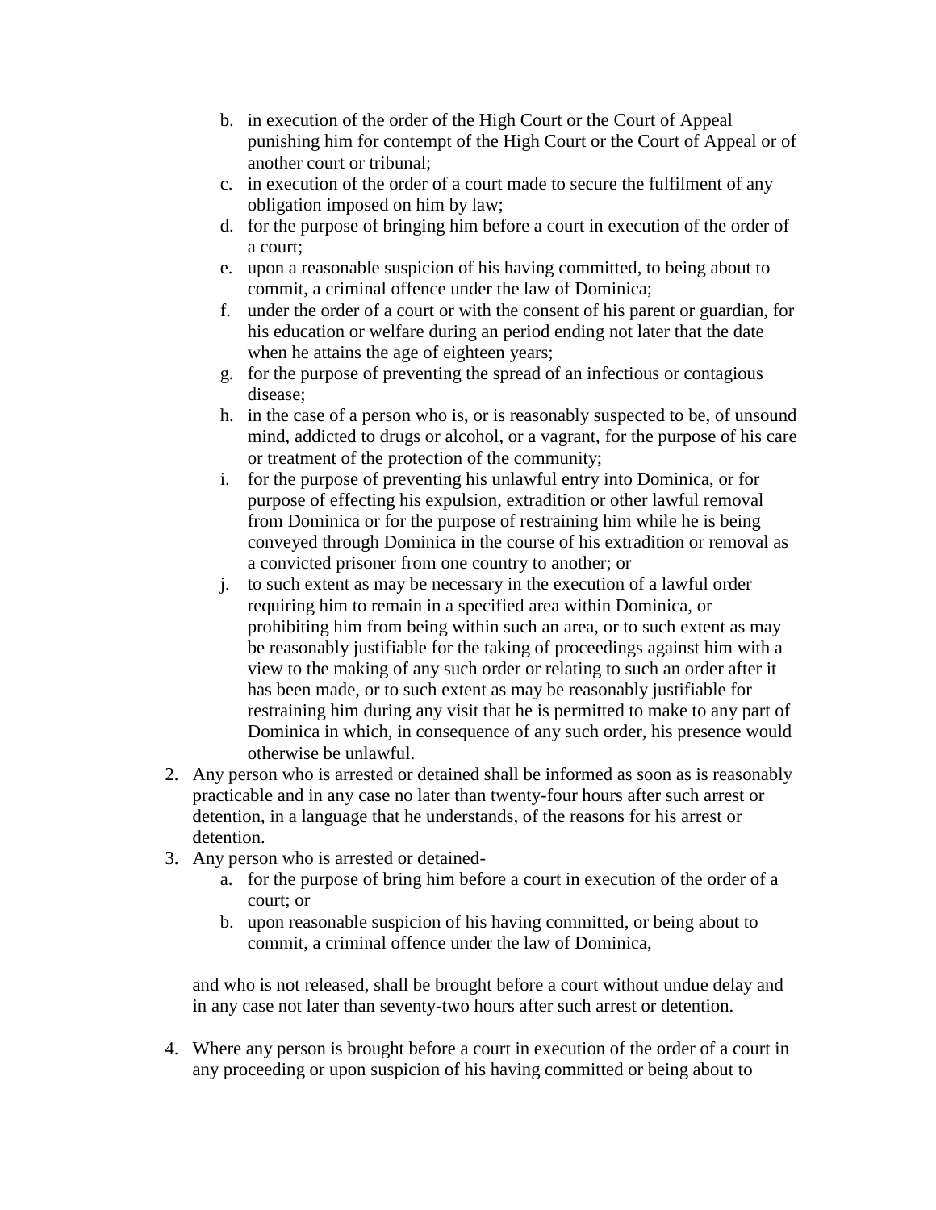b. in execution of the order of the High Court or the Court of Appeal punishing him for contempt of the High Court or the Court of Appeal or of another court or tribunal;
   c. in execution of the order of a court made to secure the fulfilment of any obligation imposed on him by law;
   d. for the purpose of bringing him before a court in execution of the order of a court;
   e. upon a reasonable suspicion of his having committed, to being about to commit, a criminal offence under the law of Dominica;
   f. under the order of a court or with the consent of his parent or guardian, for his education or welfare during an period ending not later that the date when he attains the age of eighteen years;
   g. for the purpose of preventing the spread of an infectious or contagious disease;
   h. in the case of a person who is, or is reasonably suspected to be, of unsound mind, addicted to drugs or alcohol, or a vagrant, for the purpose of his care or treatment of the protection of the community;
   i. for the purpose of preventing his unlawful entry into Dominica, or for purpose of effecting his expulsion, extradition or other lawful removal from Dominica or for the purpose of restraining him while he is being conveyed through Dominica in the course of his extradition or removal as a convicted prisoner from one country to another; or
   j. to such extent as may be necessary in the execution of a lawful order requiring him to remain in a specified area within Dominica, or prohibiting him from being within such an area, or to such extent as may be reasonably justifiable for the taking of proceedings against him with a view to the making of any such order or relating to such an order after it has been made, or to such extent as may be reasonably justifiable for restraining him during any visit that he is permitted to make to any part of Dominica in which, in consequence of any such order, his presence would otherwise be unlawful.

2. Any person who is arrested or detained shall be informed as soon as is reasonably practicable and in any case no later than twenty-four hours after such arrest or detention, in a language that he understands, of the reasons for his arrest or detention.
3. Any person who is arrested or detained-
   a. for the purpose of bring him before a court in execution of the order of a court; or
   b. upon reasonable suspicion of his having committed, or being about to commit, a criminal offence under the law of Dominica,

   and who is not released, shall be brought before a court without undue delay and in any case not later than seventy-two hours after such arrest or detention.

4. Where any person is brought before a court in execution of the order of a court in any proceeding or upon suspicion of his having committed or being about to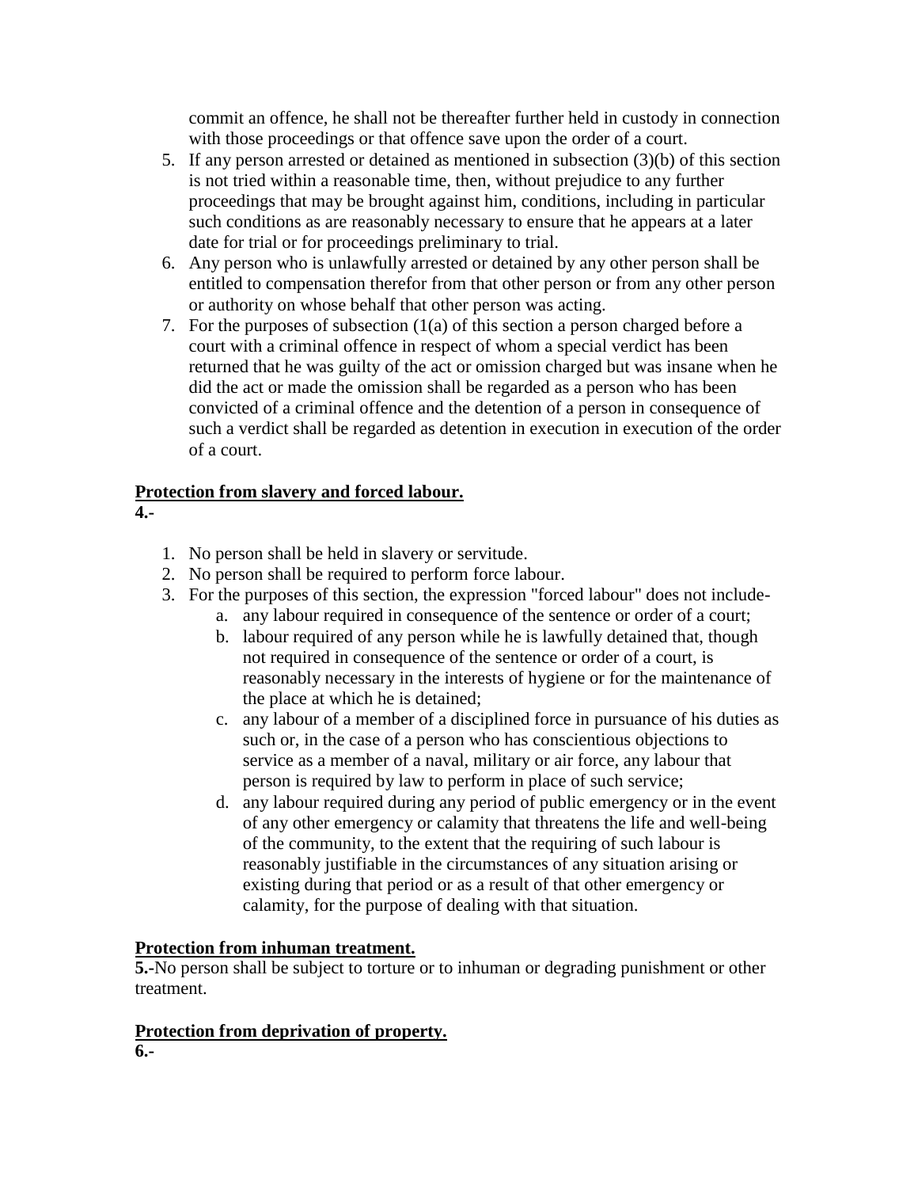commit an offence, he shall not be thereafter further held in custody in connection with those proceedings or that offence save upon the order of a court.

5. If any person arrested or detained as mentioned in subsection (3)(b) of this section is not tried within a reasonable time, then, without prejudice to any further proceedings that may be brought against him, conditions, including in particular such conditions as are reasonably necessary to ensure that he appears at a later date for trial or for proceedings preliminary to trial.
6. Any person who is unlawfully arrested or detained by any other person shall be entitled to compensation therefor from that other person or from any other person or authority on whose behalf that other person was acting.
7. For the purposes of subsection (1(a) of this section a person charged before a court with a criminal offence in respect of whom a special verdict has been returned that he was guilty of the act or omission charged but was insane when he did the act or made the omission shall be regarded as a person who has been convicted of a criminal offence and the detention of a person in consequence of such a verdict shall be regarded as detention in execution in execution of the order of a court.

**Protection from slavery and forced labour.**

**4.-**

1. No person shall be held in slavery or servitude.
2. No person shall be required to perform force labour.
3. For the purposes of this section, the expression "forced labour" does not include-
   a. any labour required in consequence of the sentence or order of a court;
   b. labour required of any person while he is lawfully detained that, though not required in consequence of the sentence or order of a court, is reasonably necessary in the interests of hygiene or for the maintenance of the place at which he is detained;
   c. any labour of a member of a disciplined force in pursuance of his duties as such or, in the case of a person who has conscientious objections to service as a member of a naval, military or air force, any labour that person is required by law to perform in place of such service;
   d. any labour required during any period of public emergency or in the event of any other emergency or calamity that threatens the life and well-being of the community, to the extent that the requiring of such labour is reasonably justifiable in the circumstances of any situation arising or existing during that period or as a result of that other emergency or calamity, for the purpose of dealing with that situation.

**Protection from inhuman treatment.**

**5.-**No person shall be subject to torture or to inhuman or degrading punishment or other treatment.

**Protection from deprivation of property.**

**6.-**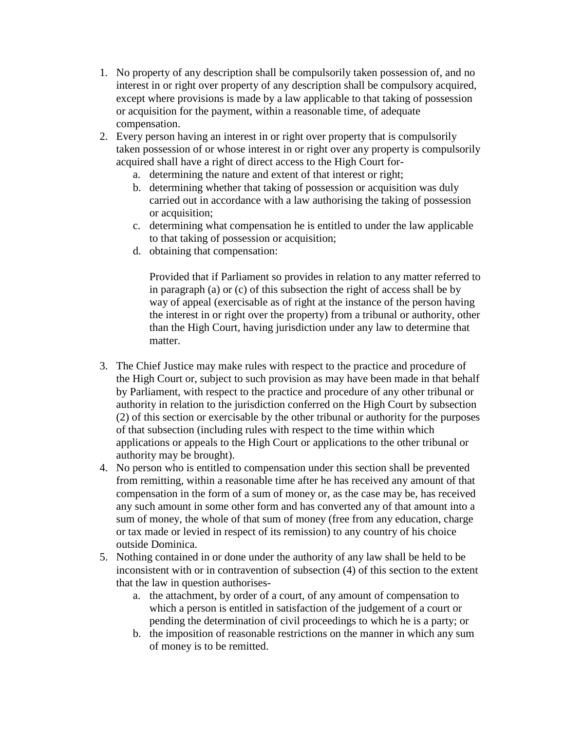1. No property of any description shall be compulsorily taken possession of, and no interest in or right over property of any description shall be compulsory acquired, except where provisions is made by a law applicable to that taking of possession or acquisition for the payment, within a reasonable time, of adequate compensation.
2. Every person having an interest in or right over property that is compulsorily taken possession of or whose interest in or right over any property is compulsorily acquired shall have a right of direct access to the High Court for-
   a. determining the nature and extent of that interest or right;
   b. determining whether that taking of possession or acquisition was duly carried out in accordance with a law authorising the taking of possession or acquisition;
   c. determining what compensation he is entitled to under the law applicable to that taking of possession or acquisition;
   d. obtaining that compensation:

      Provided that if Parliament so provides in relation to any matter referred to in paragraph (a) or (c) of this subsection the right of access shall be by way of appeal (exercisable as of right at the instance of the person having the interest in or right over the property) from a tribunal or authority, other than the High Court, having jurisdiction under any law to determine that matter.
3. The Chief Justice may make rules with respect to the practice and procedure of the High Court or, subject to such provision as may have been made in that behalf by Parliament, with respect to the practice and procedure of any other tribunal or authority in relation to the jurisdiction conferred on the High Court by subsection (2) of this section or exercisable by the other tribunal or authority for the purposes of that subsection (including rules with respect to the time within which applications or appeals to the High Court or applications to the other tribunal or authority may be brought).
4. No person who is entitled to compensation under this section shall be prevented from remitting, within a reasonable time after he has received any amount of that compensation in the form of a sum of money or, as the case may be, has received any such amount in some other form and has converted any of that amount into a sum of money, the whole of that sum of money (free from any education, charge or tax made or levied in respect of its remission) to any country of his choice outside Dominica.
5. Nothing contained in or done under the authority of any law shall be held to be inconsistent with or in contravention of subsection (4) of this section to the extent that the law in question authorises-
   a. the attachment, by order of a court, of any amount of compensation to which a person is entitled in satisfaction of the judgement of a court or pending the determination of civil proceedings to which he is a party; or
   b. the imposition of reasonable restrictions on the manner in which any sum of money is to be remitted.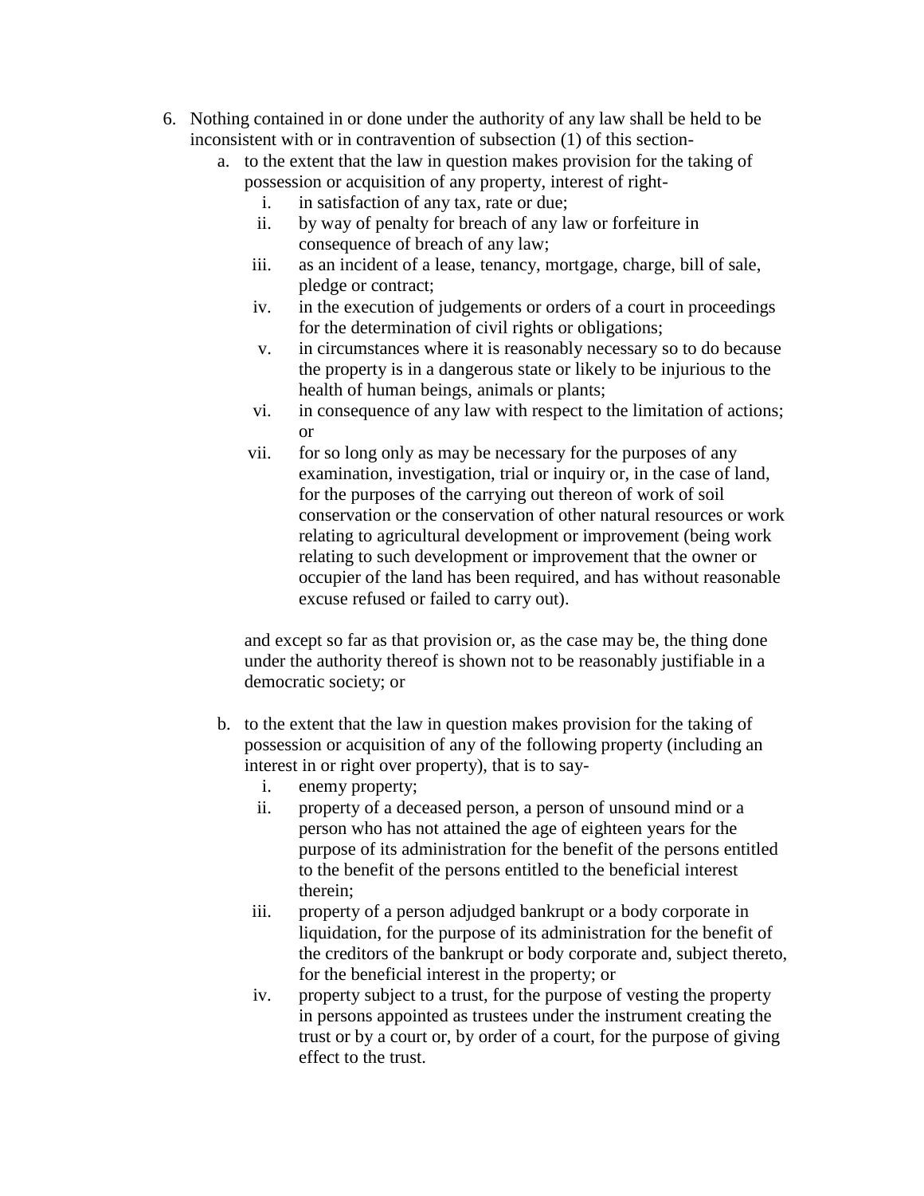6. Nothing contained in or done under the authority of any law shall be held to be inconsistent with or in contravention of subsection (1) of this section-
   a. to the extent that the law in question makes provision for the taking of possession or acquisition of any property, interest of right-
      i. in satisfaction of any tax, rate or due;
      ii. by way of penalty for breach of any law or forfeiture in consequence of breach of any law;
      iii. as an incident of a lease, tenancy, mortgage, charge, bill of sale, pledge or contract;
      iv. in the execution of judgements or orders of a court in proceedings for the determination of civil rights or obligations;
      v. in circumstances where it is reasonably necessary so to do because the property is in a dangerous state or likely to be injurious to the health of human beings, animals or plants;
      vi. in consequence of any law with respect to the limitation of actions; or
      vii. for so long only as may be necessary for the purposes of any examination, investigation, trial or inquiry or, in the case of land, for the purposes of the carrying out thereon of work of soil conservation or the conservation of other natural resources or work relating to agricultural development or improvement (being work relating to such development or improvement that the owner or occupier of the land has been required, and has without reasonable excuse refused or failed to carry out).

      and except so far as that provision or, as the case may be, the thing done under the authority thereof is shown not to be reasonably justifiable in a democratic society; or

   b. to the extent that the law in question makes provision for the taking of possession or acquisition of any of the following property (including an interest in or right over property), that is to say-
      i. enemy property;
      ii. property of a deceased person, a person of unsound mind or a person who has not attained the age of eighteen years for the purpose of its administration for the benefit of the persons entitled to the benefit of the persons entitled to the beneficial interest therein;
      iii. property of a person adjudged bankrupt or a body corporate in liquidation, for the purpose of its administration for the benefit of the creditors of the bankrupt or body corporate and, subject thereto, for the beneficial interest in the property; or
      iv. property subject to a trust, for the purpose of vesting the property in persons appointed as trustees under the instrument creating the trust or by a court or, by order of a court, for the purpose of giving effect to the trust.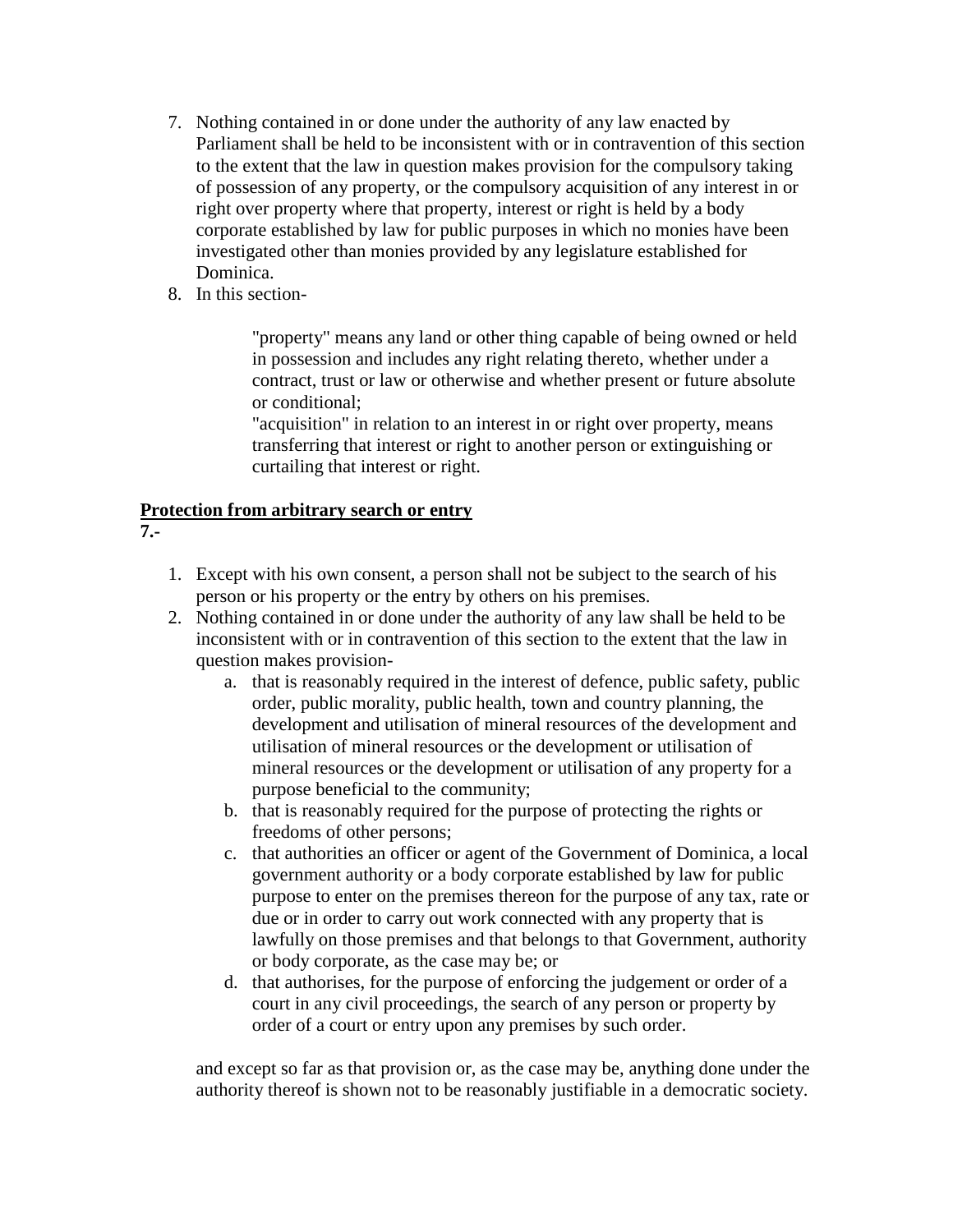7. Nothing contained in or done under the authority of any law enacted by Parliament shall be held to be inconsistent with or in contravention of this section to the extent that the law in question makes provision for the compulsory taking of possession of any property, or the compulsory acquisition of any interest in or right over property where that property, interest or right is held by a body corporate established by law for public purposes in which no monies have been investigated other than monies provided by any legislature established for Dominica.
8. In this section-

    "property" means any land or other thing capable of being owned or held in possession and includes any right relating thereto, whether under a contract, trust or law or otherwise and whether present or future absolute or conditional;

    "acquisition" in relation to an interest in or right over property, means transferring that interest or right to another person or extinguishing or curtailing that interest or right.

**Protection from arbitrary search or entry**

**7.-**

1. Except with his own consent, a person shall not be subject to the search of his person or his property or the entry by others on his premises.
2. Nothing contained in or done under the authority of any law shall be held to be inconsistent with or in contravention of this section to the extent that the law in question makes provision-
    a. that is reasonably required in the interest of defence, public safety, public order, public morality, public health, town and country planning, the development and utilisation of mineral resources of the development and utilisation of mineral resources or the development or utilisation of mineral resources or the development or utilisation of any property for a purpose beneficial to the community;
    b. that is reasonably required for the purpose of protecting the rights or freedoms of other persons;
    c. that authorities an officer or agent of the Government of Dominica, a local government authority or a body corporate established by law for public purpose to enter on the premises thereon for the purpose of any tax, rate or due or in order to carry out work connected with any property that is lawfully on those premises and that belongs to that Government, authority or body corporate, as the case may be; or
    d. that authorises, for the purpose of enforcing the judgement or order of a court in any civil proceedings, the search of any person or property by order of a court or entry upon any premises by such order.

    and except so far as that provision or, as the case may be, anything done under the authority thereof is shown not to be reasonably justifiable in a democratic society.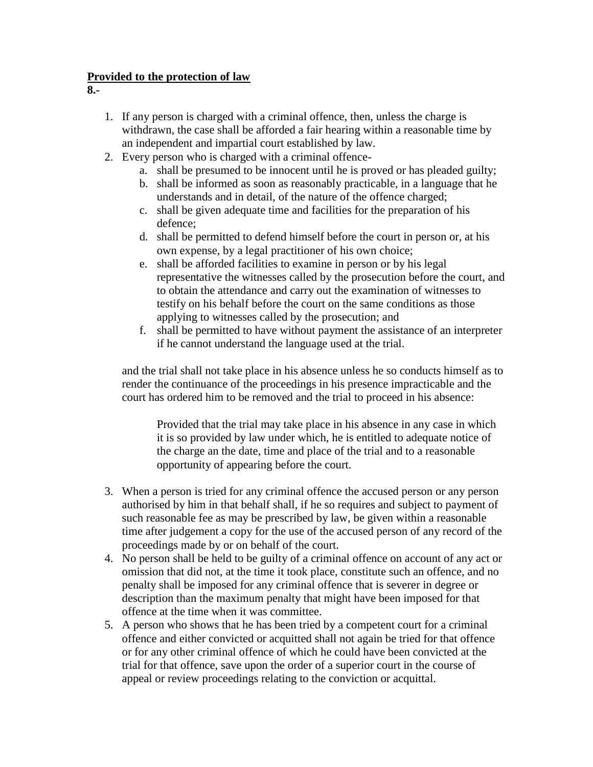**<u>Provided to the protection of law</u>**

**8.-**

1. If any person is charged with a criminal offence, then, unless the charge is withdrawn, the case shall be afforded a fair hearing within a reasonable time by an independent and impartial court established by law.
2. Every person who is charged with a criminal offence-
    a. shall be presumed to be innocent until he is proved or has pleaded guilty;
    b. shall be informed as soon as reasonably practicable, in a language that he understands and in detail, of the nature of the offence charged;
    c. shall be given adequate time and facilities for the preparation of his defence;
    d. shall be permitted to defend himself before the court in person or, at his own expense, by a legal practitioner of his own choice;
    e. shall be afforded facilities to examine in person or by his legal representative the witnesses called by the prosecution before the court, and to obtain the attendance and carry out the examination of witnesses to testify on his behalf before the court on the same conditions as those applying to witnesses called by the prosecution; and
    f. shall be permitted to have without payment the assistance of an interpreter if he cannot understand the language used at the trial.

    and the trial shall not take place in his absence unless he so conducts himself as to render the continuance of the proceedings in his presence impracticable and the court has ordered him to be removed and the trial to proceed in his absence:

    > Provided that the trial may take place in his absence in any case in which it is so provided by law under which, he is entitled to adequate notice of the charge an the date, time and place of the trial and to a reasonable opportunity of appearing before the court.

3. When a person is tried for any criminal offence the accused person or any person authorised by him in that behalf shall, if he so requires and subject to payment of such reasonable fee as may be prescribed by law, be given within a reasonable time after judgement a copy for the use of the accused person of any record of the proceedings made by or on behalf of the court.
4. No person shall be held to be guilty of a criminal offence on account of any act or omission that did not, at the time it took place, constitute such an offence, and no penalty shall be imposed for any criminal offence that is severer in degree or description than the maximum penalty that might have been imposed for that offence at the time when it was committee.
5. A person who shows that he has been tried by a competent court for a criminal offence and either convicted or acquitted shall not again be tried for that offence or for any other criminal offence of which he could have been convicted at the trial for that offence, save upon the order of a superior court in the course of appeal or review proceedings relating to the conviction or acquittal.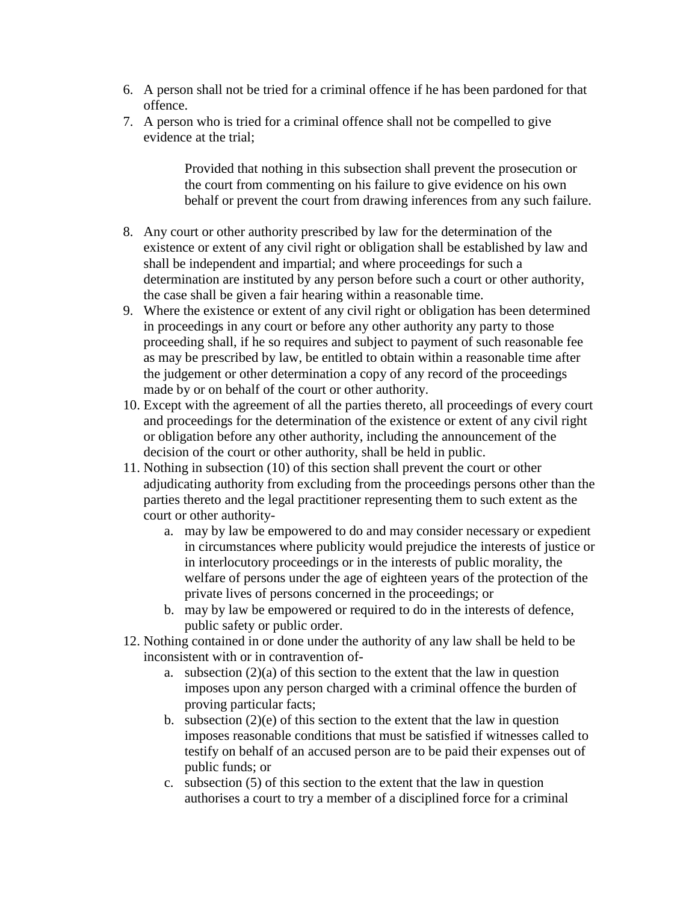6. A person shall not be tried for a criminal offence if he has been pardoned for that offence.
7. A person who is tried for a criminal offence shall not be compelled to give evidence at the trial;

    Provided that nothing in this subsection shall prevent the prosecution or the court from commenting on his failure to give evidence on his own behalf or prevent the court from drawing inferences from any such failure.

8. Any court or other authority prescribed by law for the determination of the existence or extent of any civil right or obligation shall be established by law and shall be independent and impartial; and where proceedings for such a determination are instituted by any person before such a court or other authority, the case shall be given a fair hearing within a reasonable time.
9. Where the existence or extent of any civil right or obligation has been determined in proceedings in any court or before any other authority any party to those proceeding shall, if he so requires and subject to payment of such reasonable fee as may be prescribed by law, be entitled to obtain within a reasonable time after the judgement or other determination a copy of any record of the proceedings made by or on behalf of the court or other authority.
10. Except with the agreement of all the parties thereto, all proceedings of every court and proceedings for the determination of the existence or extent of any civil right or obligation before any other authority, including the announcement of the decision of the court or other authority, shall be held in public.
11. Nothing in subsection (10) of this section shall prevent the court or other adjudicating authority from excluding from the proceedings persons other than the parties thereto and the legal practitioner representing them to such extent as the court or other authority-
    a. may by law be empowered to do and may consider necessary or expedient in circumstances where publicity would prejudice the interests of justice or in interlocutory proceedings or in the interests of public morality, the welfare of persons under the age of eighteen years of the protection of the private lives of persons concerned in the proceedings; or
    b. may by law be empowered or required to do in the interests of defence, public safety or public order.
12. Nothing contained in or done under the authority of any law shall be held to be inconsistent with or in contravention of-
    a. subsection (2)(a) of this section to the extent that the law in question imposes upon any person charged with a criminal offence the burden of proving particular facts;
    b. subsection (2)(e) of this section to the extent that the law in question imposes reasonable conditions that must be satisfied if witnesses called to testify on behalf of an accused person are to be paid their expenses out of public funds; or
    c. subsection (5) of this section to the extent that the law in question authorises a court to try a member of a disciplined force for a criminal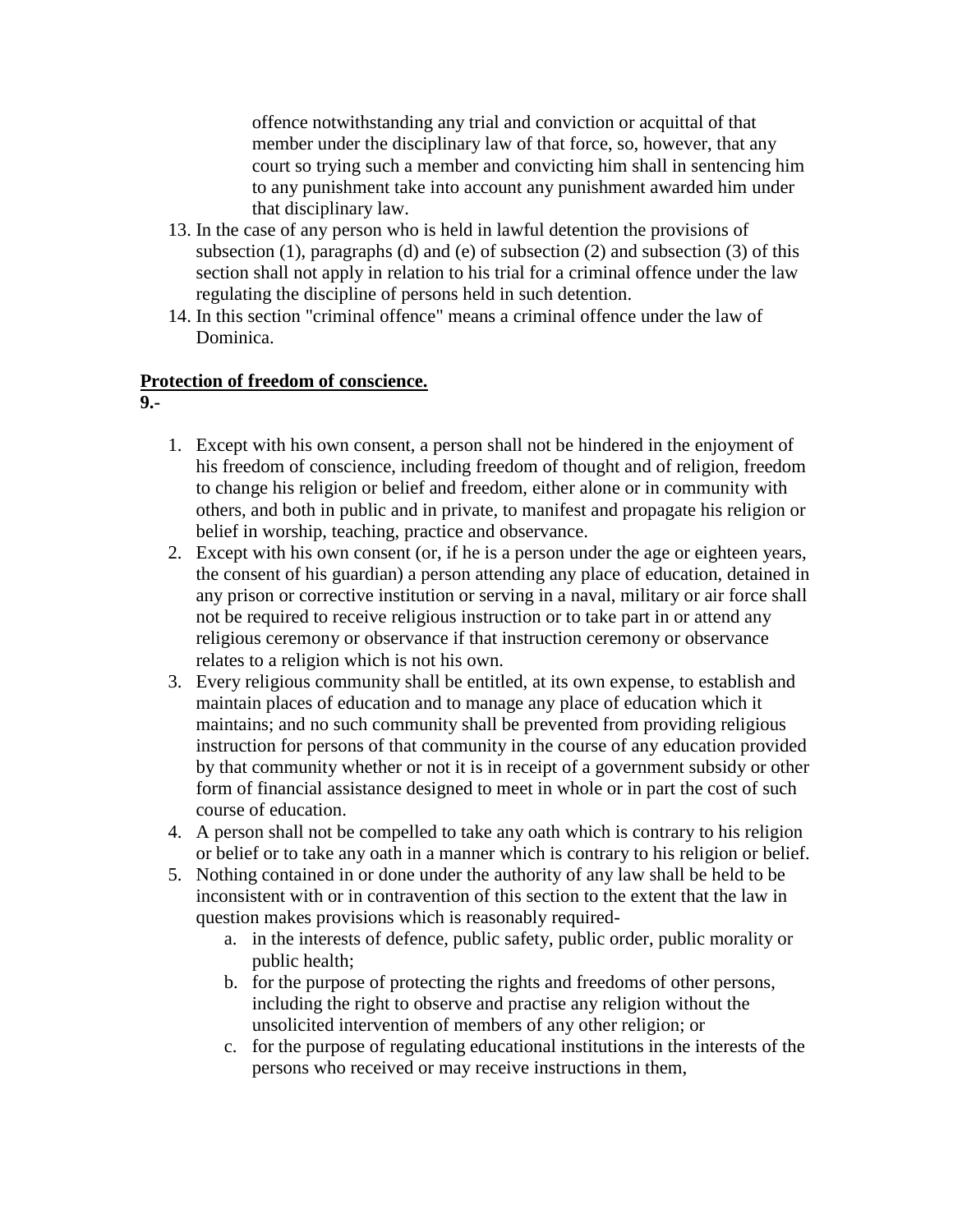offence notwithstanding any trial and conviction or acquittal of that member under the disciplinary law of that force, so, however, that any court so trying such a member and convicting him shall in sentencing him to any punishment take into account any punishment awarded him under that disciplinary law.

13. In the case of any person who is held in lawful detention the provisions of subsection (1), paragraphs (d) and (e) of subsection (2) and subsection (3) of this section shall not apply in relation to his trial for a criminal offence under the law regulating the discipline of persons held in such detention.
14. In this section "criminal offence" means a criminal offence under the law of Dominica.

**Protection of freedom of conscience.**

**9.-**

1. Except with his own consent, a person shall not be hindered in the enjoyment of his freedom of conscience, including freedom of thought and of religion, freedom to change his religion or belief and freedom, either alone or in community with others, and both in public and in private, to manifest and propagate his religion or belief in worship, teaching, practice and observance.
2. Except with his own consent (or, if he is a person under the age or eighteen years, the consent of his guardian) a person attending any place of education, detained in any prison or corrective institution or serving in a naval, military or air force shall not be required to receive religious instruction or to take part in or attend any religious ceremony or observance if that instruction ceremony or observance relates to a religion which is not his own.
3. Every religious community shall be entitled, at its own expense, to establish and maintain places of education and to manage any place of education which it maintains; and no such community shall be prevented from providing religious instruction for persons of that community in the course of any education provided by that community whether or not it is in receipt of a government subsidy or other form of financial assistance designed to meet in whole or in part the cost of such course of education.
4. A person shall not be compelled to take any oath which is contrary to his religion or belief or to take any oath in a manner which is contrary to his religion or belief.
5. Nothing contained in or done under the authority of any law shall be held to be inconsistent with or in contravention of this section to the extent that the law in question makes provisions which is reasonably required-
   a. in the interests of defence, public safety, public order, public morality or public health;
   b. for the purpose of protecting the rights and freedoms of other persons, including the right to observe and practise any religion without the unsolicited intervention of members of any other religion; or
   c. for the purpose of regulating educational institutions in the interests of the persons who received or may receive instructions in them,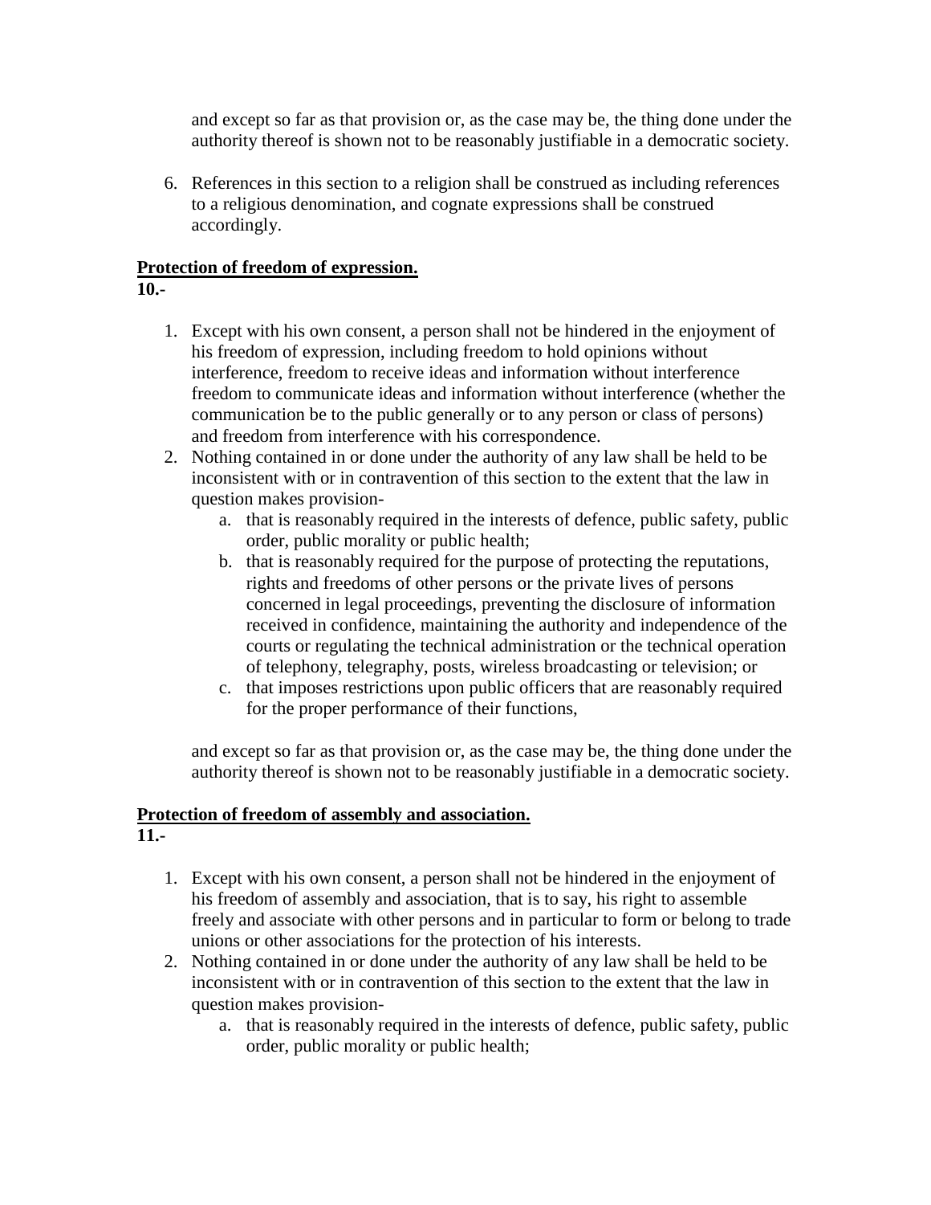and except so far as that provision or, as the case may be, the thing done under the authority thereof is shown not to be reasonably justifiable in a democratic society.

6. References in this section to a religion shall be construed as including references to a religious denomination, and cognate expressions shall be construed accordingly.

**Protection of freedom of expression.**

**10.-**

1. Except with his own consent, a person shall not be hindered in the enjoyment of his freedom of expression, including freedom to hold opinions without interference, freedom to receive ideas and information without interference freedom to communicate ideas and information without interference (whether the communication be to the public generally or to any person or class of persons) and freedom from interference with his correspondence.
2. Nothing contained in or done under the authority of any law shall be held to be inconsistent with or in contravention of this section to the extent that the law in question makes provision-
   a. that is reasonably required in the interests of defence, public safety, public order, public morality or public health;
   b. that is reasonably required for the purpose of protecting the reputations, rights and freedoms of other persons or the private lives of persons concerned in legal proceedings, preventing the disclosure of information received in confidence, maintaining the authority and independence of the courts or regulating the technical administration or the technical operation of telephony, telegraphy, posts, wireless broadcasting or television; or
   c. that imposes restrictions upon public officers that are reasonably required for the proper performance of their functions,

   and except so far as that provision or, as the case may be, the thing done under the authority thereof is shown not to be reasonably justifiable in a democratic society.

**Protection of freedom of assembly and association.**

**11.-**

1. Except with his own consent, a person shall not be hindered in the enjoyment of his freedom of assembly and association, that is to say, his right to assemble freely and associate with other persons and in particular to form or belong to trade unions or other associations for the protection of his interests.
2. Nothing contained in or done under the authority of any law shall be held to be inconsistent with or in contravention of this section to the extent that the law in question makes provision-
   a. that is reasonably required in the interests of defence, public safety, public order, public morality or public health;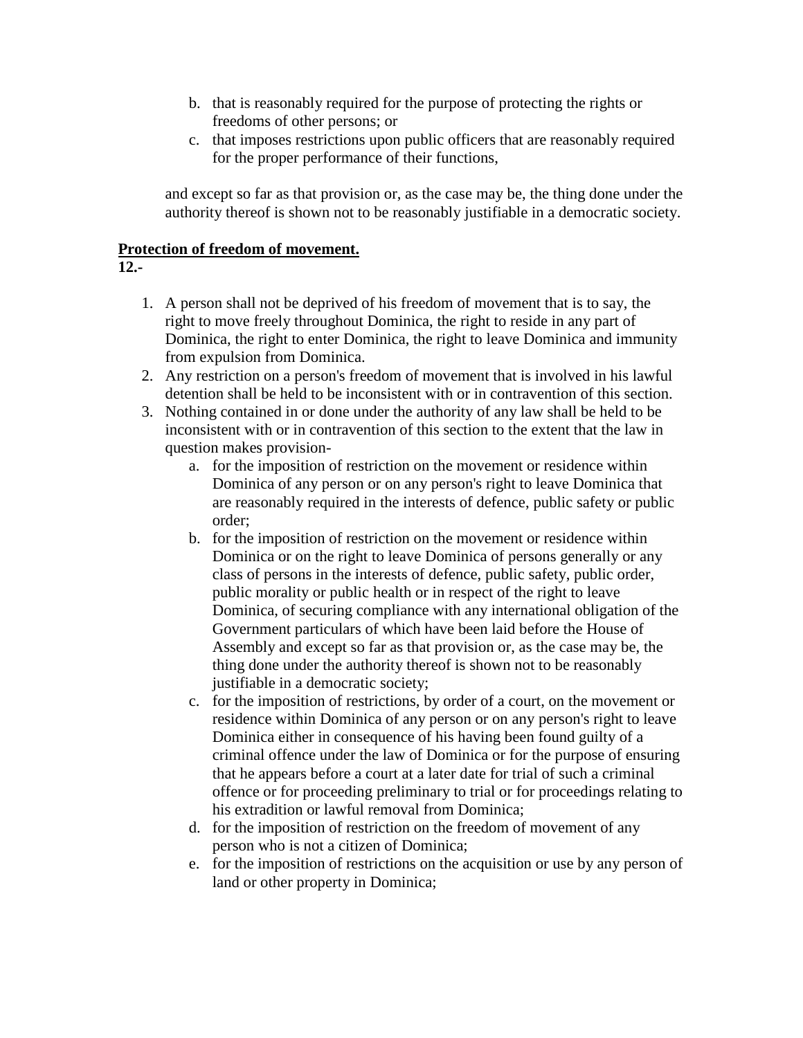b. that is reasonably required for the purpose of protecting the rights or freedoms of other persons; or
c. that imposes restrictions upon public officers that are reasonably required for the proper performance of their functions,

and except so far as that provision or, as the case may be, the thing done under the authority thereof is shown not to be reasonably justifiable in a democratic society.

**Protection of freedom of movement.**

**12.-**

1. A person shall not be deprived of his freedom of movement that is to say, the right to move freely throughout Dominica, the right to reside in any part of Dominica, the right to enter Dominica, the right to leave Dominica and immunity from expulsion from Dominica.
2. Any restriction on a person's freedom of movement that is involved in his lawful detention shall be held to be inconsistent with or in contravention of this section.
3. Nothing contained in or done under the authority of any law shall be held to be inconsistent with or in contravention of this section to the extent that the law in question makes provision-
   a. for the imposition of restriction on the movement or residence within Dominica of any person or on any person's right to leave Dominica that are reasonably required in the interests of defence, public safety or public order;
   b. for the imposition of restriction on the movement or residence within Dominica or on the right to leave Dominica of persons generally or any class of persons in the interests of defence, public safety, public order, public morality or public health or in respect of the right to leave Dominica, of securing compliance with any international obligation of the Government particulars of which have been laid before the House of Assembly and except so far as that provision or, as the case may be, the thing done under the authority thereof is shown not to be reasonably justifiable in a democratic society;
   c. for the imposition of restrictions, by order of a court, on the movement or residence within Dominica of any person or on any person's right to leave Dominica either in consequence of his having been found guilty of a criminal offence under the law of Dominica or for the purpose of ensuring that he appears before a court at a later date for trial of such a criminal offence or for proceeding preliminary to trial or for proceedings relating to his extradition or lawful removal from Dominica;
   d. for the imposition of restriction on the freedom of movement of any person who is not a citizen of Dominica;
   e. for the imposition of restrictions on the acquisition or use by any person of land or other property in Dominica;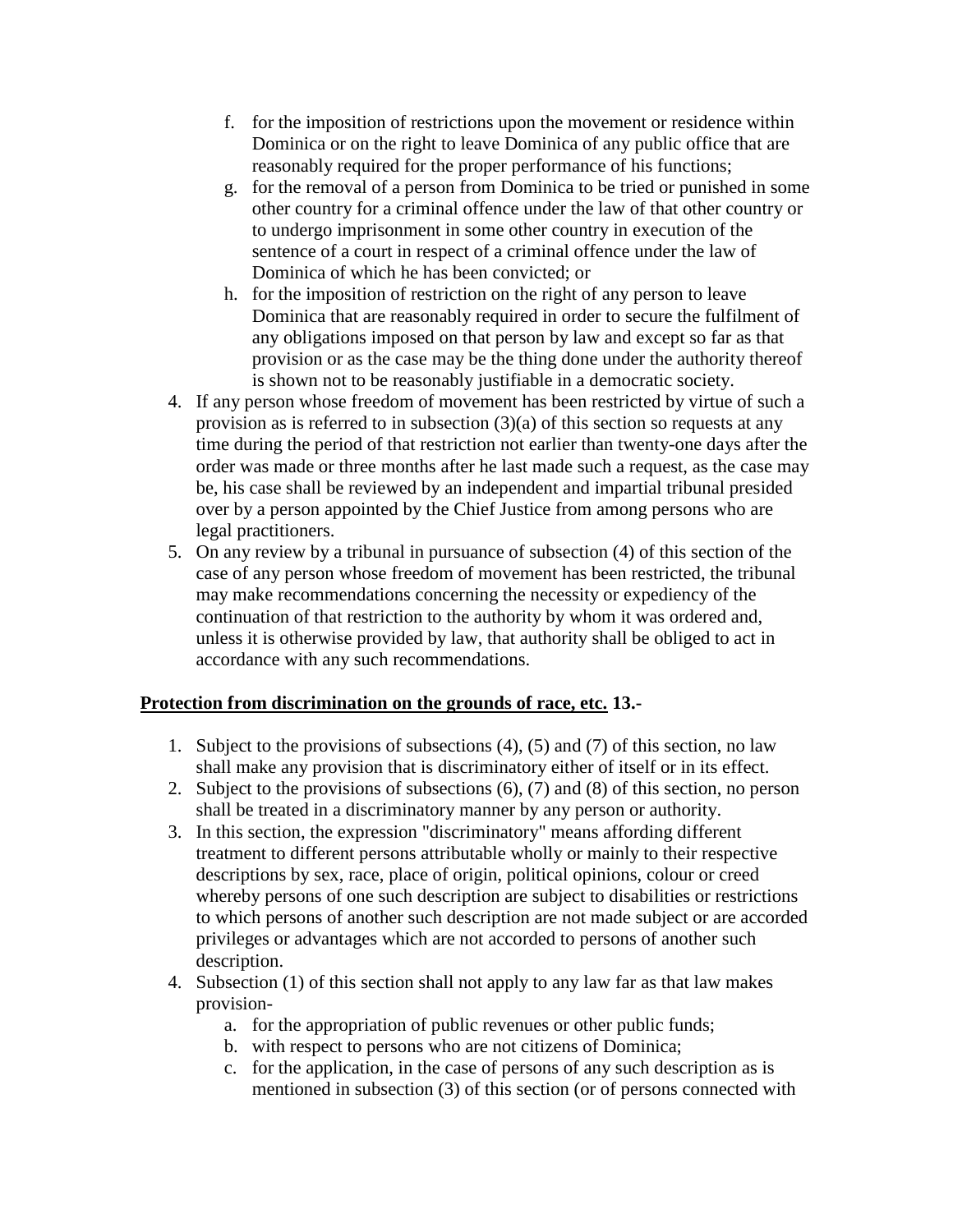f. for the imposition of restrictions upon the movement or residence within Dominica or on the right to leave Dominica of any public office that are reasonably required for the proper performance of his functions;
   g. for the removal of a person from Dominica to be tried or punished in some other country for a criminal offence under the law of that other country or to undergo imprisonment in some other country in execution of the sentence of a court in respect of a criminal offence under the law of Dominica of which he has been convicted; or
   h. for the imposition of restriction on the right of any person to leave Dominica that are reasonably required in order to secure the fulfilment of any obligations imposed on that person by law and except so far as that provision or as the case may be the thing done under the authority thereof is shown not to be reasonably justifiable in a democratic society.
4. If any person whose freedom of movement has been restricted by virtue of such a provision as is referred to in subsection (3)(a) of this section so requests at any time during the period of that restriction not earlier than twenty-one days after the order was made or three months after he last made such a request, as the case may be, his case shall be reviewed by an independent and impartial tribunal presided over by a person appointed by the Chief Justice from among persons who are legal practitioners.
5. On any review by a tribunal in pursuance of subsection (4) of this section of the case of any person whose freedom of movement has been restricted, the tribunal may make recommendations concerning the necessity or expediency of the continuation of that restriction to the authority by whom it was ordered and, unless it is otherwise provided by law, that authority shall be obliged to act in accordance with any such recommendations.

**Protection from discrimination on the grounds of race, etc. 13.-**

1. Subject to the provisions of subsections (4), (5) and (7) of this section, no law shall make any provision that is discriminatory either of itself or in its effect.
2. Subject to the provisions of subsections (6), (7) and (8) of this section, no person shall be treated in a discriminatory manner by any person or authority.
3. In this section, the expression "discriminatory" means affording different treatment to different persons attributable wholly or mainly to their respective descriptions by sex, race, place of origin, political opinions, colour or creed whereby persons of one such description are subject to disabilities or restrictions to which persons of another such description are not made subject or are accorded privileges or advantages which are not accorded to persons of another such description.
4. Subsection (1) of this section shall not apply to any law far as that law makes provision-
   a. for the appropriation of public revenues or other public funds;
   b. with respect to persons who are not citizens of Dominica;
   c. for the application, in the case of persons of any such description as is mentioned in subsection (3) of this section (or of persons connected with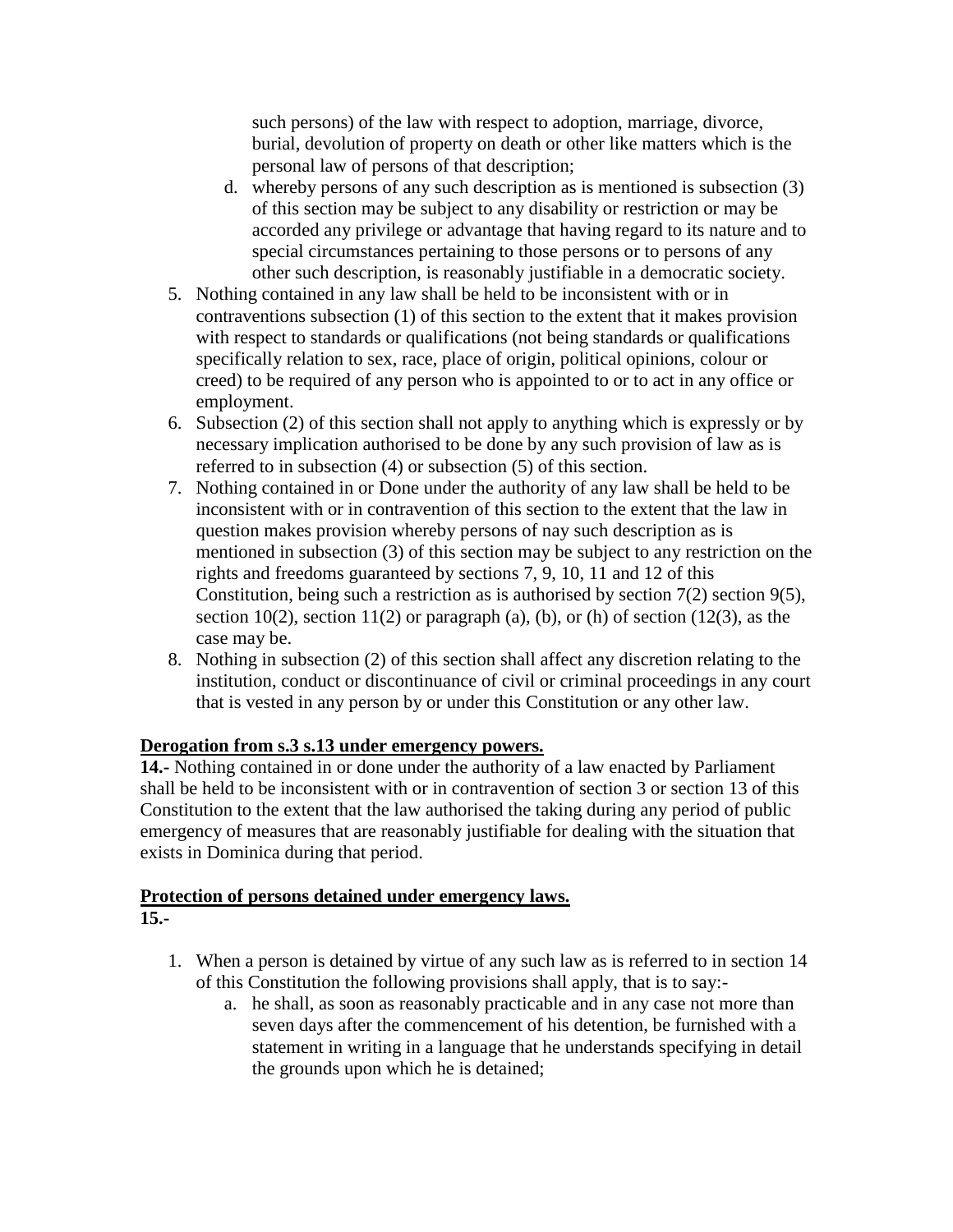such persons) of the law with respect to adoption, marriage, divorce, burial, devolution of property on death or other like matters which is the personal law of persons of that description;

   d. whereby persons of any such description as is mentioned is subsection (3) of this section may be subject to any disability or restriction or may be accorded any privilege or advantage that having regard to its nature and to special circumstances pertaining to those persons or to persons of any other such description, is reasonably justifiable in a democratic society.

5. Nothing contained in any law shall be held to be inconsistent with or in contraventions subsection (1) of this section to the extent that it makes provision with respect to standards or qualifications (not being standards or qualifications specifically relation to sex, race, place of origin, political opinions, colour or creed) to be required of any person who is appointed to or to act in any office or employment.
6. Subsection (2) of this section shall not apply to anything which is expressly or by necessary implication authorised to be done by any such provision of law as is referred to in subsection (4) or subsection (5) of this section.
7. Nothing contained in or Done under the authority of any law shall be held to be inconsistent with or in contravention of this section to the extent that the law in question makes provision whereby persons of nay such description as is mentioned in subsection (3) of this section may be subject to any restriction on the rights and freedoms guaranteed by sections 7, 9, 10, 11 and 12 of this Constitution, being such a restriction as is authorised by section 7(2) section 9(5), section 10(2), section 11(2) or paragraph (a), (b), or (h) of section (12(3), as the case may be.
8. Nothing in subsection (2) of this section shall affect any discretion relating to the institution, conduct or discontinuance of civil or criminal proceedings in any court that is vested in any person by or under this Constitution or any other law.

**Derogation from s.3 s.13 under emergency powers.**

**14.-** Nothing contained in or done under the authority of a law enacted by Parliament shall be held to be inconsistent with or in contravention of section 3 or section 13 of this Constitution to the extent that the law authorised the taking during any period of public emergency of measures that are reasonably justifiable for dealing with the situation that exists in Dominica during that period.

**Protection of persons detained under emergency laws.**

**15.-**

1. When a person is detained by virtue of any such law as is referred to in section 14 of this Constitution the following provisions shall apply, that is to say:-
   a. he shall, as soon as reasonably practicable and in any case not more than seven days after the commencement of his detention, be furnished with a statement in writing in a language that he understands specifying in detail the grounds upon which he is detained;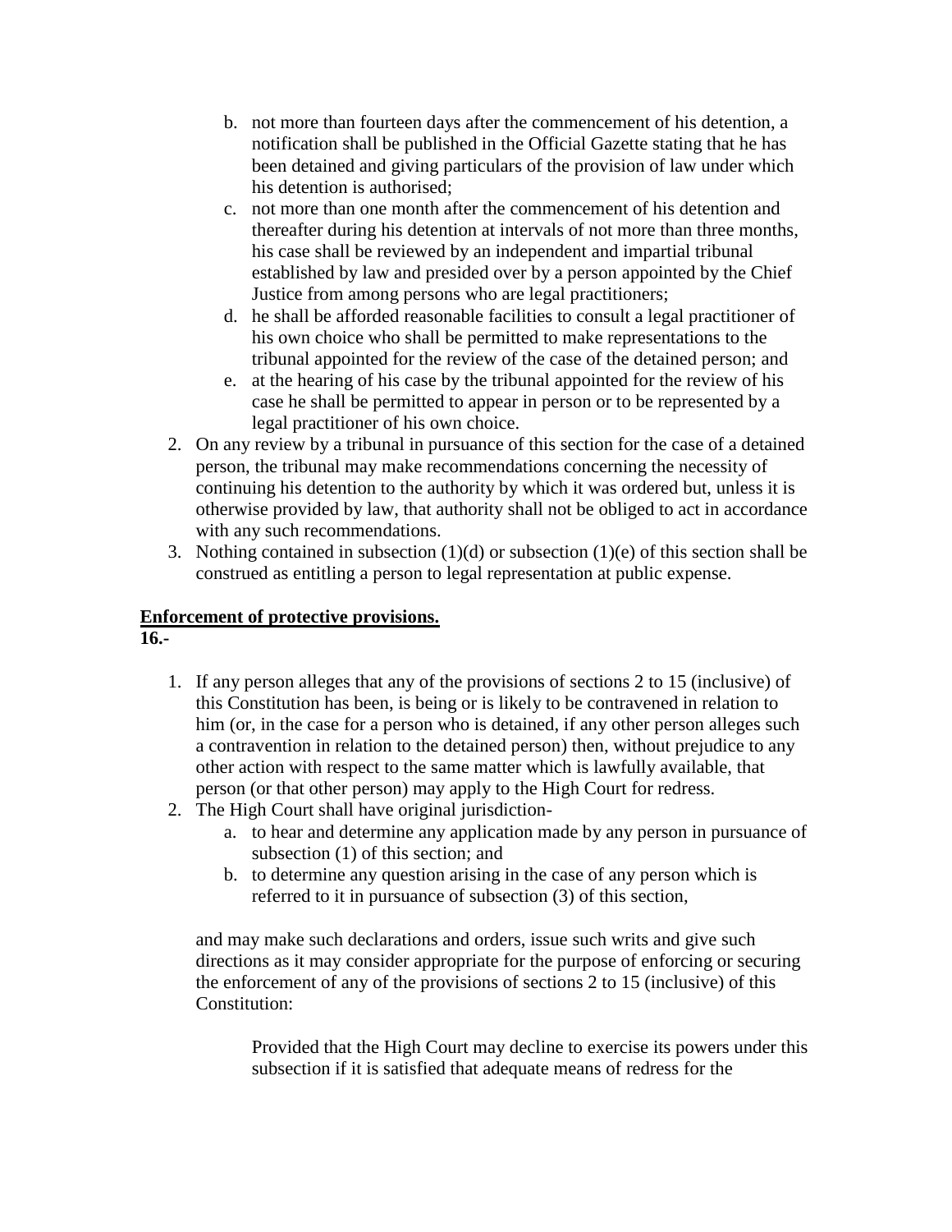b. not more than fourteen days after the commencement of his detention, a notification shall be published in the Official Gazette stating that he has been detained and giving particulars of the provision of law under which his detention is authorised;
   c. not more than one month after the commencement of his detention and thereafter during his detention at intervals of not more than three months, his case shall be reviewed by an independent and impartial tribunal established by law and presided over by a person appointed by the Chief Justice from among persons who are legal practitioners;
   d. he shall be afforded reasonable facilities to consult a legal practitioner of his own choice who shall be permitted to make representations to the tribunal appointed for the review of the case of the detained person; and
   e. at the hearing of his case by the tribunal appointed for the review of his case he shall be permitted to appear in person or to be represented by a legal practitioner of his own choice.
2. On any review by a tribunal in pursuance of this section for the case of a detained person, the tribunal may make recommendations concerning the necessity of continuing his detention to the authority by which it was ordered but, unless it is otherwise provided by law, that authority shall not be obliged to act in accordance with any such recommendations.
3. Nothing contained in subsection (1)(d) or subsection (1)(e) of this section shall be construed as entitling a person to legal representation at public expense.

**Enforcement of protective provisions.**

**16.-**

1. If any person alleges that any of the provisions of sections 2 to 15 (inclusive) of this Constitution has been, is being or is likely to be contravened in relation to him (or, in the case for a person who is detained, if any other person alleges such a contravention in relation to the detained person) then, without prejudice to any other action with respect to the same matter which is lawfully available, that person (or that other person) may apply to the High Court for redress.
2. The High Court shall have original jurisdiction-
   a. to hear and determine any application made by any person in pursuance of subsection (1) of this section; and
   b. to determine any question arising in the case of any person which is referred to it in pursuance of subsection (3) of this section,

   and may make such declarations and orders, issue such writs and give such directions as it may consider appropriate for the purpose of enforcing or securing the enforcement of any of the provisions of sections 2 to 15 (inclusive) of this Constitution:

   Provided that the High Court may decline to exercise its powers under this subsection if it is satisfied that adequate means of redress for the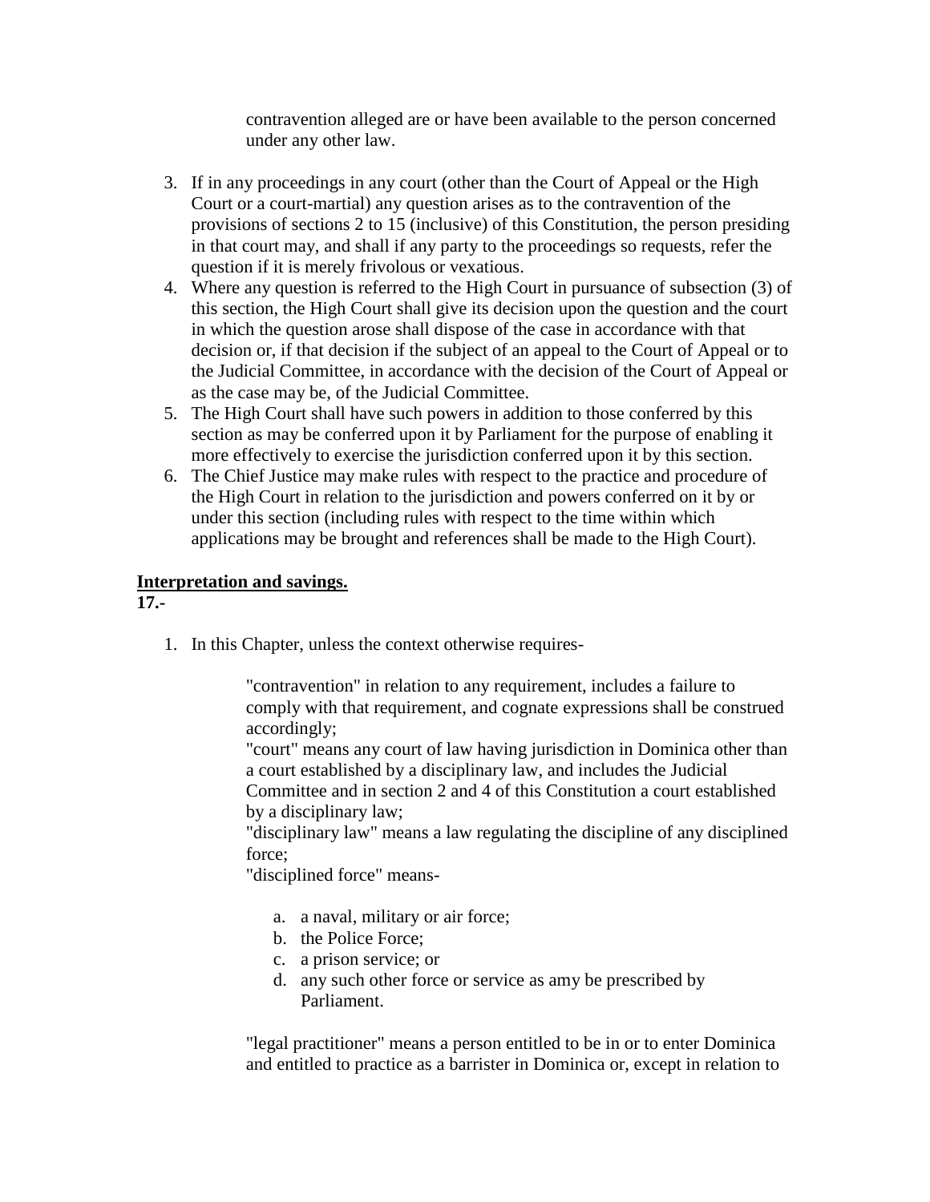contravention alleged are or have been available to the person concerned under any other law.

3. If in any proceedings in any court (other than the Court of Appeal or the High Court or a court-martial) any question arises as to the contravention of the provisions of sections 2 to 15 (inclusive) of this Constitution, the person presiding in that court may, and shall if any party to the proceedings so requests, refer the question if it is merely frivolous or vexatious.
4. Where any question is referred to the High Court in pursuance of subsection (3) of this section, the High Court shall give its decision upon the question and the court in which the question arose shall dispose of the case in accordance with that decision or, if that decision if the subject of an appeal to the Court of Appeal or to the Judicial Committee, in accordance with the decision of the Court of Appeal or as the case may be, of the Judicial Committee.
5. The High Court shall have such powers in addition to those conferred by this section as may be conferred upon it by Parliament for the purpose of enabling it more effectively to exercise the jurisdiction conferred upon it by this section.
6. The Chief Justice may make rules with respect to the practice and procedure of the High Court in relation to the jurisdiction and powers conferred on it by or under this section (including rules with respect to the time within which applications may be brought and references shall be made to the High Court).

**Interpretation and savings.**

**17.-**

1. In this Chapter, unless the context otherwise requires-

   "contravention" in relation to any requirement, includes a failure to comply with that requirement, and cognate expressions shall be construed accordingly;
   "court" means any court of law having jurisdiction in Dominica other than a court established by a disciplinary law, and includes the Judicial Committee and in section 2 and 4 of this Constitution a court established by a disciplinary law;
   "disciplinary law" means a law regulating the discipline of any disciplined force;
   "disciplined force" means-

   a. a naval, military or air force;
   b. the Police Force;
   c. a prison service; or
   d. any such other force or service as amy be prescribed by Parliament.

   "legal practitioner" means a person entitled to be in or to enter Dominica and entitled to practice as a barrister in Dominica or, except in relation to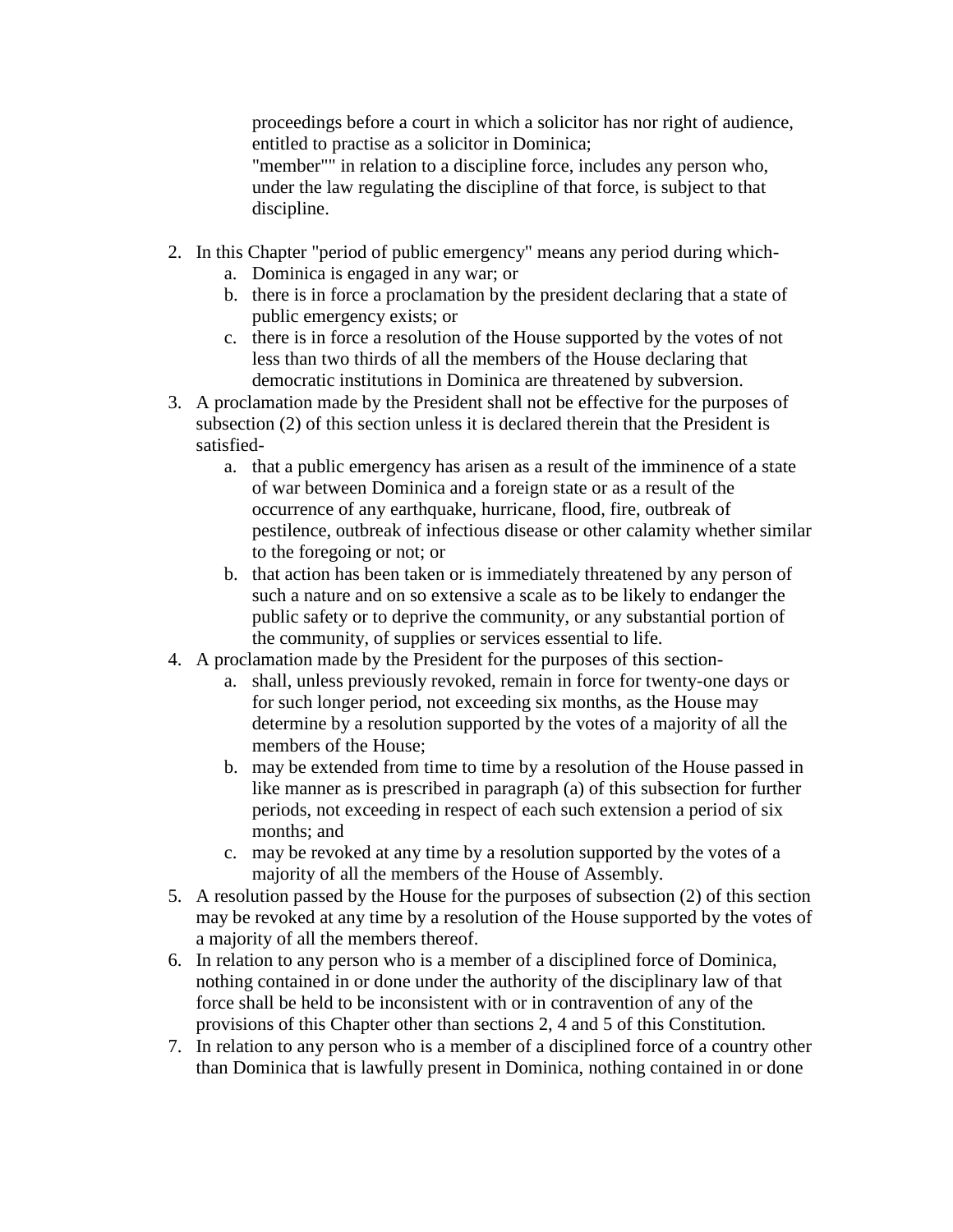proceedings before a court in which a solicitor has nor right of audience, entitled to practise as a solicitor in Dominica;

"member"" in relation to a discipline force, includes any person who, under the law regulating the discipline of that force, is subject to that discipline.

2. In this Chapter "period of public emergency" means any period during which-
   a. Dominica is engaged in any war; or
   b. there is in force a proclamation by the president declaring that a state of public emergency exists; or
   c. there is in force a resolution of the House supported by the votes of not less than two thirds of all the members of the House declaring that democratic institutions in Dominica are threatened by subversion.
3. A proclamation made by the President shall not be effective for the purposes of subsection (2) of this section unless it is declared therein that the President is satisfied-
   a. that a public emergency has arisen as a result of the imminence of a state of war between Dominica and a foreign state or as a result of the occurrence of any earthquake, hurricane, flood, fire, outbreak of pestilence, outbreak of infectious disease or other calamity whether similar to the foregoing or not; or
   b. that action has been taken or is immediately threatened by any person of such a nature and on so extensive a scale as to be likely to endanger the public safety or to deprive the community, or any substantial portion of the community, of supplies or services essential to life.
4. A proclamation made by the President for the purposes of this section-
   a. shall, unless previously revoked, remain in force for twenty-one days or for such longer period, not exceeding six months, as the House may determine by a resolution supported by the votes of a majority of all the members of the House;
   b. may be extended from time to time by a resolution of the House passed in like manner as is prescribed in paragraph (a) of this subsection for further periods, not exceeding in respect of each such extension a period of six months; and
   c. may be revoked at any time by a resolution supported by the votes of a majority of all the members of the House of Assembly.
5. A resolution passed by the House for the purposes of subsection (2) of this section may be revoked at any time by a resolution of the House supported by the votes of a majority of all the members thereof.
6. In relation to any person who is a member of a disciplined force of Dominica, nothing contained in or done under the authority of the disciplinary law of that force shall be held to be inconsistent with or in contravention of any of the provisions of this Chapter other than sections 2, 4 and 5 of this Constitution.
7. In relation to any person who is a member of a disciplined force of a country other than Dominica that is lawfully present in Dominica, nothing contained in or done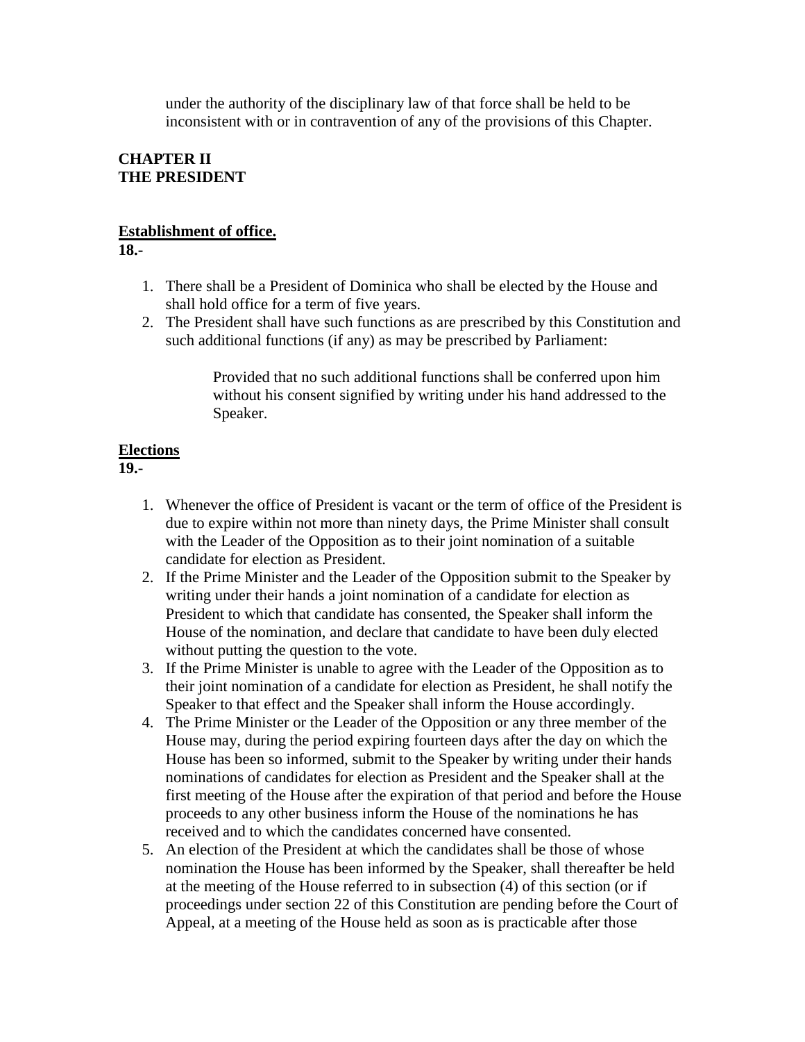under the authority of the disciplinary law of that force shall be held to be inconsistent with or in contravention of any of the provisions of this Chapter.

## CHAPTER II
## THE PRESIDENT

### Establishment of office.

**18.-**

1. There shall be a President of Dominica who shall be elected by the House and shall hold office for a term of five years.
2. The President shall have such functions as are prescribed by this Constitution and such additional functions (if any) as may be prescribed by Parliament:

   Provided that no such additional functions shall be conferred upon him without his consent signified by writing under his hand addressed to the Speaker.

### Elections

**19.-**

1. Whenever the office of President is vacant or the term of office of the President is due to expire within not more than ninety days, the Prime Minister shall consult with the Leader of the Opposition as to their joint nomination of a suitable candidate for election as President.
2. If the Prime Minister and the Leader of the Opposition submit to the Speaker by writing under their hands a joint nomination of a candidate for election as President to which that candidate has consented, the Speaker shall inform the House of the nomination, and declare that candidate to have been duly elected without putting the question to the vote.
3. If the Prime Minister is unable to agree with the Leader of the Opposition as to their joint nomination of a candidate for election as President, he shall notify the Speaker to that effect and the Speaker shall inform the House accordingly.
4. The Prime Minister or the Leader of the Opposition or any three member of the House may, during the period expiring fourteen days after the day on which the House has been so informed, submit to the Speaker by writing under their hands nominations of candidates for election as President and the Speaker shall at the first meeting of the House after the expiration of that period and before the House proceeds to any other business inform the House of the nominations he has received and to which the candidates concerned have consented.
5. An election of the President at which the candidates shall be those of whose nomination the House has been informed by the Speaker, shall thereafter be held at the meeting of the House referred to in subsection (4) of this section (or if proceedings under section 22 of this Constitution are pending before the Court of Appeal, at a meeting of the House held as soon as is practicable after those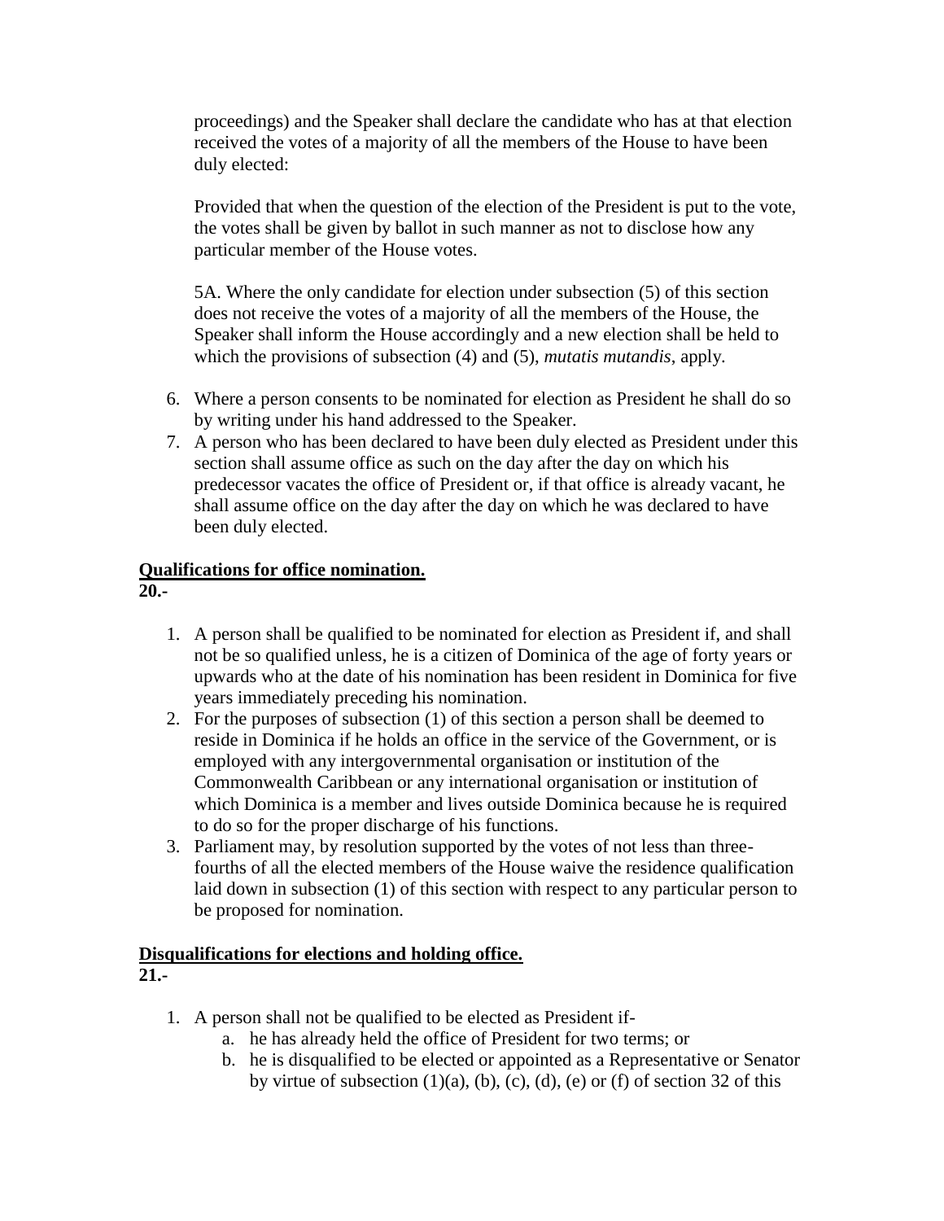proceedings) and the Speaker shall declare the candidate who has at that election received the votes of a majority of all the members of the House to have been duly elected:

Provided that when the question of the election of the President is put to the vote, the votes shall be given by ballot in such manner as not to disclose how any particular member of the House votes.

5A. Where the only candidate for election under subsection (5) of this section does not receive the votes of a majority of all the members of the House, the Speaker shall inform the House accordingly and a new election shall be held to which the provisions of subsection (4) and (5), *mutatis mutandis*, apply.

6. Where a person consents to be nominated for election as President he shall do so by writing under his hand addressed to the Speaker.
7. A person who has been declared to have been duly elected as President under this section shall assume office as such on the day after the day on which his predecessor vacates the office of President or, if that office is already vacant, he shall assume office on the day after the day on which he was declared to have been duly elected.

**Qualifications for office nomination.**

**20.-**

1. A person shall be qualified to be nominated for election as President if, and shall not be so qualified unless, he is a citizen of Dominica of the age of forty years or upwards who at the date of his nomination has been resident in Dominica for five years immediately preceding his nomination.
2. For the purposes of subsection (1) of this section a person shall be deemed to reside in Dominica if he holds an office in the service of the Government, or is employed with any intergovernmental organisation or institution of the Commonwealth Caribbean or any international organisation or institution of which Dominica is a member and lives outside Dominica because he is required to do so for the proper discharge of his functions.
3. Parliament may, by resolution supported by the votes of not less than three-fourths of all the elected members of the House waive the residence qualification laid down in subsection (1) of this section with respect to any particular person to be proposed for nomination.

**Disqualifications for elections and holding office.**

**21.-**

1. A person shall not be qualified to be elected as President if-
   a. he has already held the office of President for two terms; or
   b. he is disqualified to be elected or appointed as a Representative or Senator by virtue of subsection (1)(a), (b), (c), (d), (e) or (f) of section 32 of this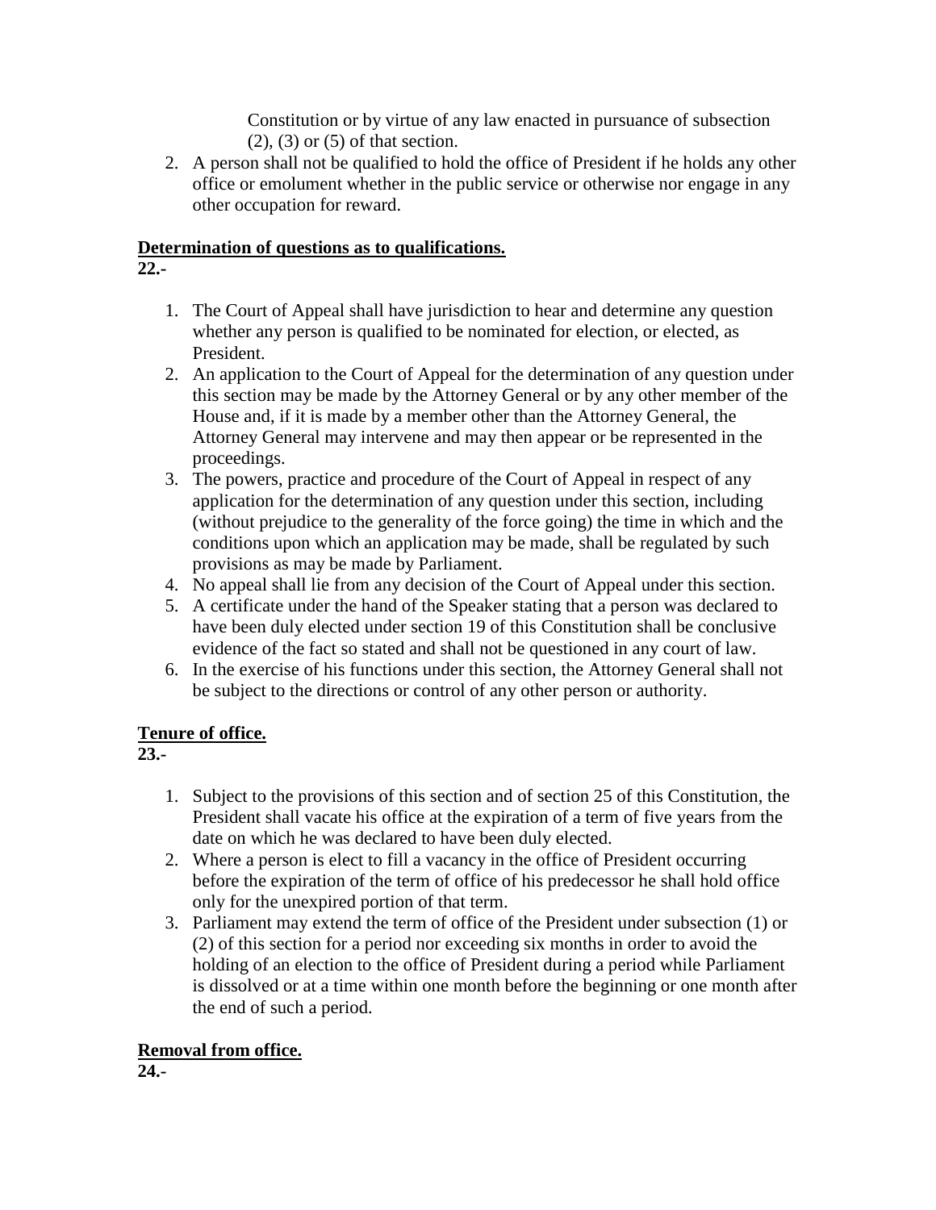Constitution or by virtue of any law enacted in pursuance of subsection (2), (3) or (5) of that section.

2. A person shall not be qualified to hold the office of President if he holds any other office or emolument whether in the public service or otherwise nor engage in any other occupation for reward.

**Determination of questions as to qualifications.**

**22.-**

1. The Court of Appeal shall have jurisdiction to hear and determine any question whether any person is qualified to be nominated for election, or elected, as President.
2. An application to the Court of Appeal for the determination of any question under this section may be made by the Attorney General or by any other member of the House and, if it is made by a member other than the Attorney General, the Attorney General may intervene and may then appear or be represented in the proceedings.
3. The powers, practice and procedure of the Court of Appeal in respect of any application for the determination of any question under this section, including (without prejudice to the generality of the force going) the time in which and the conditions upon which an application may be made, shall be regulated by such provisions as may be made by Parliament.
4. No appeal shall lie from any decision of the Court of Appeal under this section.
5. A certificate under the hand of the Speaker stating that a person was declared to have been duly elected under section 19 of this Constitution shall be conclusive evidence of the fact so stated and shall not be questioned in any court of law.
6. In the exercise of his functions under this section, the Attorney General shall not be subject to the directions or control of any other person or authority.

**Tenure of office.**

**23.-**

1. Subject to the provisions of this section and of section 25 of this Constitution, the President shall vacate his office at the expiration of a term of five years from the date on which he was declared to have been duly elected.
2. Where a person is elect to fill a vacancy in the office of President occurring before the expiration of the term of office of his predecessor he shall hold office only for the unexpired portion of that term.
3. Parliament may extend the term of office of the President under subsection (1) or (2) of this section for a period nor exceeding six months in order to avoid the holding of an election to the office of President during a period while Parliament is dissolved or at a time within one month before the beginning or one month after the end of such a period.

**Removal from office.**

**24.-**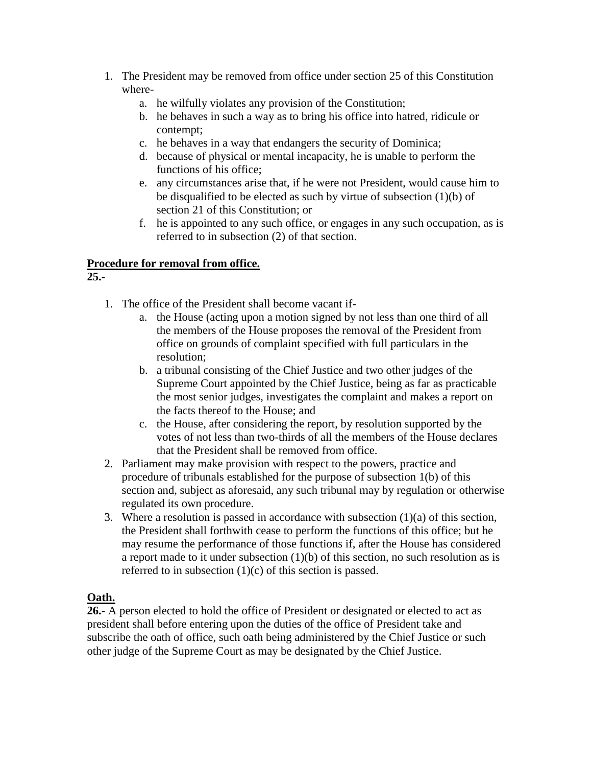1. The President may be removed from office under section 25 of this Constitution where-
    a. he wilfully violates any provision of the Constitution;
    b. he behaves in such a way as to bring his office into hatred, ridicule or contempt;
    c. he behaves in a way that endangers the security of Dominica;
    d. because of physical or mental incapacity, he is unable to perform the functions of his office;
    e. any circumstances arise that, if he were not President, would cause him to be disqualified to be elected as such by virtue of subsection (1)(b) of section 21 of this Constitution; or
    f. he is appointed to any such office, or engages in any such occupation, as is referred to in subsection (2) of that section.

**Procedure for removal from office.**

**25.-**

1. The office of the President shall become vacant if-
    a. the House (acting upon a motion signed by not less than one third of all the members of the House proposes the removal of the President from office on grounds of complaint specified with full particulars in the resolution;
    b. a tribunal consisting of the Chief Justice and two other judges of the Supreme Court appointed by the Chief Justice, being as far as practicable the most senior judges, investigates the complaint and makes a report on the facts thereof to the House; and
    c. the House, after considering the report, by resolution supported by the votes of not less than two-thirds of all the members of the House declares that the President shall be removed from office.
2. Parliament may make provision with respect to the powers, practice and procedure of tribunals established for the purpose of subsection 1(b) of this section and, subject as aforesaid, any such tribunal may by regulation or otherwise regulated its own procedure.
3. Where a resolution is passed in accordance with subsection (1)(a) of this section, the President shall forthwith cease to perform the functions of this office; but he may resume the performance of those functions if, after the House has considered a report made to it under subsection (1)(b) of this section, no such resolution as is referred to in subsection (1)(c) of this section is passed.

**Oath.**

**26.-** A person elected to hold the office of President or designated or elected to act as president shall before entering upon the duties of the office of President take and subscribe the oath of office, such oath being administered by the Chief Justice or such other judge of the Supreme Court as may be designated by the Chief Justice.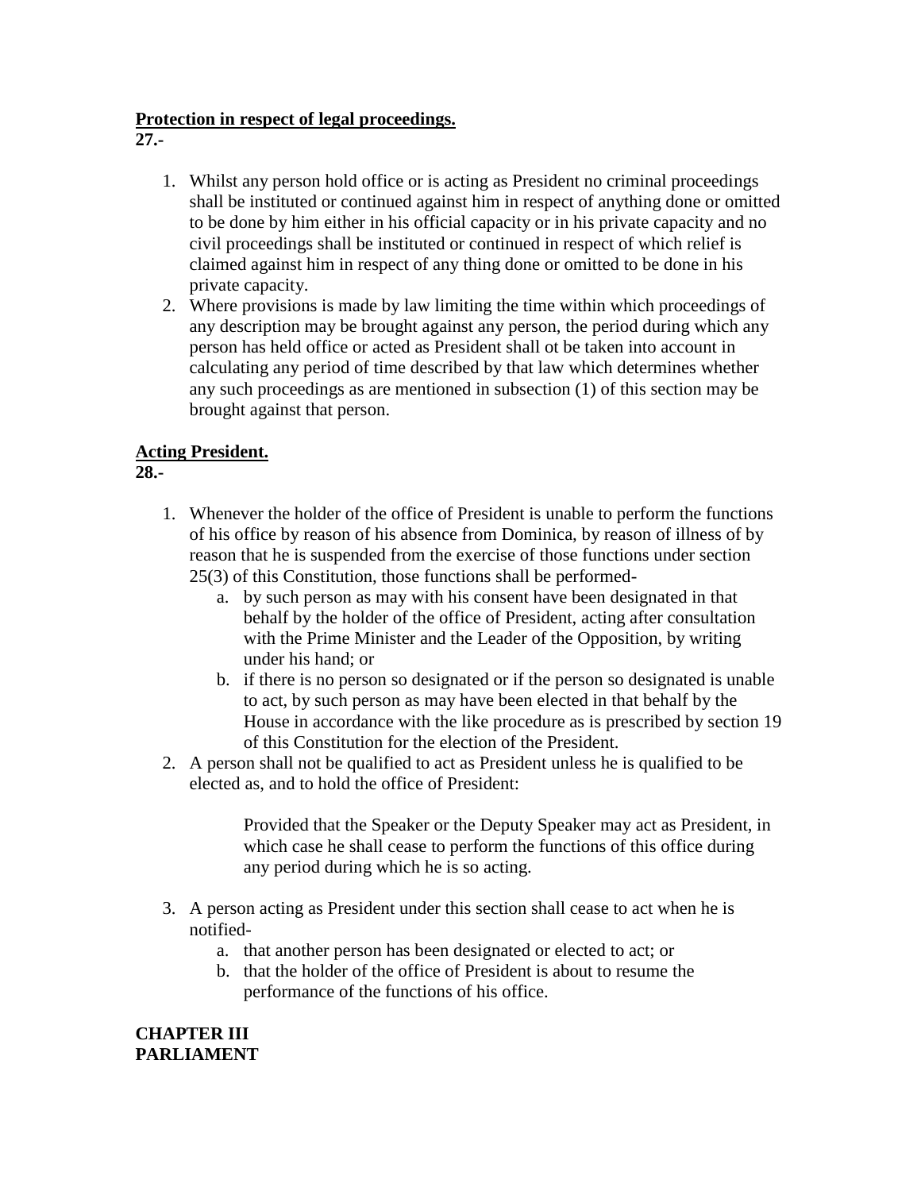**Protection in respect of legal proceedings.**
**27.-**

1. Whilst any person hold office or is acting as President no criminal proceedings shall be instituted or continued against him in respect of anything done or omitted to be done by him either in his official capacity or in his private capacity and no civil proceedings shall be instituted or continued in respect of which relief is claimed against him in respect of any thing done or omitted to be done in his private capacity.
2. Where provisions is made by law limiting the time within which proceedings of any description may be brought against any person, the period during which any person has held office or acted as President shall ot be taken into account in calculating any period of time described by that law which determines whether any such proceedings as are mentioned in subsection (1) of this section may be brought against that person.

**Acting President.**
**28.-**

1. Whenever the holder of the office of President is unable to perform the functions of his office by reason of his absence from Dominica, by reason of illness of by reason that he is suspended from the exercise of those functions under section 25(3) of this Constitution, those functions shall be performed-
   a. by such person as may with his consent have been designated in that behalf by the holder of the office of President, acting after consultation with the Prime Minister and the Leader of the Opposition, by writing under his hand; or
   b. if there is no person so designated or if the person so designated is unable to act, by such person as may have been elected in that behalf by the House in accordance with the like procedure as is prescribed by section 19 of this Constitution for the election of the President.
2. A person shall not be qualified to act as President unless he is qualified to be elected as, and to hold the office of President:

   Provided that the Speaker or the Deputy Speaker may act as President, in which case he shall cease to perform the functions of this office during any period during which he is so acting.

3. A person acting as President under this section shall cease to act when he is notified-
   a. that another person has been designated or elected to act; or
   b. that the holder of the office of President is about to resume the performance of the functions of his office.

**CHAPTER III**
**PARLIAMENT**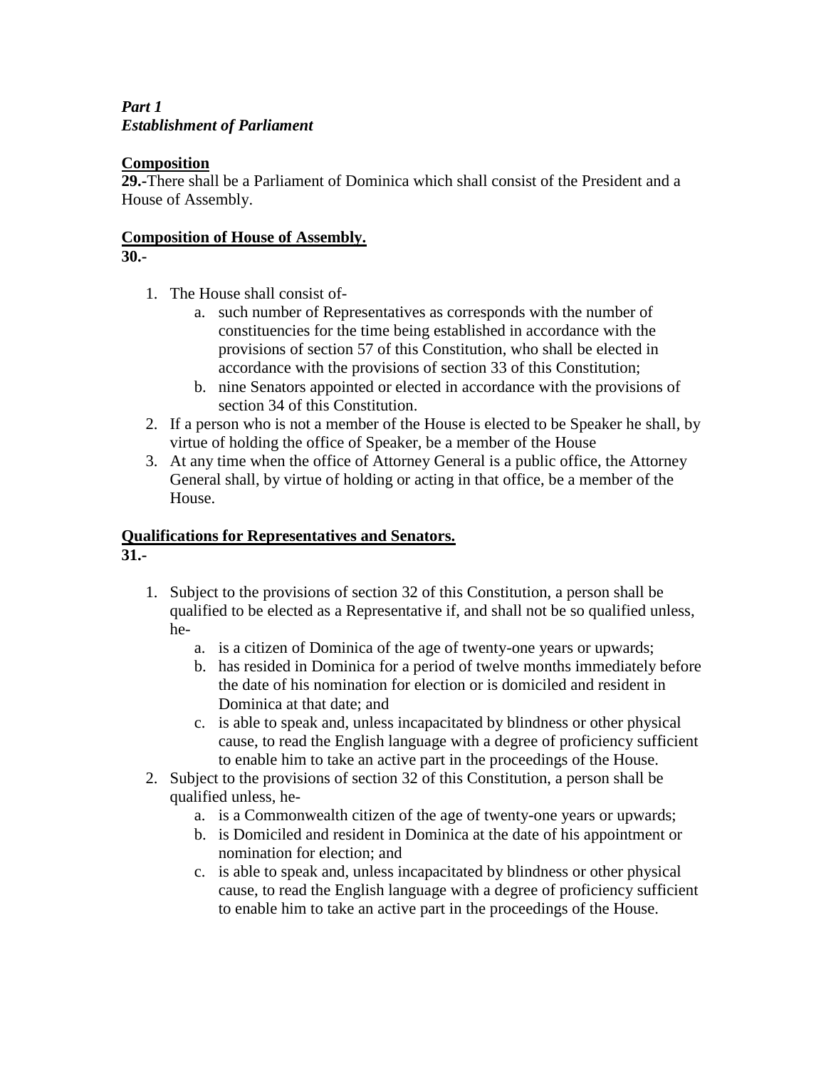***Part 1***
***Establishment of Parliament***

**Composition**
**29.-**There shall be a Parliament of Dominica which shall consist of the President and a House of Assembly.

**Composition of House of Assembly.**
**30.-**

1. The House shall consist of-
   a. such number of Representatives as corresponds with the number of constituencies for the time being established in accordance with the provisions of section 57 of this Constitution, who shall be elected in accordance with the provisions of section 33 of this Constitution;
   b. nine Senators appointed or elected in accordance with the provisions of section 34 of this Constitution.
2. If a person who is not a member of the House is elected to be Speaker he shall, by virtue of holding the office of Speaker, be a member of the House
3. At any time when the office of Attorney General is a public office, the Attorney General shall, by virtue of holding or acting in that office, be a member of the House.

**Qualifications for Representatives and Senators.**
**31.-**

1. Subject to the provisions of section 32 of this Constitution, a person shall be qualified to be elected as a Representative if, and shall not be so qualified unless, he-
   a. is a citizen of Dominica of the age of twenty-one years or upwards;
   b. has resided in Dominica for a period of twelve months immediately before the date of his nomination for election or is domiciled and resident in Dominica at that date; and
   c. is able to speak and, unless incapacitated by blindness or other physical cause, to read the English language with a degree of proficiency sufficient to enable him to take an active part in the proceedings of the House.
2. Subject to the provisions of section 32 of this Constitution, a person shall be qualified unless, he-
   a. is a Commonwealth citizen of the age of twenty-one years or upwards;
   b. is Domiciled and resident in Dominica at the date of his appointment or nomination for election; and
   c. is able to speak and, unless incapacitated by blindness or other physical cause, to read the English language with a degree of proficiency sufficient to enable him to take an active part in the proceedings of the House.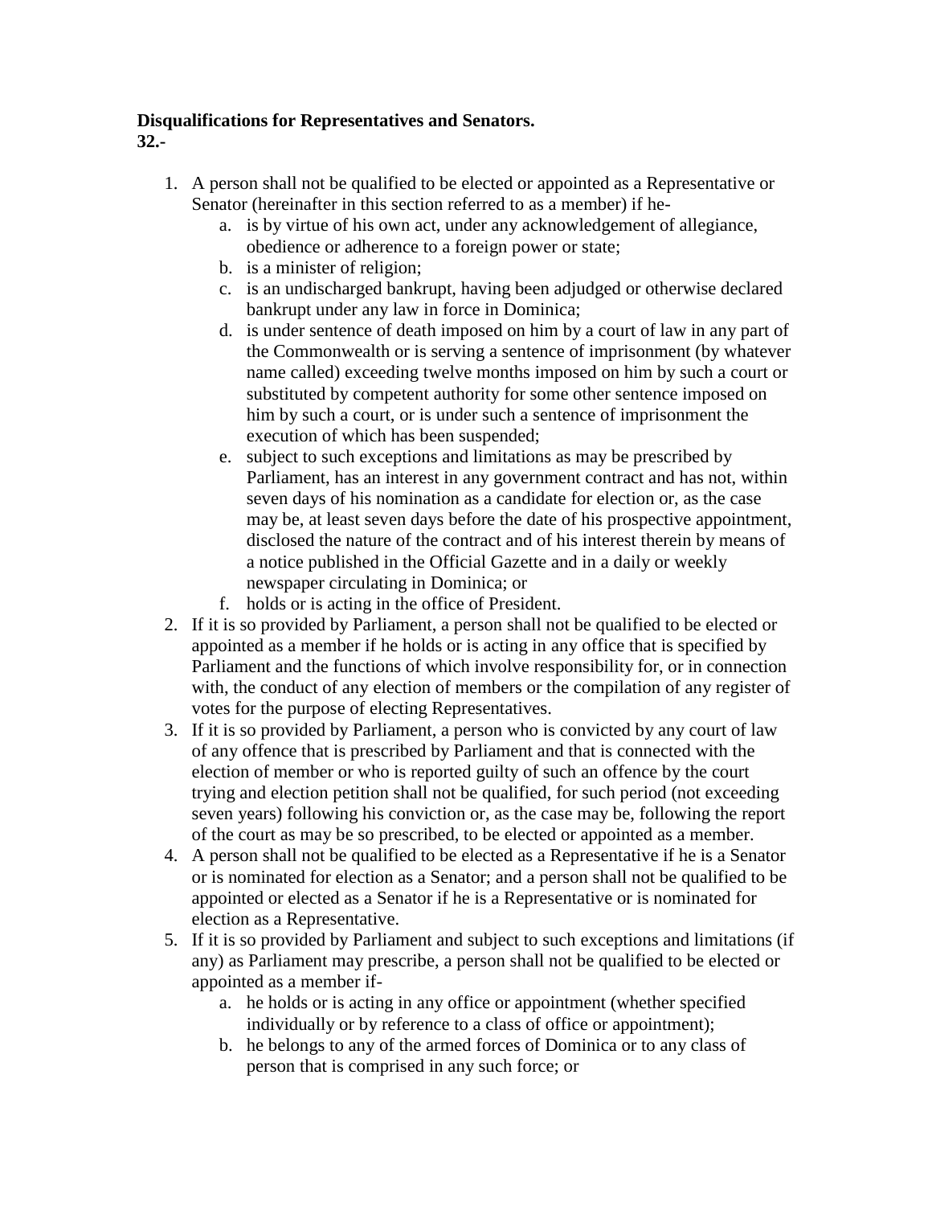**Disqualifications for Representatives and Senators.**
**32.-**

1. A person shall not be qualified to be elected or appointed as a Representative or Senator (hereinafter in this section referred to as a member) if he-
    a. is by virtue of his own act, under any acknowledgement of allegiance, obedience or adherence to a foreign power or state;
    b. is a minister of religion;
    c. is an undischarged bankrupt, having been adjudged or otherwise declared bankrupt under any law in force in Dominica;
    d. is under sentence of death imposed on him by a court of law in any part of the Commonwealth or is serving a sentence of imprisonment (by whatever name called) exceeding twelve months imposed on him by such a court or substituted by competent authority for some other sentence imposed on him by such a court, or is under such a sentence of imprisonment the execution of which has been suspended;
    e. subject to such exceptions and limitations as may be prescribed by Parliament, has an interest in any government contract and has not, within seven days of his nomination as a candidate for election or, as the case may be, at least seven days before the date of his prospective appointment, disclosed the nature of the contract and of his interest therein by means of a notice published in the Official Gazette and in a daily or weekly newspaper circulating in Dominica; or
    f. holds or is acting in the office of President.
2. If it is so provided by Parliament, a person shall not be qualified to be elected or appointed as a member if he holds or is acting in any office that is specified by Parliament and the functions of which involve responsibility for, or in connection with, the conduct of any election of members or the compilation of any register of votes for the purpose of electing Representatives.
3. If it is so provided by Parliament, a person who is convicted by any court of law of any offence that is prescribed by Parliament and that is connected with the election of member or who is reported guilty of such an offence by the court trying and election petition shall not be qualified, for such period (not exceeding seven years) following his conviction or, as the case may be, following the report of the court as may be so prescribed, to be elected or appointed as a member.
4. A person shall not be qualified to be elected as a Representative if he is a Senator or is nominated for election as a Senator; and a person shall not be qualified to be appointed or elected as a Senator if he is a Representative or is nominated for election as a Representative.
5. If it is so provided by Parliament and subject to such exceptions and limitations (if any) as Parliament may prescribe, a person shall not be qualified to be elected or appointed as a member if-
    a. he holds or is acting in any office or appointment (whether specified individually or by reference to a class of office or appointment);
    b. he belongs to any of the armed forces of Dominica or to any class of person that is comprised in any such force; or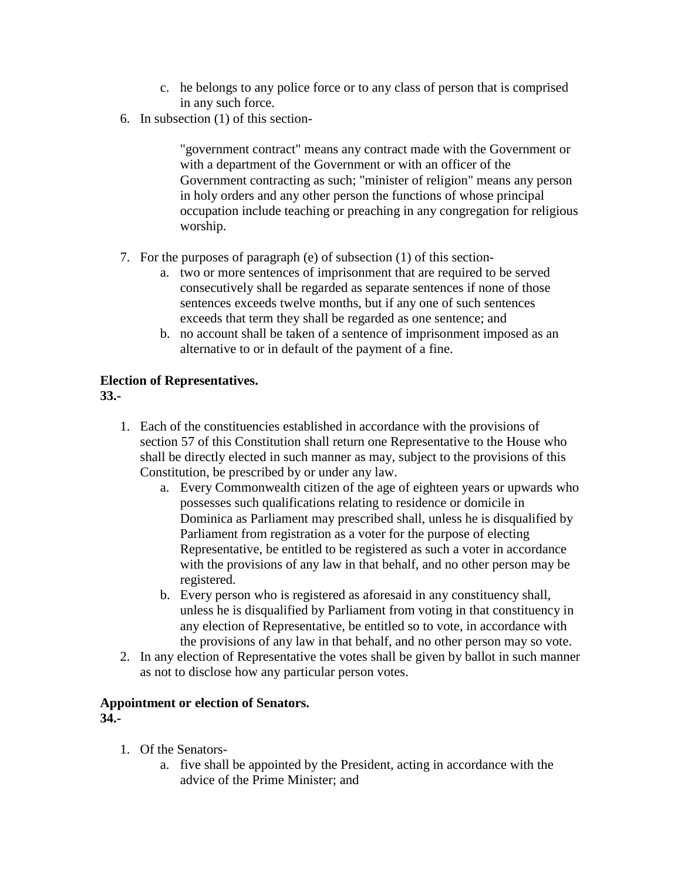c. he belongs to any police force or to any class of person that is comprised in any such force.

6. In subsection (1) of this section-

    "government contract" means any contract made with the Government or with a department of the Government or with an officer of the Government contracting as such; "minister of religion" means any person in holy orders and any other person the functions of whose principal occupation include teaching or preaching in any congregation for religious worship.

7. For the purposes of paragraph (e) of subsection (1) of this section-
    a. two or more sentences of imprisonment that are required to be served consecutively shall be regarded as separate sentences if none of those sentences exceeds twelve months, but if any one of such sentences exceeds that term they shall be regarded as one sentence; and
    b. no account shall be taken of a sentence of imprisonment imposed as an alternative to or in default of the payment of a fine.

**Election of Representatives.**
**33.-**

1. Each of the constituencies established in accordance with the provisions of section 57 of this Constitution shall return one Representative to the House who shall be directly elected in such manner as may, subject to the provisions of this Constitution, be prescribed by or under any law.
    a. Every Commonwealth citizen of the age of eighteen years or upwards who possesses such qualifications relating to residence or domicile in Dominica as Parliament may prescribed shall, unless he is disqualified by Parliament from registration as a voter for the purpose of electing Representative, be entitled to be registered as such a voter in accordance with the provisions of any law in that behalf, and no other person may be registered.
    b. Every person who is registered as aforesaid in any constituency shall, unless he is disqualified by Parliament from voting in that constituency in any election of Representative, be entitled so to vote, in accordance with the provisions of any law in that behalf, and no other person may so vote.
2. In any election of Representative the votes shall be given by ballot in such manner as not to disclose how any particular person votes.

**Appointment or election of Senators.**
**34.-**

1. Of the Senators-
    a. five shall be appointed by the President, acting in accordance with the advice of the Prime Minister; and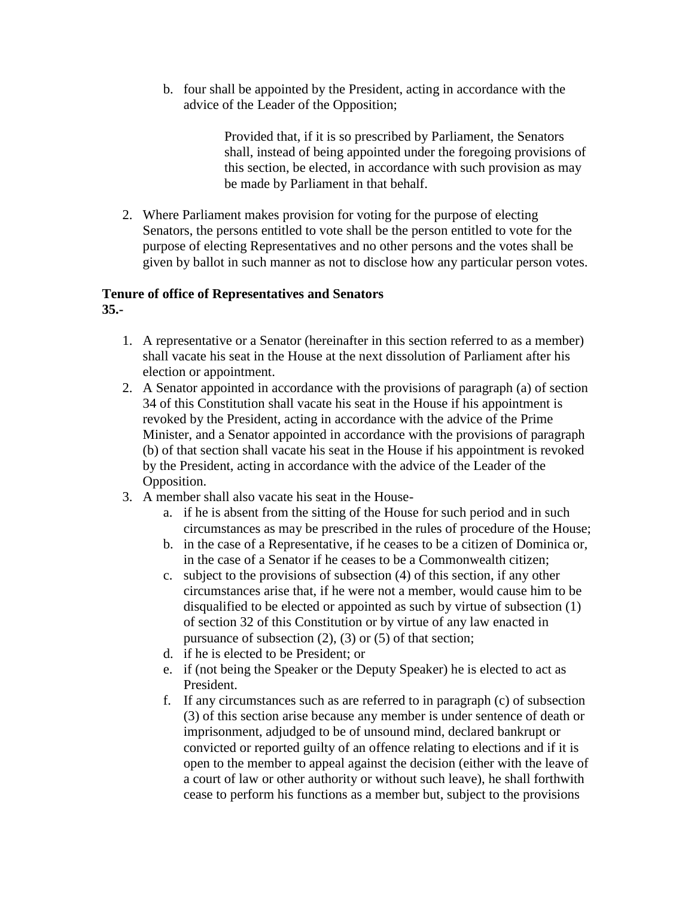b. four shall be appointed by the President, acting in accordance with the advice of the Leader of the Opposition;

> Provided that, if it is so prescribed by Parliament, the Senators shall, instead of being appointed under the foregoing provisions of this section, be elected, in accordance with such provision as may be made by Parliament in that behalf.

2. Where Parliament makes provision for voting for the purpose of electing Senators, the persons entitled to vote shall be the person entitled to vote for the purpose of electing Representatives and no other persons and the votes shall be given by ballot in such manner as not to disclose how any particular person votes.

**Tenure of office of Representatives and Senators**
**35.-**

1. A representative or a Senator (hereinafter in this section referred to as a member) shall vacate his seat in the House at the next dissolution of Parliament after his election or appointment.
2. A Senator appointed in accordance with the provisions of paragraph (a) of section 34 of this Constitution shall vacate his seat in the House if his appointment is revoked by the President, acting in accordance with the advice of the Prime Minister, and a Senator appointed in accordance with the provisions of paragraph (b) of that section shall vacate his seat in the House if his appointment is revoked by the President, acting in accordance with the advice of the Leader of the Opposition.
3. A member shall also vacate his seat in the House-
    a. if he is absent from the sitting of the House for such period and in such circumstances as may be prescribed in the rules of procedure of the House;
    b. in the case of a Representative, if he ceases to be a citizen of Dominica or, in the case of a Senator if he ceases to be a Commonwealth citizen;
    c. subject to the provisions of subsection (4) of this section, if any other circumstances arise that, if he were not a member, would cause him to be disqualified to be elected or appointed as such by virtue of subsection (1) of section 32 of this Constitution or by virtue of any law enacted in pursuance of subsection (2), (3) or (5) of that section;
    d. if he is elected to be President; or
    e. if (not being the Speaker or the Deputy Speaker) he is elected to act as President.
    f. If any circumstances such as are referred to in paragraph (c) of subsection (3) of this section arise because any member is under sentence of death or imprisonment, adjudged to be of unsound mind, declared bankrupt or convicted or reported guilty of an offence relating to elections and if it is open to the member to appeal against the decision (either with the leave of a court of law or other authority or without such leave), he shall forthwith cease to perform his functions as a member but, subject to the provisions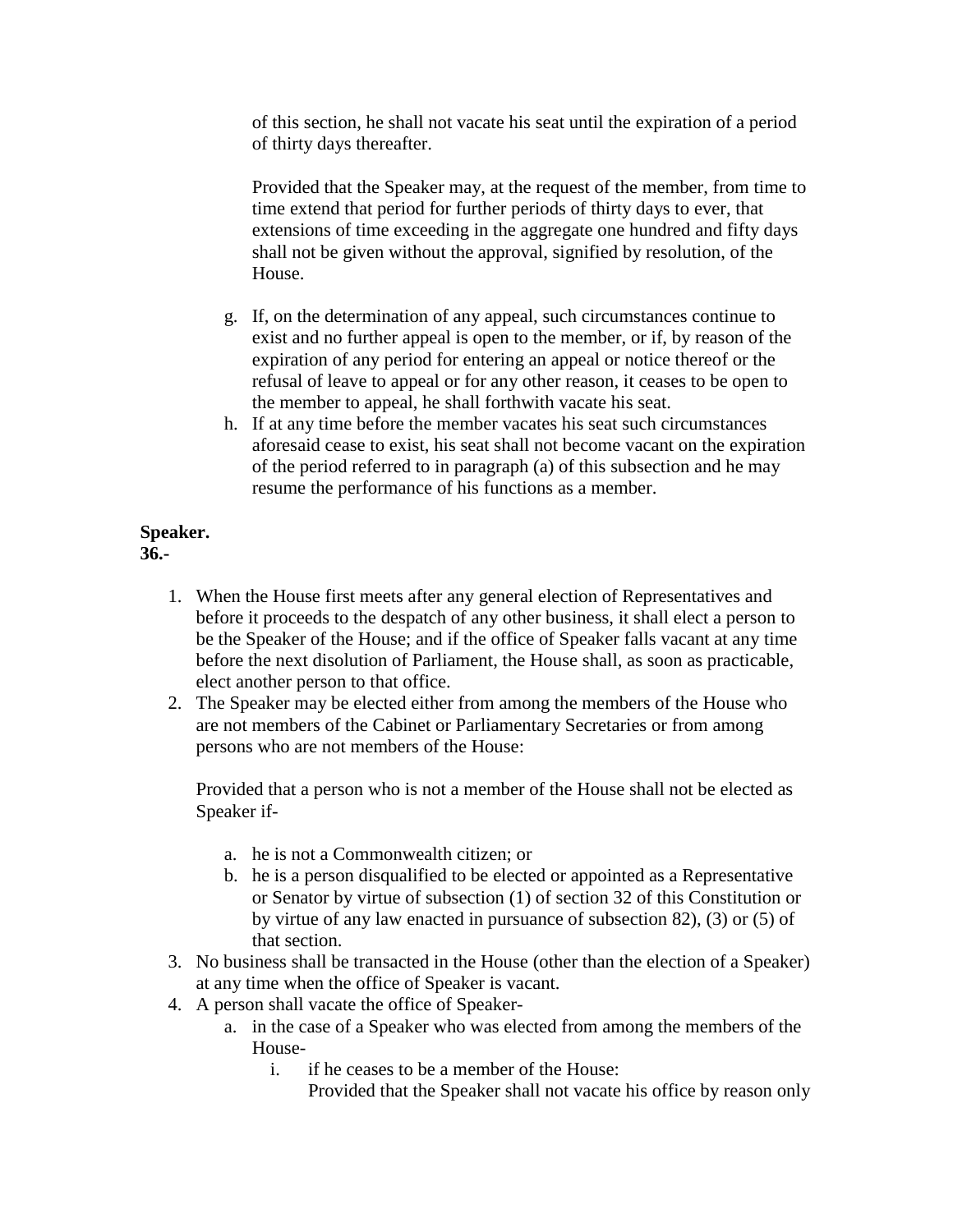of this section, he shall not vacate his seat until the expiration of a period of thirty days thereafter.

Provided that the Speaker may, at the request of the member, from time to time extend that period for further periods of thirty days to ever, that extensions of time exceeding in the aggregate one hundred and fifty days shall not be given without the approval, signified by resolution, of the House.

g. If, on the determination of any appeal, such circumstances continue to exist and no further appeal is open to the member, or if, by reason of the expiration of any period for entering an appeal or notice thereof or the refusal of leave to appeal or for any other reason, it ceases to be open to the member to appeal, he shall forthwith vacate his seat.
h. If at any time before the member vacates his seat such circumstances aforesaid cease to exist, his seat shall not become vacant on the expiration of the period referred to in paragraph (a) of this subsection and he may resume the performance of his functions as a member.

**Speaker.**
**36.-**

1. When the House first meets after any general election of Representatives and before it proceeds to the despatch of any other business, it shall elect a person to be the Speaker of the House; and if the office of Speaker falls vacant at any time before the next disolution of Parliament, the House shall, as soon as practicable, elect another person to that office.
2. The Speaker may be elected either from among the members of the House who are not members of the Cabinet or Parliamentary Secretaries or from among persons who are not members of the House:

   Provided that a person who is not a member of the House shall not be elected as Speaker if-

   a. he is not a Commonwealth citizen; or
   b. he is a person disqualified to be elected or appointed as a Representative or Senator by virtue of subsection (1) of section 32 of this Constitution or by virtue of any law enacted in pursuance of subsection 82), (3) or (5) of that section.
3. No business shall be transacted in the House (other than the election of a Speaker) at any time when the office of Speaker is vacant.
4. A person shall vacate the office of Speaker-
   a. in the case of a Speaker who was elected from among the members of the House-
      i. if he ceases to be a member of the House:
         Provided that the Speaker shall not vacate his office by reason only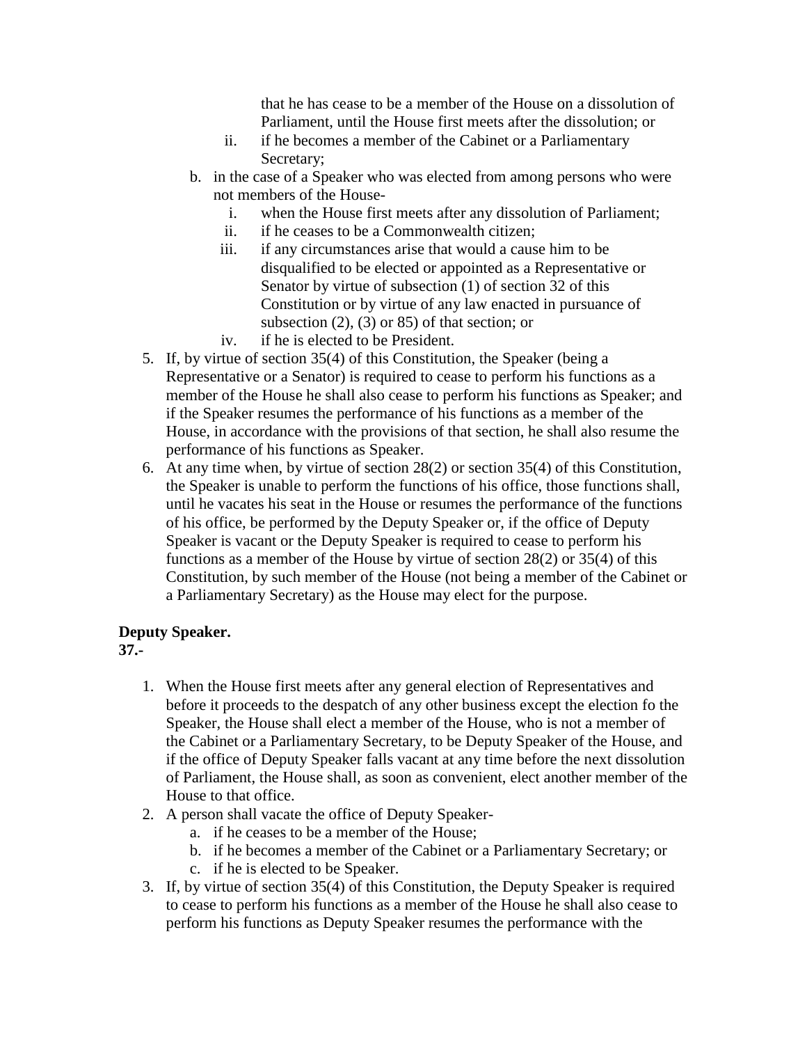that he has cease to be a member of the House on a dissolution of Parliament, until the House first meets after the dissolution; or

   ii. if he becomes a member of the Cabinet or a Parliamentary Secretary;

b. in the case of a Speaker who was elected from among persons who were not members of the House-
   i. when the House first meets after any dissolution of Parliament;
   ii. if he ceases to be a Commonwealth citizen;
   iii. if any circumstances arise that would a cause him to be disqualified to be elected or appointed as a Representative or Senator by virtue of subsection (1) of section 32 of this Constitution or by virtue of any law enacted in pursuance of subsection (2), (3) or 85) of that section; or
   iv. if he is elected to be President.

5. If, by virtue of section 35(4) of this Constitution, the Speaker (being a Representative or a Senator) is required to cease to perform his functions as a member of the House he shall also cease to perform his functions as Speaker; and if the Speaker resumes the performance of his functions as a member of the House, in accordance with the provisions of that section, he shall also resume the performance of his functions as Speaker.
6. At any time when, by virtue of section 28(2) or section 35(4) of this Constitution, the Speaker is unable to perform the functions of his office, those functions shall, until he vacates his seat in the House or resumes the performance of the functions of his office, be performed by the Deputy Speaker or, if the office of Deputy Speaker is vacant or the Deputy Speaker is required to cease to perform his functions as a member of the House by virtue of section 28(2) or 35(4) of this Constitution, by such member of the House (not being a member of the Cabinet or a Parliamentary Secretary) as the House may elect for the purpose.

**Deputy Speaker.**
**37.-**

1. When the House first meets after any general election of Representatives and before it proceeds to the despatch of any other business except the election fo the Speaker, the House shall elect a member of the House, who is not a member of the Cabinet or a Parliamentary Secretary, to be Deputy Speaker of the House, and if the office of Deputy Speaker falls vacant at any time before the next dissolution of Parliament, the House shall, as soon as convenient, elect another member of the House to that office.
2. A person shall vacate the office of Deputy Speaker-
   a. if he ceases to be a member of the House;
   b. if he becomes a member of the Cabinet or a Parliamentary Secretary; or
   c. if he is elected to be Speaker.
3. If, by virtue of section 35(4) of this Constitution, the Deputy Speaker is required to cease to perform his functions as a member of the House he shall also cease to perform his functions as Deputy Speaker resumes the performance with the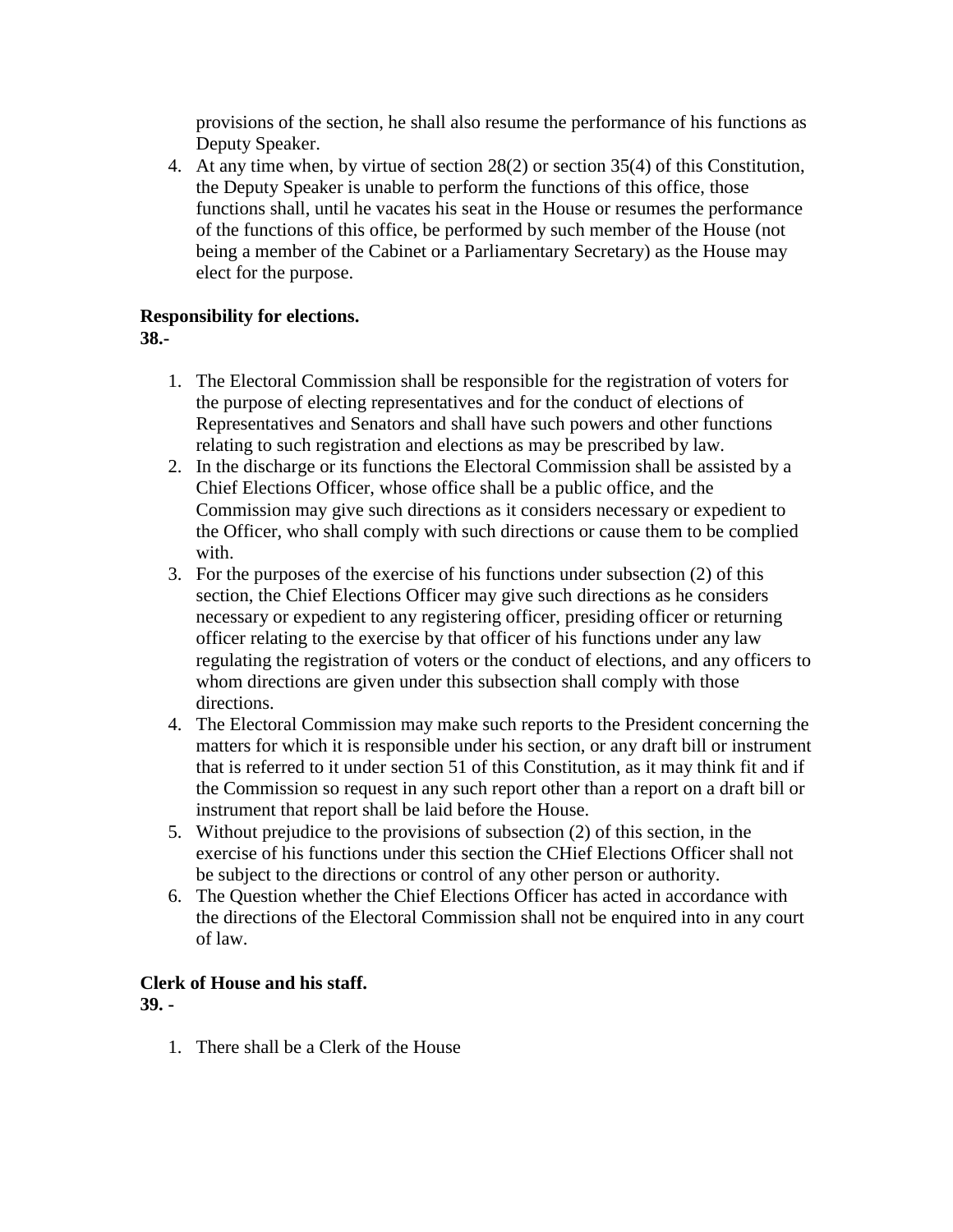provisions of the section, he shall also resume the performance of his functions as Deputy Speaker.

4. At any time when, by virtue of section 28(2) or section 35(4) of this Constitution, the Deputy Speaker is unable to perform the functions of this office, those functions shall, until he vacates his seat in the House or resumes the performance of the functions of this office, be performed by such member of the House (not being a member of the Cabinet or a Parliamentary Secretary) as the House may elect for the purpose.

**Responsibility for elections.**
**38.-**

1. The Electoral Commission shall be responsible for the registration of voters for the purpose of electing representatives and for the conduct of elections of Representatives and Senators and shall have such powers and other functions relating to such registration and elections as may be prescribed by law.
2. In the discharge or its functions the Electoral Commission shall be assisted by a Chief Elections Officer, whose office shall be a public office, and the Commission may give such directions as it considers necessary or expedient to the Officer, who shall comply with such directions or cause them to be complied with.
3. For the purposes of the exercise of his functions under subsection (2) of this section, the Chief Elections Officer may give such directions as he considers necessary or expedient to any registering officer, presiding officer or returning officer relating to the exercise by that officer of his functions under any law regulating the registration of voters or the conduct of elections, and any officers to whom directions are given under this subsection shall comply with those directions.
4. The Electoral Commission may make such reports to the President concerning the matters for which it is responsible under his section, or any draft bill or instrument that is referred to it under section 51 of this Constitution, as it may think fit and if the Commission so request in any such report other than a report on a draft bill or instrument that report shall be laid before the House.
5. Without prejudice to the provisions of subsection (2) of this section, in the exercise of his functions under this section the CHief Elections Officer shall not be subject to the directions or control of any other person or authority.
6. The Question whether the Chief Elections Officer has acted in accordance with the directions of the Electoral Commission shall not be enquired into in any court of law.

**Clerk of House and his staff.**
**39. -**

1. There shall be a Clerk of the House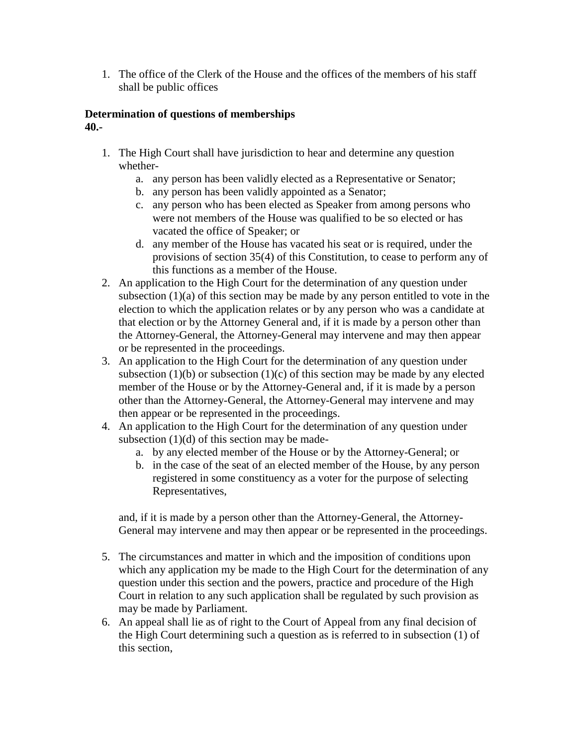1. The office of the Clerk of the House and the offices of the members of his staff shall be public offices

**Determination of questions of memberships**
**40.-**

1. The High Court shall have jurisdiction to hear and determine any question whether-
    a. any person has been validly elected as a Representative or Senator;
    b. any person has been validly appointed as a Senator;
    c. any person who has been elected as Speaker from among persons who were not members of the House was qualified to be so elected or has vacated the office of Speaker; or
    d. any member of the House has vacated his seat or is required, under the provisions of section 35(4) of this Constitution, to cease to perform any of this functions as a member of the House.
2. An application to the High Court for the determination of any question under subsection (1)(a) of this section may be made by any person entitled to vote in the election to which the application relates or by any person who was a candidate at that election or by the Attorney General and, if it is made by a person other than the Attorney-General, the Attorney-General may intervene and may then appear or be represented in the proceedings.
3. An application to the High Court for the determination of any question under subsection (1)(b) or subsection (1)(c) of this section may be made by any elected member of the House or by the Attorney-General and, if it is made by a person other than the Attorney-General, the Attorney-General may intervene and may then appear or be represented in the proceedings.
4. An application to the High Court for the determination of any question under subsection (1)(d) of this section may be made-
    a. by any elected member of the House or by the Attorney-General; or
    b. in the case of the seat of an elected member of the House, by any person registered in some constituency as a voter for the purpose of selecting Representatives,

    and, if it is made by a person other than the Attorney-General, the Attorney-General may intervene and may then appear or be represented in the proceedings.

5. The circumstances and matter in which and the imposition of conditions upon which any application my be made to the High Court for the determination of any question under this section and the powers, practice and procedure of the High Court in relation to any such application shall be regulated by such provision as may be made by Parliament.
6. An appeal shall lie as of right to the Court of Appeal from any final decision of the High Court determining such a question as is referred to in subsection (1) of this section,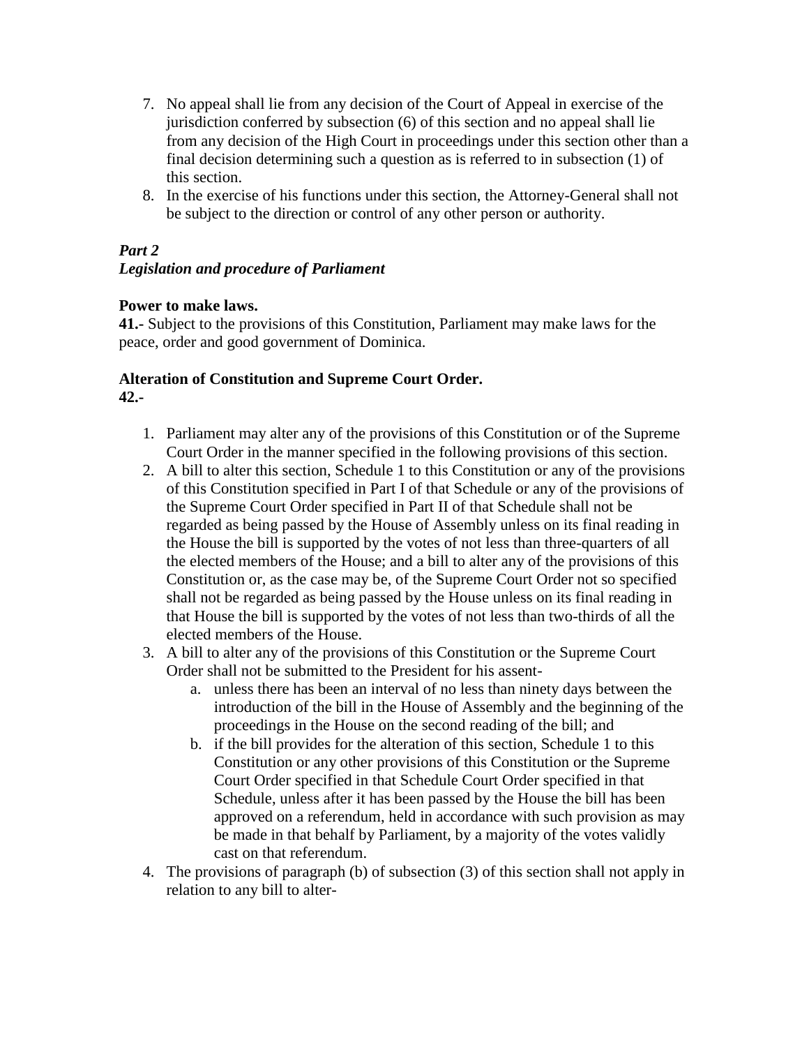7. No appeal shall lie from any decision of the Court of Appeal in exercise of the jurisdiction conferred by subsection (6) of this section and no appeal shall lie from any decision of the High Court in proceedings under this section other than a final decision determining such a question as is referred to in subsection (1) of this section.
8. In the exercise of his functions under this section, the Attorney-General shall not be subject to the direction or control of any other person or authority.

***Part 2***
***Legislation and procedure of Parliament***

**Power to make laws.**
**41.-** Subject to the provisions of this Constitution, Parliament may make laws for the peace, order and good government of Dominica.

**Alteration of Constitution and Supreme Court Order.**
**42.-**

1. Parliament may alter any of the provisions of this Constitution or of the Supreme Court Order in the manner specified in the following provisions of this section.
2. A bill to alter this section, Schedule 1 to this Constitution or any of the provisions of this Constitution specified in Part I of that Schedule or any of the provisions of the Supreme Court Order specified in Part II of that Schedule shall not be regarded as being passed by the House of Assembly unless on its final reading in the House the bill is supported by the votes of not less than three-quarters of all the elected members of the House; and a bill to alter any of the provisions of this Constitution or, as the case may be, of the Supreme Court Order not so specified shall not be regarded as being passed by the House unless on its final reading in that House the bill is supported by the votes of not less than two-thirds of all the elected members of the House.
3. A bill to alter any of the provisions of this Constitution or the Supreme Court Order shall not be submitted to the President for his assent-
    a. unless there has been an interval of no less than ninety days between the introduction of the bill in the House of Assembly and the beginning of the proceedings in the House on the second reading of the bill; and
    b. if the bill provides for the alteration of this section, Schedule 1 to this Constitution or any other provisions of this Constitution or the Supreme Court Order specified in that Schedule Court Order specified in that Schedule, unless after it has been passed by the House the bill has been approved on a referendum, held in accordance with such provision as may be made in that behalf by Parliament, by a majority of the votes validly cast on that referendum.
4. The provisions of paragraph (b) of subsection (3) of this section shall not apply in relation to any bill to alter-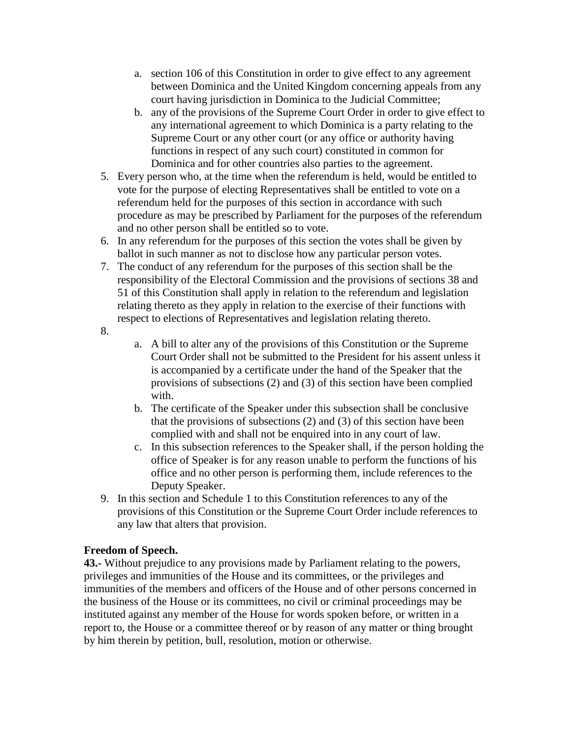a. section 106 of this Constitution in order to give effect to any agreement between Dominica and the United Kingdom concerning appeals from any court having jurisdiction in Dominica to the Judicial Committee;
   b. any of the provisions of the Supreme Court Order in order to give effect to any international agreement to which Dominica is a party relating to the Supreme Court or any other court (or any office or authority having functions in respect of any such court) constituted in common for Dominica and for other countries also parties to the agreement.

5. Every person who, at the time when the referendum is held, would be entitled to vote for the purpose of electing Representatives shall be entitled to vote on a referendum held for the purposes of this section in accordance with such procedure as may be prescribed by Parliament for the purposes of the referendum and no other person shall be entitled so to vote.
6. In any referendum for the purposes of this section the votes shall be given by ballot in such manner as not to disclose how any particular person votes.
7. The conduct of any referendum for the purposes of this section shall be the responsibility of the Electoral Commission and the provisions of sections 38 and 51 of this Constitution shall apply in relation to the referendum and legislation relating thereto as they apply in relation to the exercise of their functions with respect to elections of Representatives and legislation relating thereto.
8. 
   a. A bill to alter any of the provisions of this Constitution or the Supreme Court Order shall not be submitted to the President for his assent unless it is accompanied by a certificate under the hand of the Speaker that the provisions of subsections (2) and (3) of this section have been complied with.
   b. The certificate of the Speaker under this subsection shall be conclusive that the provisions of subsections (2) and (3) of this section have been complied with and shall not be enquired into in any court of law.
   c. In this subsection references to the Speaker shall, if the person holding the office of Speaker is for any reason unable to perform the functions of his office and no other person is performing them, include references to the Deputy Speaker.
9. In this section and Schedule 1 to this Constitution references to any of the provisions of this Constitution or the Supreme Court Order include references to any law that alters that provision.

**Freedom of Speech.**

**43.-** Without prejudice to any provisions made by Parliament relating to the powers, privileges and immunities of the House and its committees, or the privileges and immunities of the members and officers of the House and of other persons concerned in the business of the House or its committees, no civil or criminal proceedings may be instituted against any member of the House for words spoken before, or written in a report to, the House or a committee thereof or by reason of any matter or thing brought by him therein by petition, bull, resolution, motion or otherwise.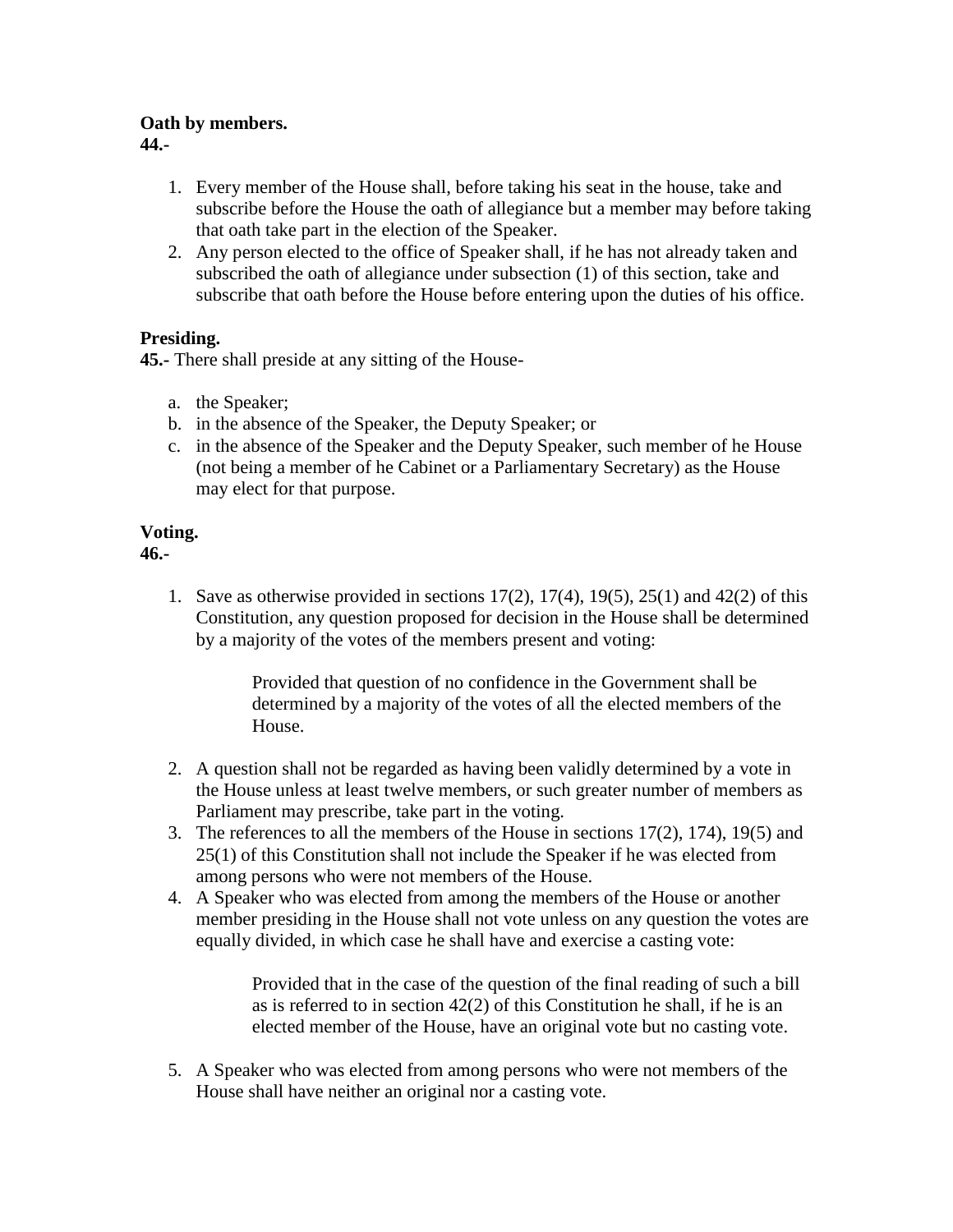**Oath by members.**
**44.-**

1. Every member of the House shall, before taking his seat in the house, take and subscribe before the House the oath of allegiance but a member may before taking that oath take part in the election of the Speaker.
2. Any person elected to the office of Speaker shall, if he has not already taken and subscribed the oath of allegiance under subsection (1) of this section, take and subscribe that oath before the House before entering upon the duties of his office.

**Presiding.**
**45.-** There shall preside at any sitting of the House-

a. the Speaker;
b. in the absence of the Speaker, the Deputy Speaker; or
c. in the absence of the Speaker and the Deputy Speaker, such member of he House (not being a member of he Cabinet or a Parliamentary Secretary) as the House may elect for that purpose.

**Voting.**
**46.-**

1. Save as otherwise provided in sections 17(2), 17(4), 19(5), 25(1) and 42(2) of this Constitution, any question proposed for decision in the House shall be determined by a majority of the votes of the members present and voting:

   > Provided that question of no confidence in the Government shall be determined by a majority of the votes of all the elected members of the House.

2. A question shall not be regarded as having been validly determined by a vote in the House unless at least twelve members, or such greater number of members as Parliament may prescribe, take part in the voting.
3. The references to all the members of the House in sections 17(2), 174), 19(5) and 25(1) of this Constitution shall not include the Speaker if he was elected from among persons who were not members of the House.
4. A Speaker who was elected from among the members of the House or another member presiding in the House shall not vote unless on any question the votes are equally divided, in which case he shall have and exercise a casting vote:

   > Provided that in the case of the question of the final reading of such a bill as is referred to in section 42(2) of this Constitution he shall, if he is an elected member of the House, have an original vote but no casting vote.

5. A Speaker who was elected from among persons who were not members of the House shall have neither an original nor a casting vote.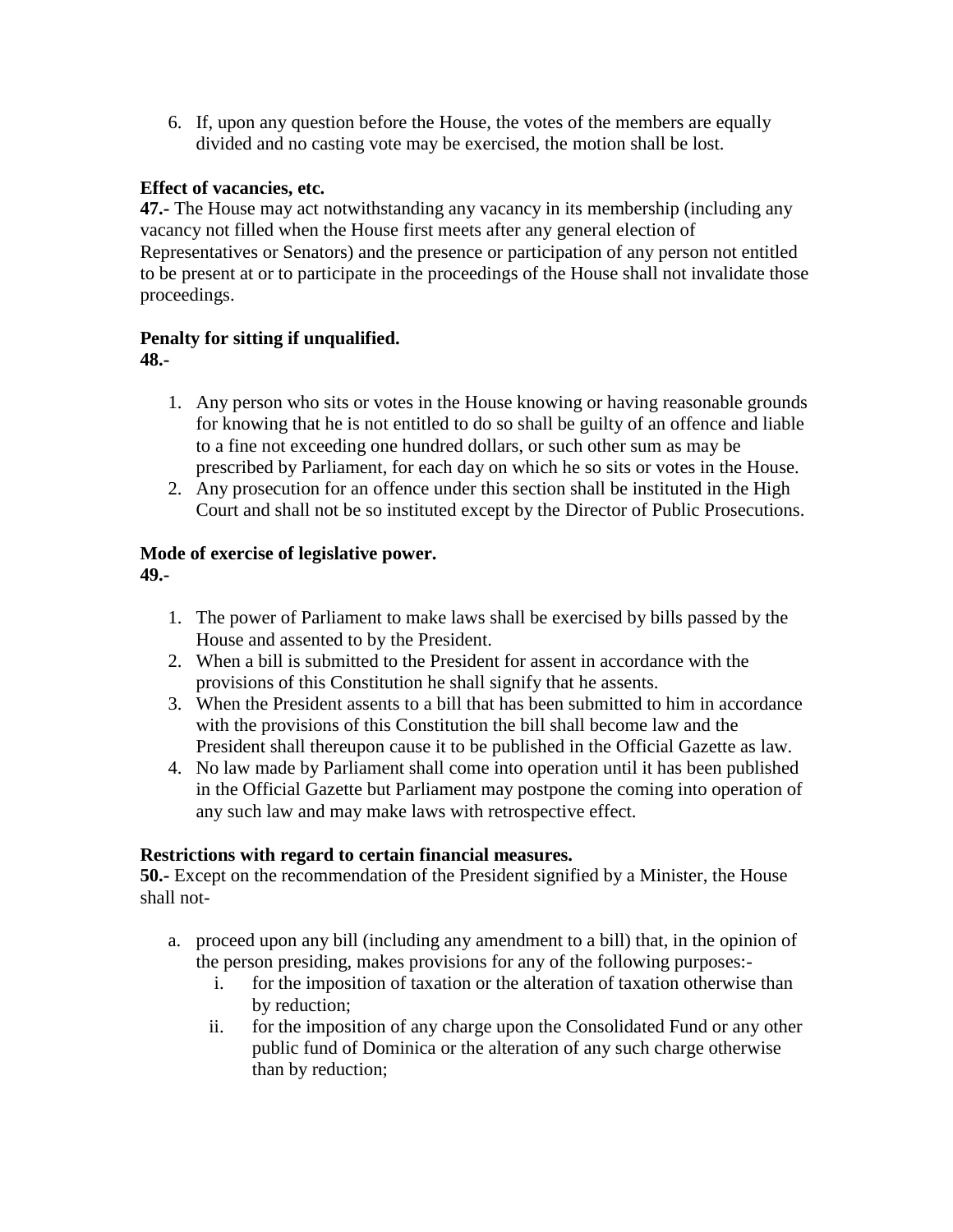6. If, upon any question before the House, the votes of the members are equally divided and no casting vote may be exercised, the motion shall be lost.

**Effect of vacancies, etc.**
**47.-** The House may act notwithstanding any vacancy in its membership (including any vacancy not filled when the House first meets after any general election of Representatives or Senators) and the presence or participation of any person not entitled to be present at or to participate in the proceedings of the House shall not invalidate those proceedings.

**Penalty for sitting if unqualified.**
**48.-**

1. Any person who sits or votes in the House knowing or having reasonable grounds for knowing that he is not entitled to do so shall be guilty of an offence and liable to a fine not exceeding one hundred dollars, or such other sum as may be prescribed by Parliament, for each day on which he so sits or votes in the House.
2. Any prosecution for an offence under this section shall be instituted in the High Court and shall not be so instituted except by the Director of Public Prosecutions.

**Mode of exercise of legislative power.**
**49.-**

1. The power of Parliament to make laws shall be exercised by bills passed by the House and assented to by the President.
2. When a bill is submitted to the President for assent in accordance with the provisions of this Constitution he shall signify that he assents.
3. When the President assents to a bill that has been submitted to him in accordance with the provisions of this Constitution the bill shall become law and the President shall thereupon cause it to be published in the Official Gazette as law.
4. No law made by Parliament shall come into operation until it has been published in the Official Gazette but Parliament may postpone the coming into operation of any such law and may make laws with retrospective effect.

**Restrictions with regard to certain financial measures.**
**50.-** Except on the recommendation of the President signified by a Minister, the House shall not-

a. proceed upon any bill (including any amendment to a bill) that, in the opinion of the person presiding, makes provisions for any of the following purposes:-
    i. for the imposition of taxation or the alteration of taxation otherwise than by reduction;
    ii. for the imposition of any charge upon the Consolidated Fund or any other public fund of Dominica or the alteration of any such charge otherwise than by reduction;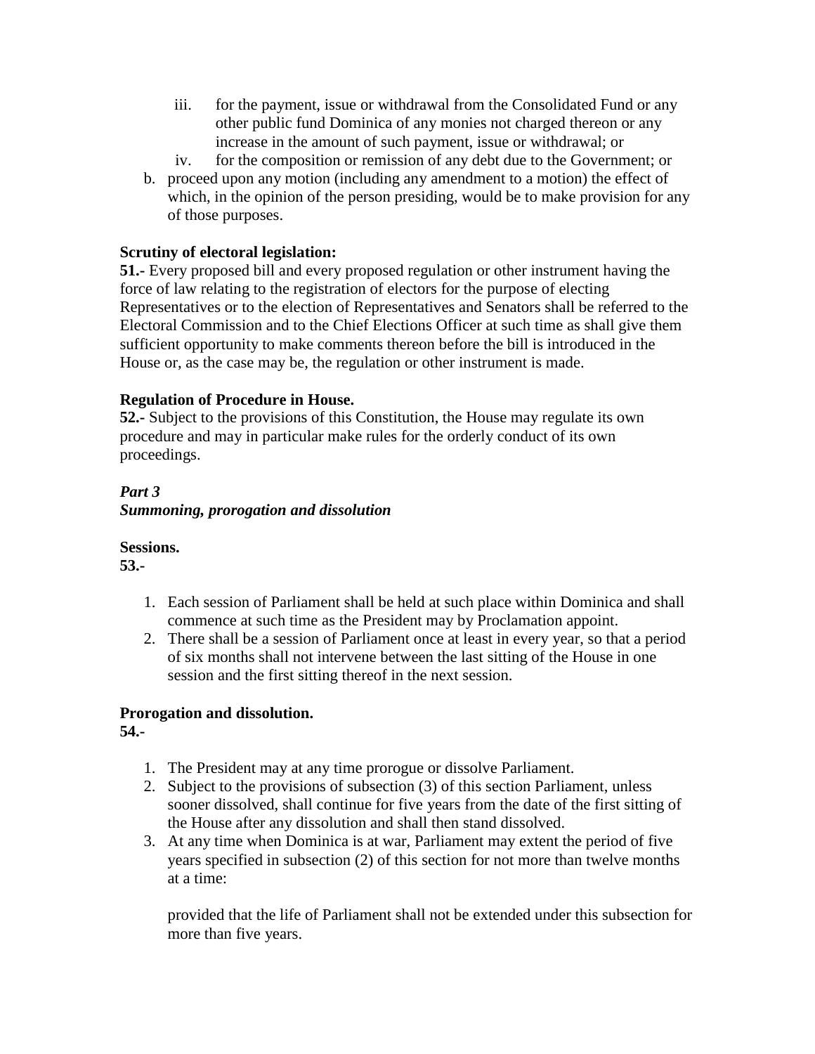iii. for the payment, issue or withdrawal from the Consolidated Fund or any other public fund Dominica of any monies not charged thereon or any increase in the amount of such payment, issue or withdrawal; or
   iv. for the composition or remission of any debt due to the Government; or

b. proceed upon any motion (including any amendment to a motion) the effect of which, in the opinion of the person presiding, would be to make provision for any of those purposes.

**Scrutiny of electoral legislation:**
**51.-** Every proposed bill and every proposed regulation or other instrument having the force of law relating to the registration of electors for the purpose of electing Representatives or to the election of Representatives and Senators shall be referred to the Electoral Commission and to the Chief Elections Officer at such time as shall give them sufficient opportunity to make comments thereon before the bill is introduced in the House or, as the case may be, the regulation or other instrument is made.

**Regulation of Procedure in House.**
**52.-** Subject to the provisions of this Constitution, the House may regulate its own procedure and may in particular make rules for the orderly conduct of its own proceedings.

***Part 3***
***Summoning, prorogation and dissolution***

**Sessions.**
**53.-**

1. Each session of Parliament shall be held at such place within Dominica and shall commence at such time as the President may by Proclamation appoint.
2. There shall be a session of Parliament once at least in every year, so that a period of six months shall not intervene between the last sitting of the House in one session and the first sitting thereof in the next session.

**Prorogation and dissolution.**
**54.-**

1. The President may at any time prorogue or dissolve Parliament.
2. Subject to the provisions of subsection (3) of this section Parliament, unless sooner dissolved, shall continue for five years from the date of the first sitting of the House after any dissolution and shall then stand dissolved.
3. At any time when Dominica is at war, Parliament may extent the period of five years specified in subsection (2) of this section for not more than twelve months at a time:

   provided that the life of Parliament shall not be extended under this subsection for more than five years.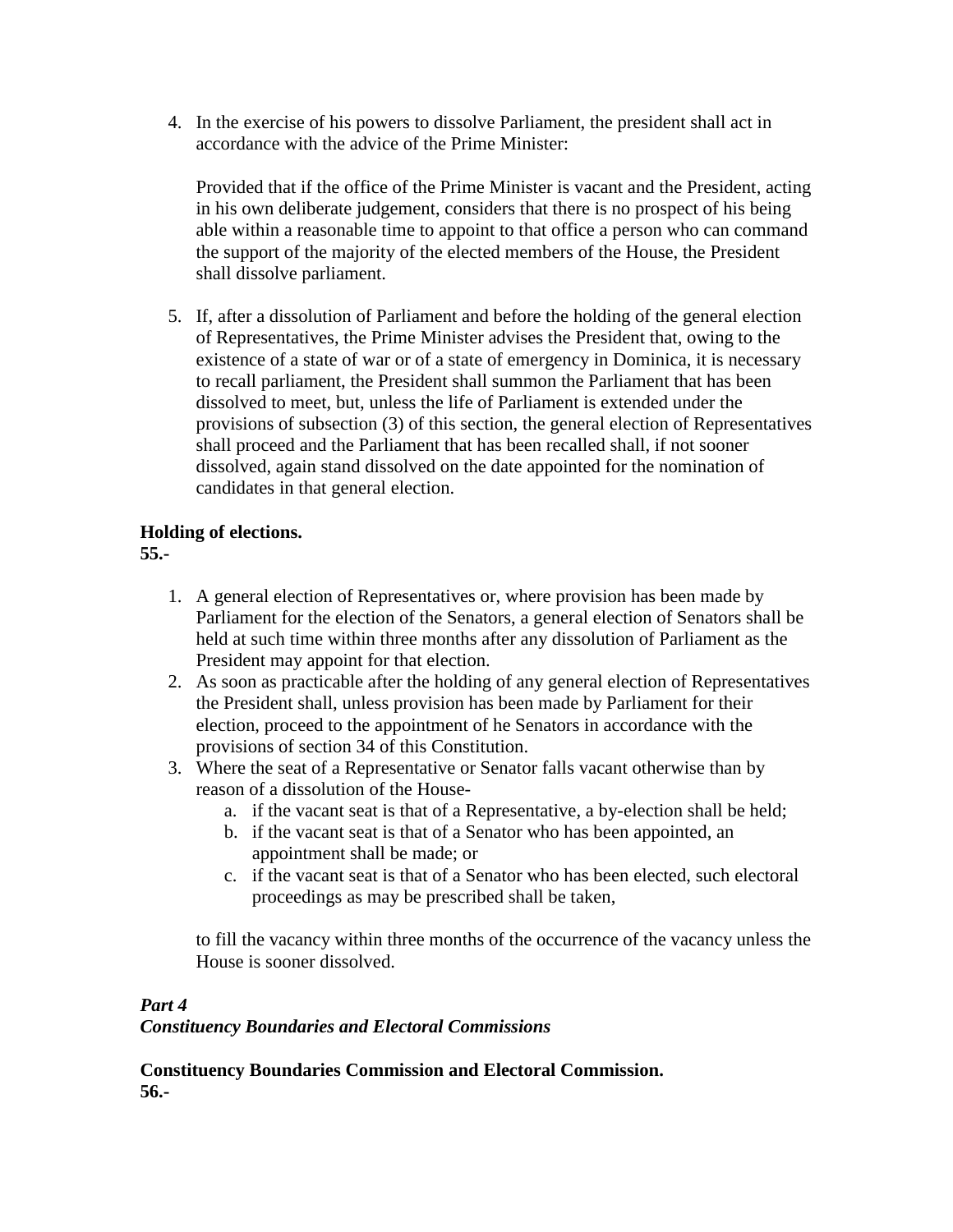4. In the exercise of his powers to dissolve Parliament, the president shall act in accordance with the advice of the Prime Minister:

   Provided that if the office of the Prime Minister is vacant and the President, acting in his own deliberate judgement, considers that there is no prospect of his being able within a reasonable time to appoint to that office a person who can command the support of the majority of the elected members of the House, the President shall dissolve parliament.

5. If, after a dissolution of Parliament and before the holding of the general election of Representatives, the Prime Minister advises the President that, owing to the existence of a state of war or of a state of emergency in Dominica, it is necessary to recall parliament, the President shall summon the Parliament that has been dissolved to meet, but, unless the life of Parliament is extended under the provisions of subsection (3) of this section, the general election of Representatives shall proceed and the Parliament that has been recalled shall, if not sooner dissolved, again stand dissolved on the date appointed for the nomination of candidates in that general election.

**Holding of elections.**
**55.-**

1. A general election of Representatives or, where provision has been made by Parliament for the election of the Senators, a general election of Senators shall be held at such time within three months after any dissolution of Parliament as the President may appoint for that election.
2. As soon as practicable after the holding of any general election of Representatives the President shall, unless provision has been made by Parliament for their election, proceed to the appointment of he Senators in accordance with the provisions of section 34 of this Constitution.
3. Where the seat of a Representative or Senator falls vacant otherwise than by reason of a dissolution of the House-
   a. if the vacant seat is that of a Representative, a by-election shall be held;
   b. if the vacant seat is that of a Senator who has been appointed, an appointment shall be made; or
   c. if the vacant seat is that of a Senator who has been elected, such electoral proceedings as may be prescribed shall be taken,

   to fill the vacancy within three months of the occurrence of the vacancy unless the House is sooner dissolved.

***Part 4***
***Constituency Boundaries and Electoral Commissions***

**Constituency Boundaries Commission and Electoral Commission.**
**56.-**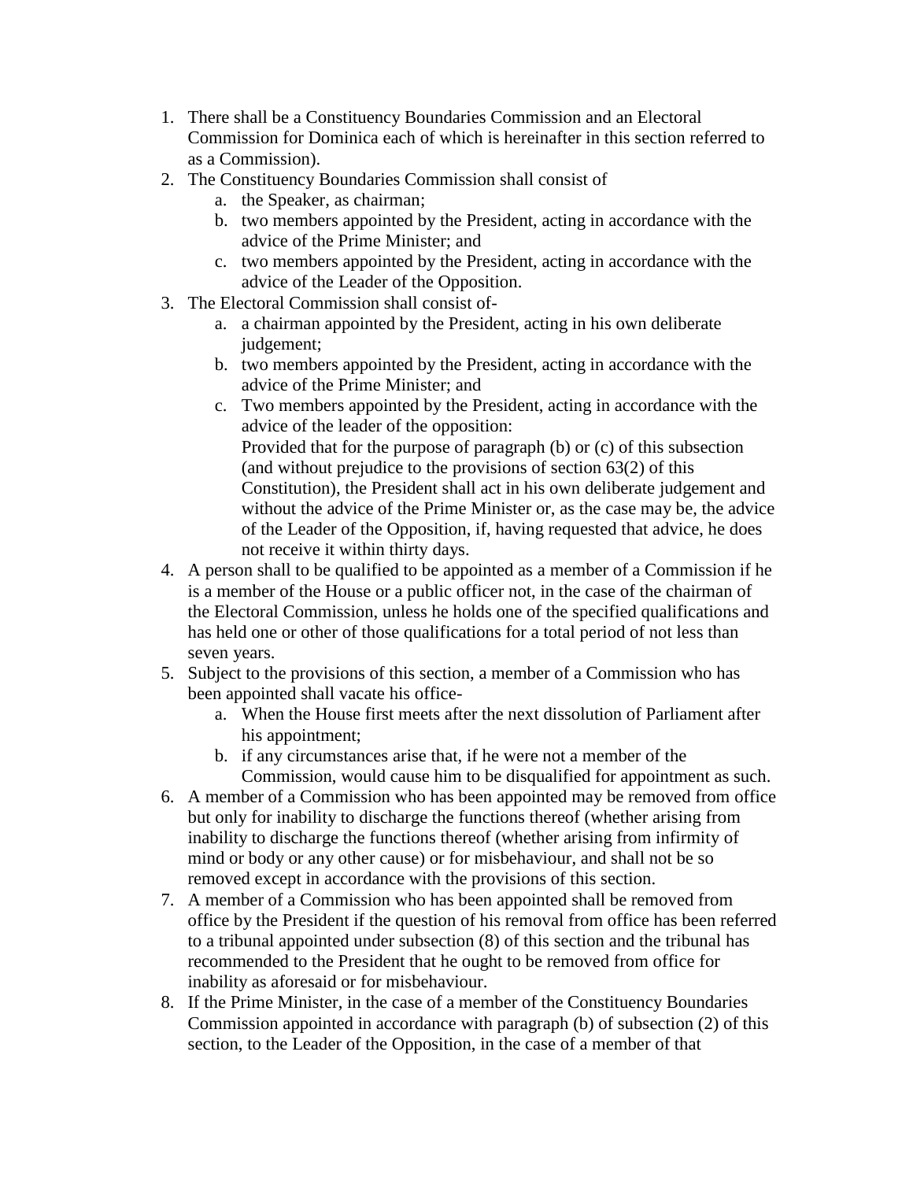1. There shall be a Constituency Boundaries Commission and an Electoral Commission for Dominica each of which is hereinafter in this section referred to as a Commission).
2. The Constituency Boundaries Commission shall consist of
   a. the Speaker, as chairman;
   b. two members appointed by the President, acting in accordance with the advice of the Prime Minister; and
   c. two members appointed by the President, acting in accordance with the advice of the Leader of the Opposition.
3. The Electoral Commission shall consist of-
   a. a chairman appointed by the President, acting in his own deliberate judgement;
   b. two members appointed by the President, acting in accordance with the advice of the Prime Minister; and
   c. Two members appointed by the President, acting in accordance with the advice of the leader of the opposition:
      Provided that for the purpose of paragraph (b) or (c) of this subsection (and without prejudice to the provisions of section 63(2) of this Constitution), the President shall act in his own deliberate judgement and without the advice of the Prime Minister or, as the case may be, the advice of the Leader of the Opposition, if, having requested that advice, he does not receive it within thirty days.
4. A person shall to be qualified to be appointed as a member of a Commission if he is a member of the House or a public officer not, in the case of the chairman of the Electoral Commission, unless he holds one of the specified qualifications and has held one or other of those qualifications for a total period of not less than seven years.
5. Subject to the provisions of this section, a member of a Commission who has been appointed shall vacate his office-
   a. When the House first meets after the next dissolution of Parliament after his appointment;
   b. if any circumstances arise that, if he were not a member of the Commission, would cause him to be disqualified for appointment as such.
6. A member of a Commission who has been appointed may be removed from office but only for inability to discharge the functions thereof (whether arising from inability to discharge the functions thereof (whether arising from infirmity of mind or body or any other cause) or for misbehaviour, and shall not be so removed except in accordance with the provisions of this section.
7. A member of a Commission who has been appointed shall be removed from office by the President if the question of his removal from office has been referred to a tribunal appointed under subsection (8) of this section and the tribunal has recommended to the President that he ought to be removed from office for inability as aforesaid or for misbehaviour.
8. If the Prime Minister, in the case of a member of the Constituency Boundaries Commission appointed in accordance with paragraph (b) of subsection (2) of this section, to the Leader of the Opposition, in the case of a member of that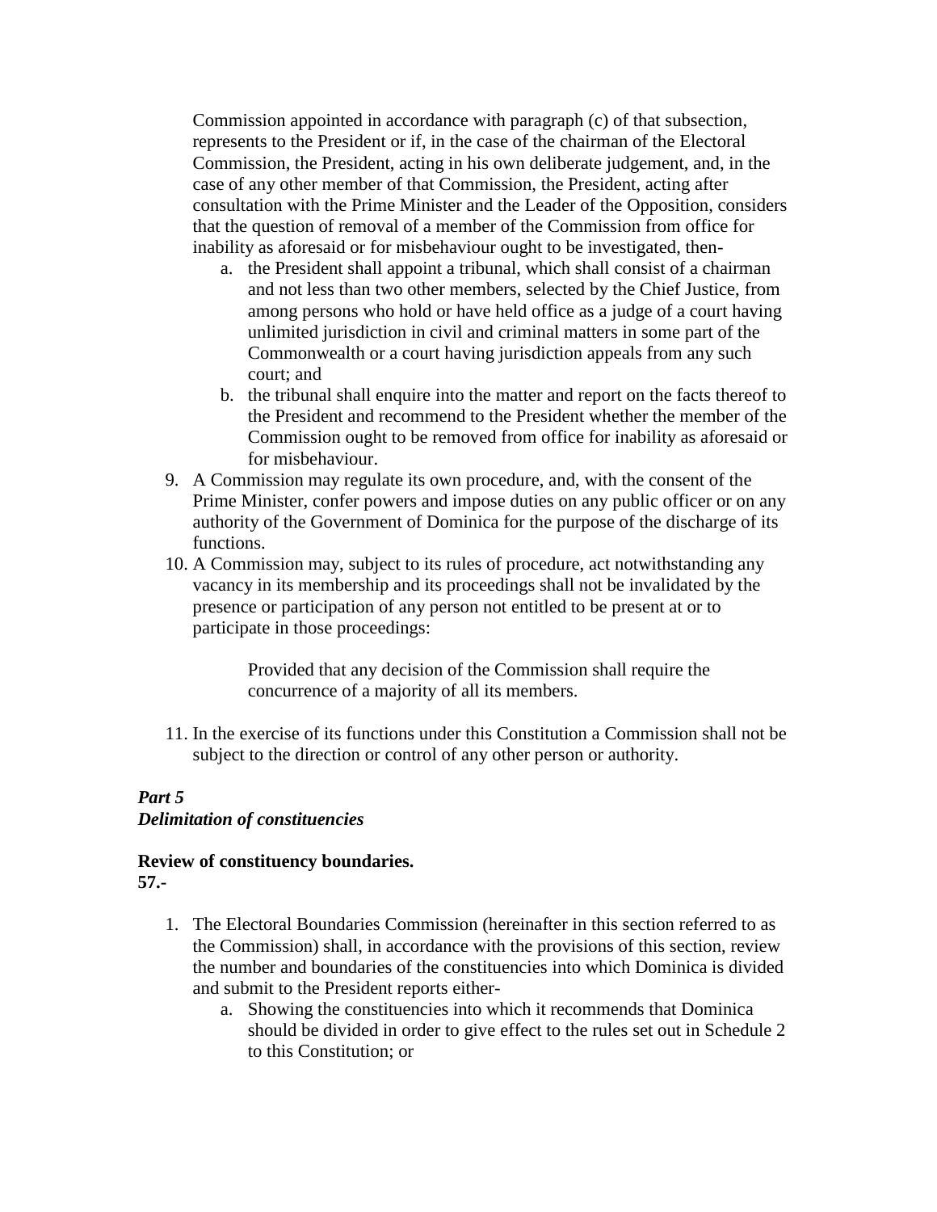Commission appointed in accordance with paragraph (c) of that subsection, represents to the President or if, in the case of the chairman of the Electoral Commission, the President, acting in his own deliberate judgement, and, in the case of any other member of that Commission, the President, acting after consultation with the Prime Minister and the Leader of the Opposition, considers that the question of removal of a member of the Commission from office for inability as aforesaid or for misbehaviour ought to be investigated, then-

   a. the President shall appoint a tribunal, which shall consist of a chairman and not less than two other members, selected by the Chief Justice, from among persons who hold or have held office as a judge of a court having unlimited jurisdiction in civil and criminal matters in some part of the Commonwealth or a court having jurisdiction appeals from any such court; and
   b. the tribunal shall enquire into the matter and report on the facts thereof to the President and recommend to the President whether the member of the Commission ought to be removed from office for inability as aforesaid or for misbehaviour.

9. A Commission may regulate its own procedure, and, with the consent of the Prime Minister, confer powers and impose duties on any public officer or on any authority of the Government of Dominica for the purpose of the discharge of its functions.
10. A Commission may, subject to its rules of procedure, act notwithstanding any vacancy in its membership and its proceedings shall not be invalidated by the presence or participation of any person not entitled to be present at or to participate in those proceedings:

    Provided that any decision of the Commission shall require the concurrence of a majority of all its members.

11. In the exercise of its functions under this Constitution a Commission shall not be subject to the direction or control of any other person or authority.

***Part 5***
***Delimitation of constituencies***

**Review of constituency boundaries.**
**57.-**

1. The Electoral Boundaries Commission (hereinafter in this section referred to as the Commission) shall, in accordance with the provisions of this section, review the number and boundaries of the constituencies into which Dominica is divided and submit to the President reports either-
   a. Showing the constituencies into which it recommends that Dominica should be divided in order to give effect to the rules set out in Schedule 2 to this Constitution; or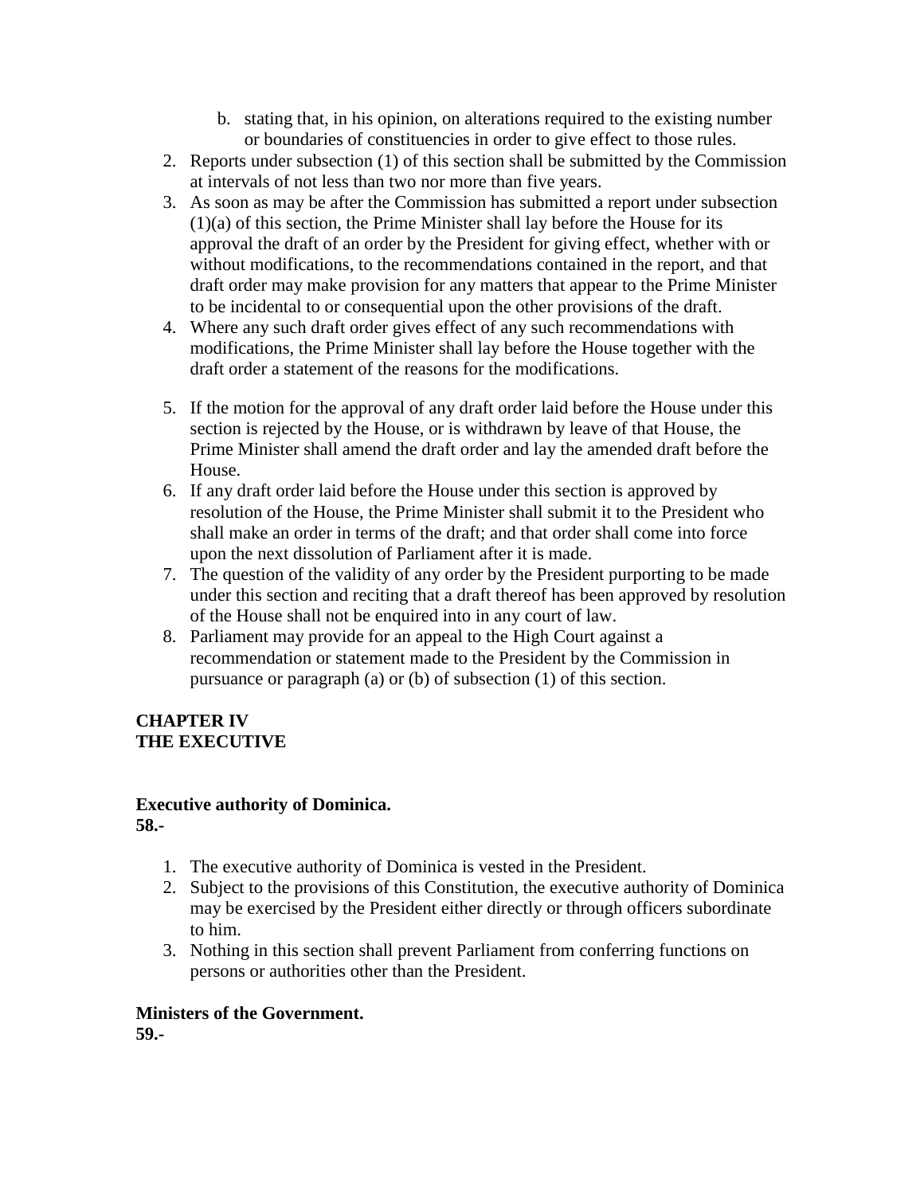b. stating that, in his opinion, on alterations required to the existing number or boundaries of constituencies in order to give effect to those rules.

2. Reports under subsection (1) of this section shall be submitted by the Commission at intervals of not less than two nor more than five years.
3. As soon as may be after the Commission has submitted a report under subsection (1)(a) of this section, the Prime Minister shall lay before the House for its approval the draft of an order by the President for giving effect, whether with or without modifications, to the recommendations contained in the report, and that draft order may make provision for any matters that appear to the Prime Minister to be incidental to or consequential upon the other provisions of the draft.
4. Where any such draft order gives effect of any such recommendations with modifications, the Prime Minister shall lay before the House together with the draft order a statement of the reasons for the modifications.
5. If the motion for the approval of any draft order laid before the House under this section is rejected by the House, or is withdrawn by leave of that House, the Prime Minister shall amend the draft order and lay the amended draft before the House.
6. If any draft order laid before the House under this section is approved by resolution of the House, the Prime Minister shall submit it to the President who shall make an order in terms of the draft; and that order shall come into force upon the next dissolution of Parliament after it is made.
7. The question of the validity of any order by the President purporting to be made under this section and reciting that a draft thereof has been approved by resolution of the House shall not be enquired into in any court of law.
8. Parliament may provide for an appeal to the High Court against a recommendation or statement made to the President by the Commission in pursuance or paragraph (a) or (b) of subsection (1) of this section.

**CHAPTER IV**
**THE EXECUTIVE**

**Executive authority of Dominica.**
**58.-**

1. The executive authority of Dominica is vested in the President.
2. Subject to the provisions of this Constitution, the executive authority of Dominica may be exercised by the President either directly or through officers subordinate to him.
3. Nothing in this section shall prevent Parliament from conferring functions on persons or authorities other than the President.

**Ministers of the Government.**
**59.-**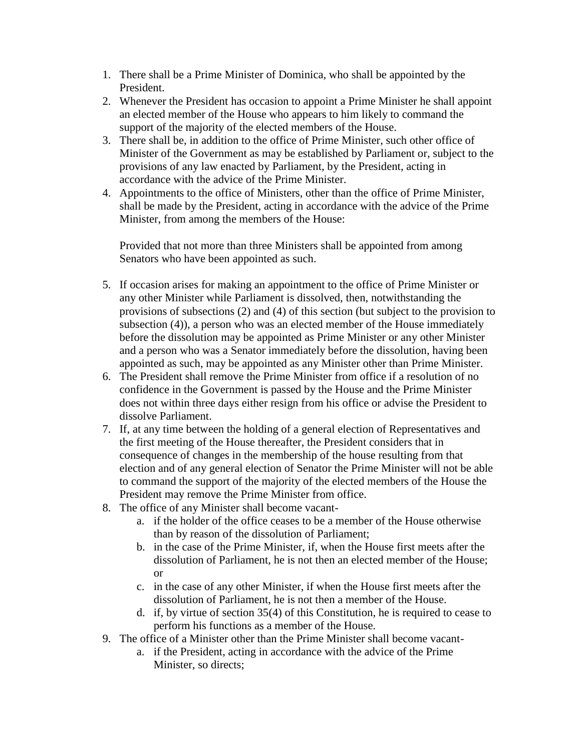1. There shall be a Prime Minister of Dominica, who shall be appointed by the President.
2. Whenever the President has occasion to appoint a Prime Minister he shall appoint an elected member of the House who appears to him likely to command the support of the majority of the elected members of the House.
3. There shall be, in addition to the office of Prime Minister, such other office of Minister of the Government as may be established by Parliament or, subject to the provisions of any law enacted by Parliament, by the President, acting in accordance with the advice of the Prime Minister.
4. Appointments to the office of Ministers, other than the office of Prime Minister, shall be made by the President, acting in accordance with the advice of the Prime Minister, from among the members of the House:

   Provided that not more than three Ministers shall be appointed from among Senators who have been appointed as such.

5. If occasion arises for making an appointment to the office of Prime Minister or any other Minister while Parliament is dissolved, then, notwithstanding the provisions of subsections (2) and (4) of this section (but subject to the provision to subsection (4)), a person who was an elected member of the House immediately before the dissolution may be appointed as Prime Minister or any other Minister and a person who was a Senator immediately before the dissolution, having been appointed as such, may be appointed as any Minister other than Prime Minister.
6. The President shall remove the Prime Minister from office if a resolution of no confidence in the Government is passed by the House and the Prime Minister does not within three days either resign from his office or advise the President to dissolve Parliament.
7. If, at any time between the holding of a general election of Representatives and the first meeting of the House thereafter, the President considers that in consequence of changes in the membership of the house resulting from that election and of any general election of Senator the Prime Minister will not be able to command the support of the majority of the elected members of the House the President may remove the Prime Minister from office.
8. The office of any Minister shall become vacant-
   a. if the holder of the office ceases to be a member of the House otherwise than by reason of the dissolution of Parliament;
   b. in the case of the Prime Minister, if, when the House first meets after the dissolution of Parliament, he is not then an elected member of the House; or
   c. in the case of any other Minister, if when the House first meets after the dissolution of Parliament, he is not then a member of the House.
   d. if, by virtue of section 35(4) of this Constitution, he is required to cease to perform his functions as a member of the House.
9. The office of a Minister other than the Prime Minister shall become vacant-
   a. if the President, acting in accordance with the advice of the Prime Minister, so directs;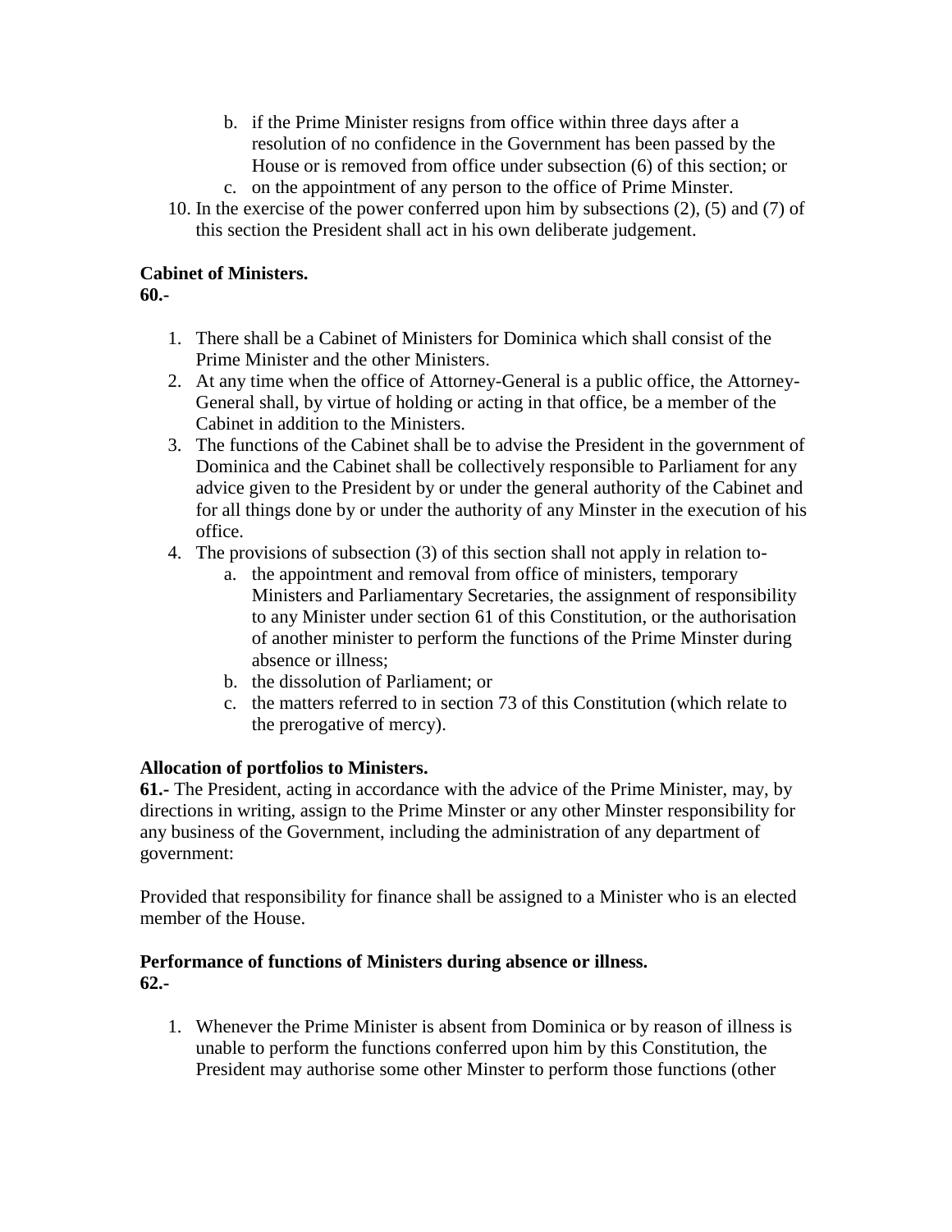b. if the Prime Minister resigns from office within three days after a resolution of no confidence in the Government has been passed by the House or is removed from office under subsection (6) of this section; or
   c. on the appointment of any person to the office of Prime Minster.
10. In the exercise of the power conferred upon him by subsections (2), (5) and (7) of this section the President shall act in his own deliberate judgement.

**Cabinet of Ministers.**
**60.-**

1. There shall be a Cabinet of Ministers for Dominica which shall consist of the Prime Minister and the other Ministers.
2. At any time when the office of Attorney-General is a public office, the Attorney-General shall, by virtue of holding or acting in that office, be a member of the Cabinet in addition to the Ministers.
3. The functions of the Cabinet shall be to advise the President in the government of Dominica and the Cabinet shall be collectively responsible to Parliament for any advice given to the President by or under the general authority of the Cabinet and for all things done by or under the authority of any Minster in the execution of his office.
4. The provisions of subsection (3) of this section shall not apply in relation to-
   a. the appointment and removal from office of ministers, temporary Ministers and Parliamentary Secretaries, the assignment of responsibility to any Minister under section 61 of this Constitution, or the authorisation of another minister to perform the functions of the Prime Minster during absence or illness;
   b. the dissolution of Parliament; or
   c. the matters referred to in section 73 of this Constitution (which relate to the prerogative of mercy).

**Allocation of portfolios to Ministers.**
**61.-** The President, acting in accordance with the advice of the Prime Minister, may, by directions in writing, assign to the Prime Minster or any other Minster responsibility for any business of the Government, including the administration of any department of government:

Provided that responsibility for finance shall be assigned to a Minister who is an elected member of the House.

**Performance of functions of Ministers during absence or illness.**
**62.-**

1. Whenever the Prime Minister is absent from Dominica or by reason of illness is unable to perform the functions conferred upon him by this Constitution, the President may authorise some other Minster to perform those functions (other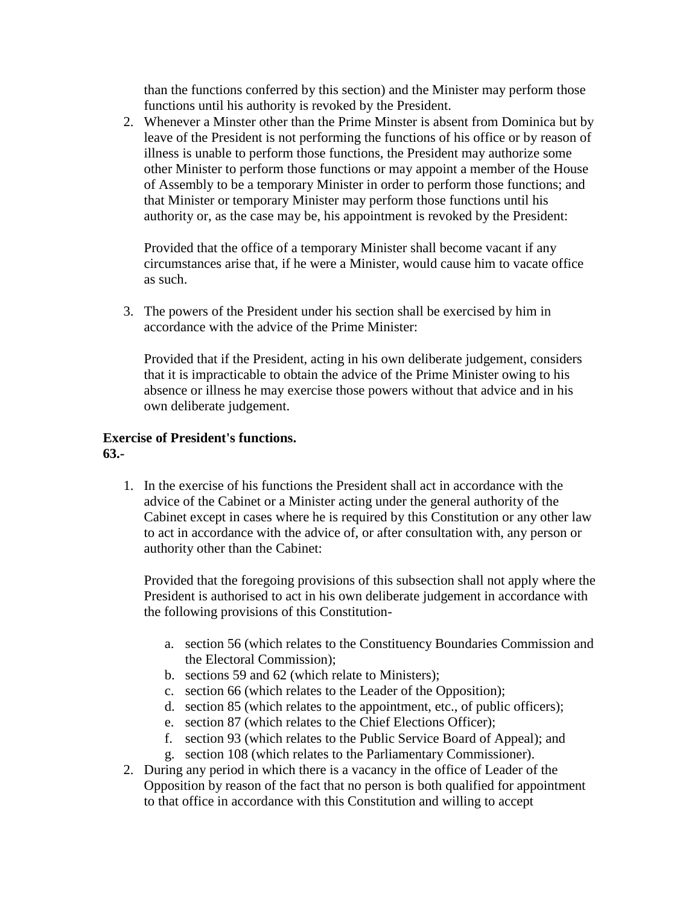than the functions conferred by this section) and the Minister may perform those functions until his authority is revoked by the President.

2. Whenever a Minster other than the Prime Minster is absent from Dominica but by leave of the President is not performing the functions of his office or by reason of illness is unable to perform those functions, the President may authorize some other Minister to perform those functions or may appoint a member of the House of Assembly to be a temporary Minister in order to perform those functions; and that Minister or temporary Minister may perform those functions until his authority or, as the case may be, his appointment is revoked by the President:

   Provided that the office of a temporary Minister shall become vacant if any circumstances arise that, if he were a Minister, would cause him to vacate office as such.

3. The powers of the President under his section shall be exercised by him in accordance with the advice of the Prime Minister:

   Provided that if the President, acting in his own deliberate judgement, considers that it is impracticable to obtain the advice of the Prime Minister owing to his absence or illness he may exercise those powers without that advice and in his own deliberate judgement.

**Exercise of President's functions.**
**63.-**

1. In the exercise of his functions the President shall act in accordance with the advice of the Cabinet or a Minister acting under the general authority of the Cabinet except in cases where he is required by this Constitution or any other law to act in accordance with the advice of, or after consultation with, any person or authority other than the Cabinet:

   Provided that the foregoing provisions of this subsection shall not apply where the President is authorised to act in his own deliberate judgement in accordance with the following provisions of this Constitution-

   a. section 56 (which relates to the Constituency Boundaries Commission and the Electoral Commission);
   b. sections 59 and 62 (which relate to Ministers);
   c. section 66 (which relates to the Leader of the Opposition);
   d. section 85 (which relates to the appointment, etc., of public officers);
   e. section 87 (which relates to the Chief Elections Officer);
   f. section 93 (which relates to the Public Service Board of Appeal); and
   g. section 108 (which relates to the Parliamentary Commissioner).

2. During any period in which there is a vacancy in the office of Leader of the Opposition by reason of the fact that no person is both qualified for appointment to that office in accordance with this Constitution and willing to accept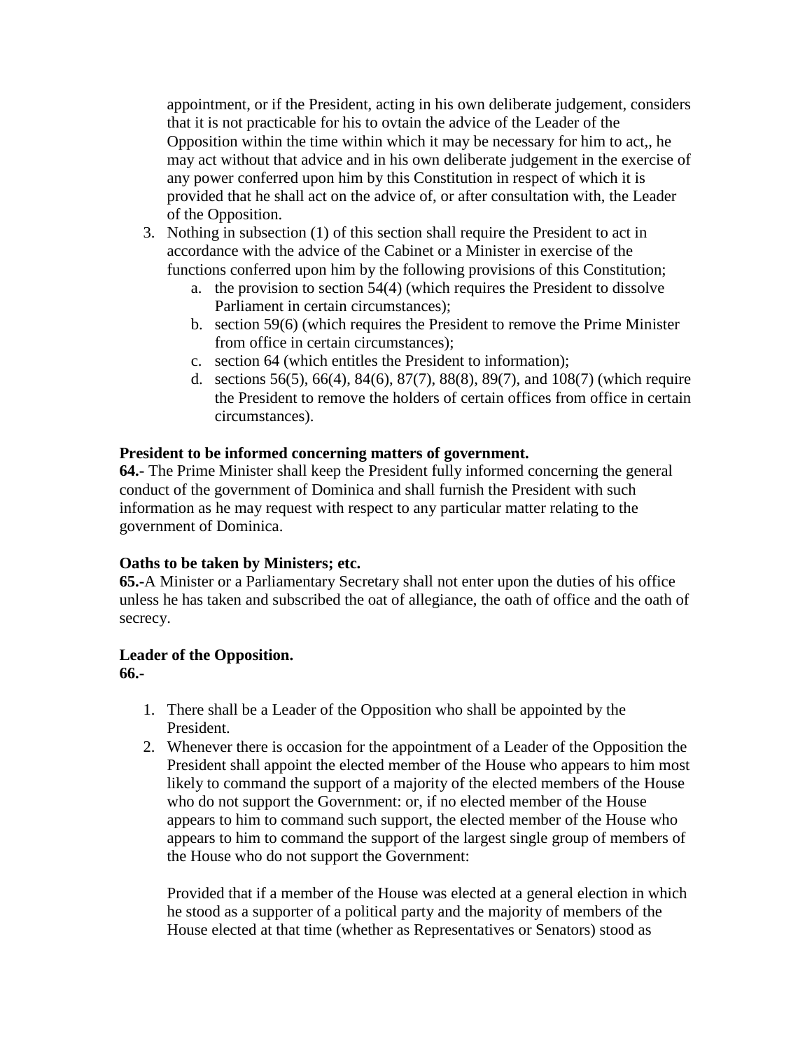appointment, or if the President, acting in his own deliberate judgement, considers that it is not practicable for his to ovtain the advice of the Leader of the Opposition within the time within which it may be necessary for him to act,, he may act without that advice and in his own deliberate judgement in the exercise of any power conferred upon him by this Constitution in respect of which it is provided that he shall act on the advice of, or after consultation with, the Leader of the Opposition.

3. Nothing in subsection (1) of this section shall require the President to act in accordance with the advice of the Cabinet or a Minister in exercise of the functions conferred upon him by the following provisions of this Constitution;
    a. the provision to section 54(4) (which requires the President to dissolve Parliament in certain circumstances);
    b. section 59(6) (which requires the President to remove the Prime Minister from office in certain circumstances);
    c. section 64 (which entitles the President to information);
    d. sections 56(5), 66(4), 84(6), 87(7), 88(8), 89(7), and 108(7) (which require the President to remove the holders of certain offices from office in certain circumstances).

**President to be informed concerning matters of government.**
**64.-** The Prime Minister shall keep the President fully informed concerning the general conduct of the government of Dominica and shall furnish the President with such information as he may request with respect to any particular matter relating to the government of Dominica.

**Oaths to be taken by Ministers; etc.**
**65.-**A Minister or a Parliamentary Secretary shall not enter upon the duties of his office unless he has taken and subscribed the oat of allegiance, the oath of office and the oath of secrecy.

**Leader of the Opposition.**
**66.-**

1. There shall be a Leader of the Opposition who shall be appointed by the President.
2. Whenever there is occasion for the appointment of a Leader of the Opposition the President shall appoint the elected member of the House who appears to him most likely to command the support of a majority of the elected members of the House who do not support the Government: or, if no elected member of the House appears to him to command such support, the elected member of the House who appears to him to command the support of the largest single group of members of the House who do not support the Government:

    Provided that if a member of the House was elected at a general election in which he stood as a supporter of a political party and the majority of members of the House elected at that time (whether as Representatives or Senators) stood as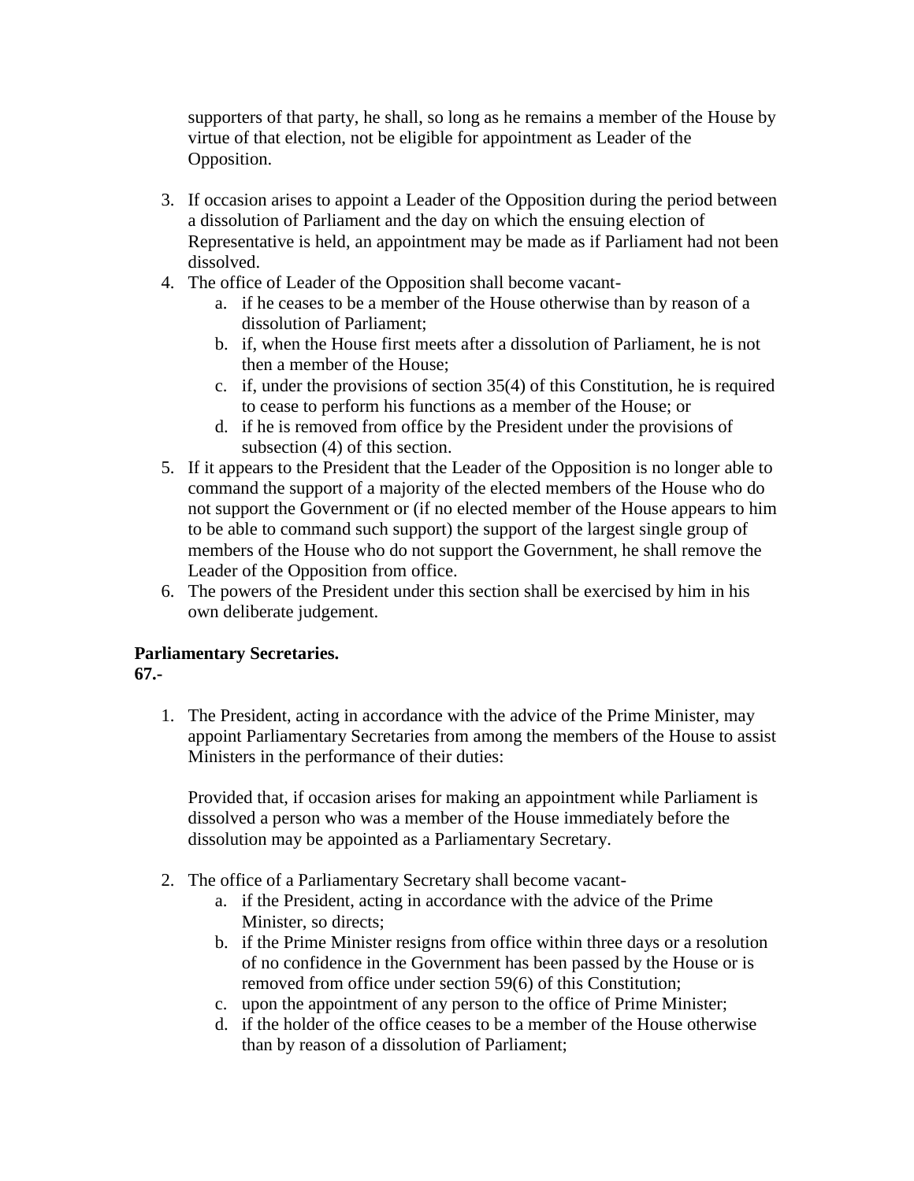supporters of that party, he shall, so long as he remains a member of the House by virtue of that election, not be eligible for appointment as Leader of the Opposition.

3. If occasion arises to appoint a Leader of the Opposition during the period between a dissolution of Parliament and the day on which the ensuing election of Representative is held, an appointment may be made as if Parliament had not been dissolved.
4. The office of Leader of the Opposition shall become vacant-
   a. if he ceases to be a member of the House otherwise than by reason of a dissolution of Parliament;
   b. if, when the House first meets after a dissolution of Parliament, he is not then a member of the House;
   c. if, under the provisions of section 35(4) of this Constitution, he is required to cease to perform his functions as a member of the House; or
   d. if he is removed from office by the President under the provisions of subsection (4) of this section.
5. If it appears to the President that the Leader of the Opposition is no longer able to command the support of a majority of the elected members of the House who do not support the Government or (if no elected member of the House appears to him to be able to command such support) the support of the largest single group of members of the House who do not support the Government, he shall remove the Leader of the Opposition from office.
6. The powers of the President under this section shall be exercised by him in his own deliberate judgement.

**Parliamentary Secretaries.**
**67.-**

1. The President, acting in accordance with the advice of the Prime Minister, may appoint Parliamentary Secretaries from among the members of the House to assist Ministers in the performance of their duties:

   Provided that, if occasion arises for making an appointment while Parliament is dissolved a person who was a member of the House immediately before the dissolution may be appointed as a Parliamentary Secretary.

2. The office of a Parliamentary Secretary shall become vacant-
   a. if the President, acting in accordance with the advice of the Prime Minister, so directs;
   b. if the Prime Minister resigns from office within three days or a resolution of no confidence in the Government has been passed by the House or is removed from office under section 59(6) of this Constitution;
   c. upon the appointment of any person to the office of Prime Minister;
   d. if the holder of the office ceases to be a member of the House otherwise than by reason of a dissolution of Parliament;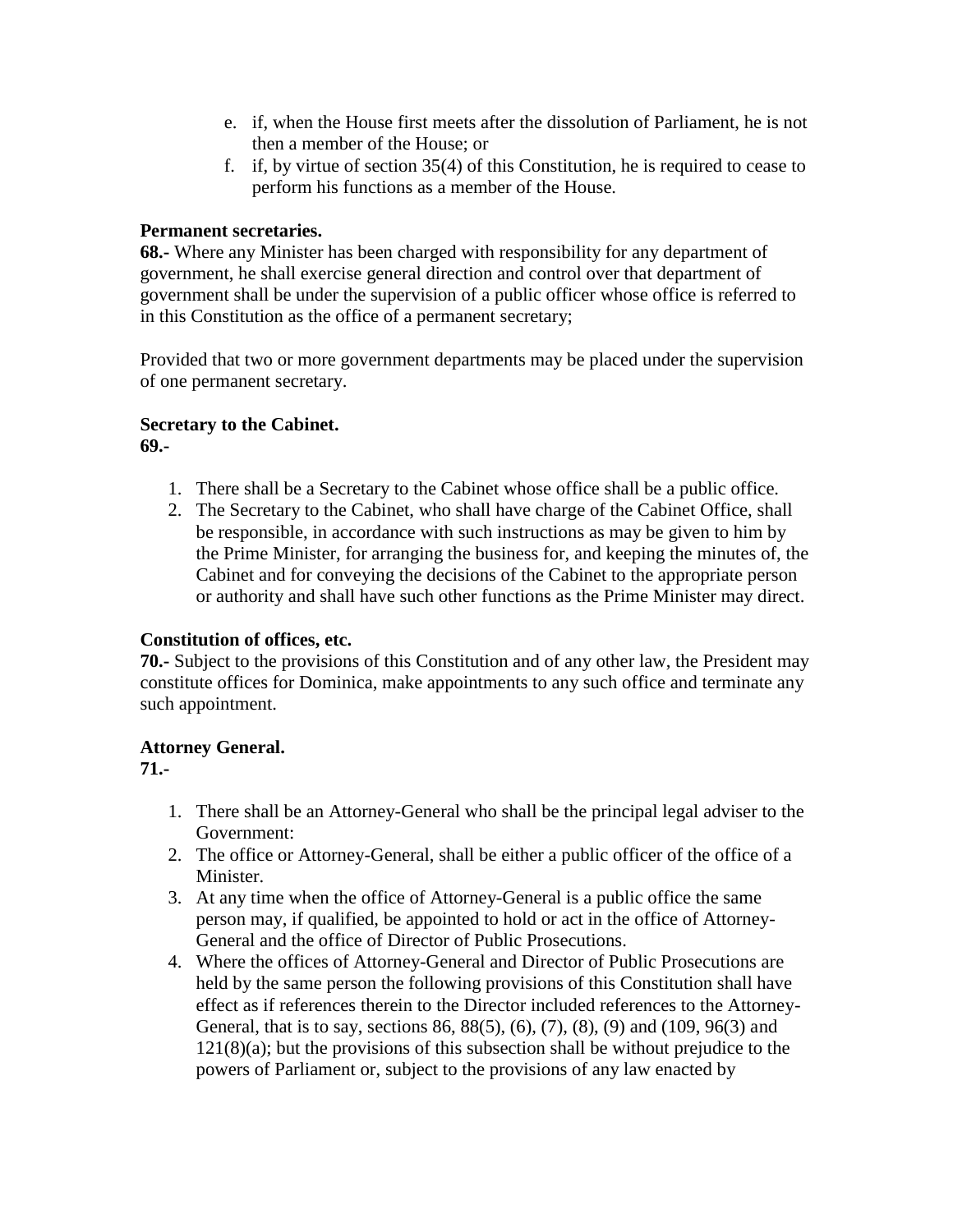e. if, when the House first meets after the dissolution of Parliament, he is not then a member of the House; or
f. if, by virtue of section 35(4) of this Constitution, he is required to cease to perform his functions as a member of the House.

**Permanent secretaries.**
**68.-** Where any Minister has been charged with responsibility for any department of government, he shall exercise general direction and control over that department of government shall be under the supervision of a public officer whose office is referred to in this Constitution as the office of a permanent secretary;

Provided that two or more government departments may be placed under the supervision of one permanent secretary.

**Secretary to the Cabinet.**
**69.-**

1. There shall be a Secretary to the Cabinet whose office shall be a public office.
2. The Secretary to the Cabinet, who shall have charge of the Cabinet Office, shall be responsible, in accordance with such instructions as may be given to him by the Prime Minister, for arranging the business for, and keeping the minutes of, the Cabinet and for conveying the decisions of the Cabinet to the appropriate person or authority and shall have such other functions as the Prime Minister may direct.

**Constitution of offices, etc.**
**70.-** Subject to the provisions of this Constitution and of any other law, the President may constitute offices for Dominica, make appointments to any such office and terminate any such appointment.

**Attorney General.**
**71.-**

1. There shall be an Attorney-General who shall be the principal legal adviser to the Government:
2. The office or Attorney-General, shall be either a public officer of the office of a Minister.
3. At any time when the office of Attorney-General is a public office the same person may, if qualified, be appointed to hold or act in the office of Attorney-General and the office of Director of Public Prosecutions.
4. Where the offices of Attorney-General and Director of Public Prosecutions are held by the same person the following provisions of this Constitution shall have effect as if references therein to the Director included references to the Attorney-General, that is to say, sections 86, 88(5), (6), (7), (8), (9) and (109, 96(3) and 121(8)(a); but the provisions of this subsection shall be without prejudice to the powers of Parliament or, subject to the provisions of any law enacted by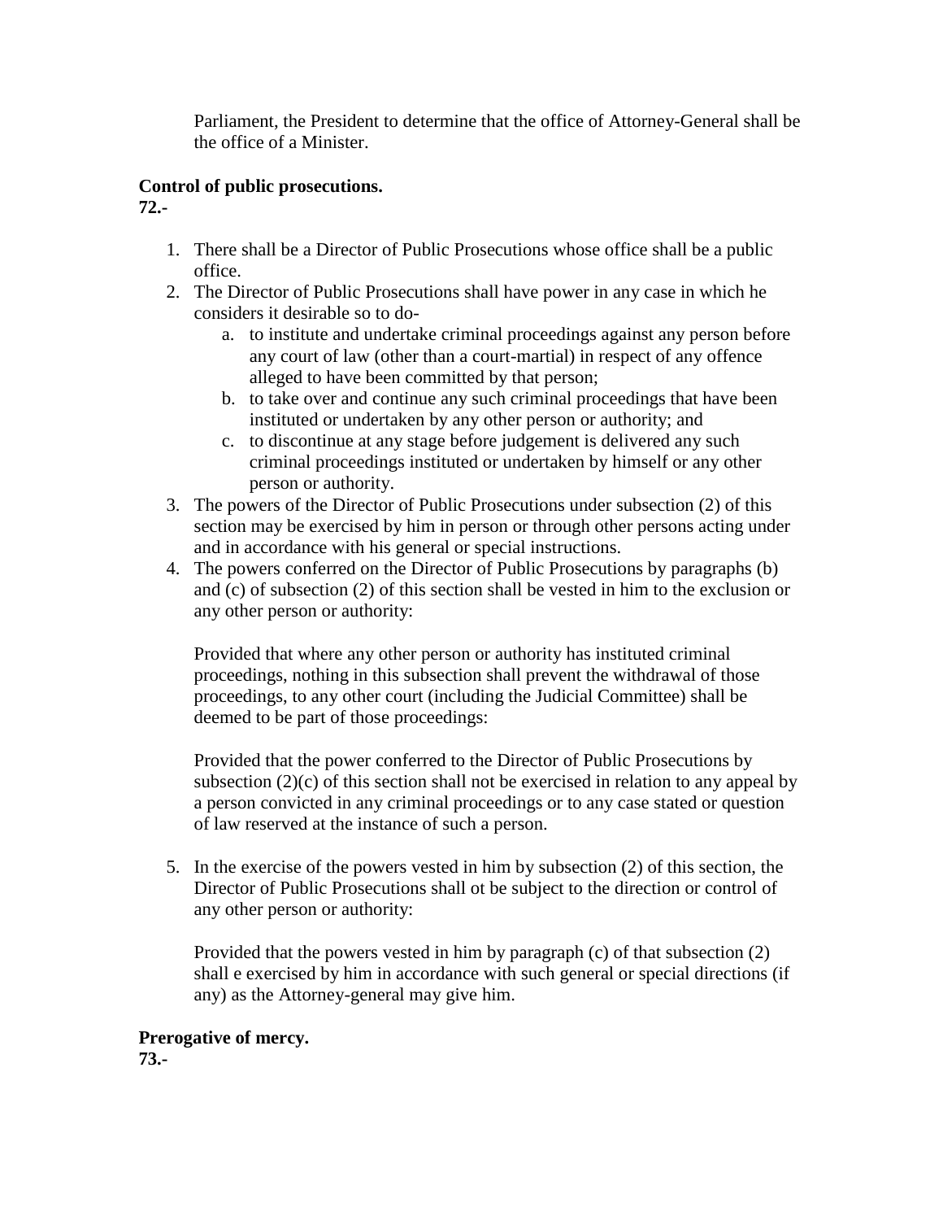Parliament, the President to determine that the office of Attorney-General shall be the office of a Minister.

**Control of public prosecutions.**
**72.-**

1. There shall be a Director of Public Prosecutions whose office shall be a public office.
2. The Director of Public Prosecutions shall have power in any case in which he considers it desirable so to do-
    a. to institute and undertake criminal proceedings against any person before any court of law (other than a court-martial) in respect of any offence alleged to have been committed by that person;
    b. to take over and continue any such criminal proceedings that have been instituted or undertaken by any other person or authority; and
    c. to discontinue at any stage before judgement is delivered any such criminal proceedings instituted or undertaken by himself or any other person or authority.
3. The powers of the Director of Public Prosecutions under subsection (2) of this section may be exercised by him in person or through other persons acting under and in accordance with his general or special instructions.
4. The powers conferred on the Director of Public Prosecutions by paragraphs (b) and (c) of subsection (2) of this section shall be vested in him to the exclusion or any other person or authority:

    Provided that where any other person or authority has instituted criminal proceedings, nothing in this subsection shall prevent the withdrawal of those proceedings, to any other court (including the Judicial Committee) shall be deemed to be part of those proceedings:

    Provided that the power conferred to the Director of Public Prosecutions by subsection (2)(c) of this section shall not be exercised in relation to any appeal by a person convicted in any criminal proceedings or to any case stated or question of law reserved at the instance of such a person.

5. In the exercise of the powers vested in him by subsection (2) of this section, the Director of Public Prosecutions shall ot be subject to the direction or control of any other person or authority:

    Provided that the powers vested in him by paragraph (c) of that subsection (2) shall e exercised by him in accordance with such general or special directions (if any) as the Attorney-general may give him.

**Prerogative of mercy.**
**73.-**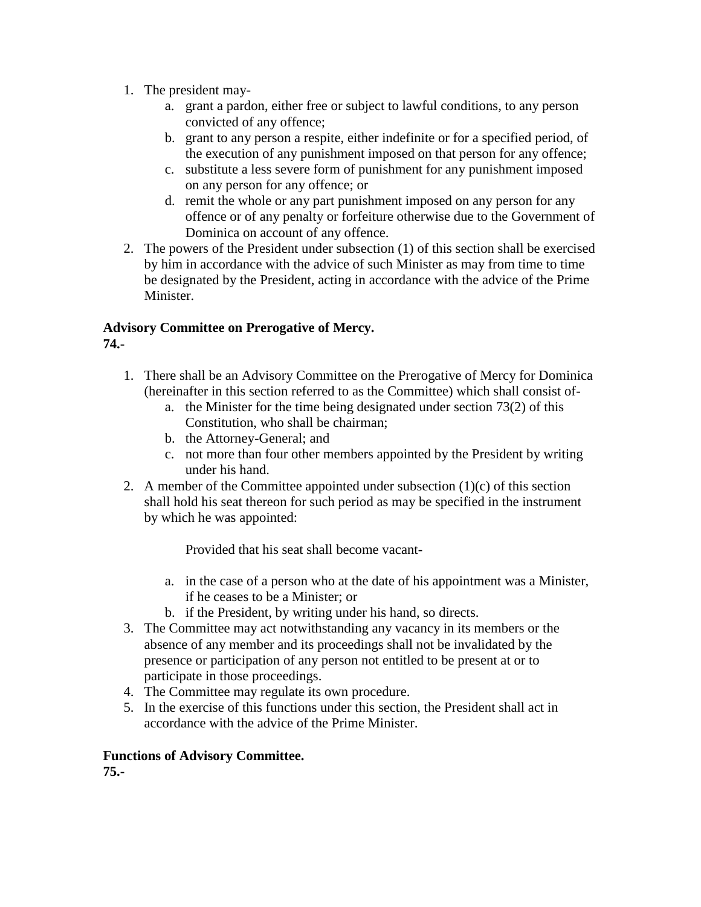1. The president may-
    a. grant a pardon, either free or subject to lawful conditions, to any person convicted of any offence;
    b. grant to any person a respite, either indefinite or for a specified period, of the execution of any punishment imposed on that person for any offence;
    c. substitute a less severe form of punishment for any punishment imposed on any person for any offence; or
    d. remit the whole or any part punishment imposed on any person for any offence or of any penalty or forfeiture otherwise due to the Government of Dominica on account of any offence.
2. The powers of the President under subsection (1) of this section shall be exercised by him in accordance with the advice of such Minister as may from time to time be designated by the President, acting in accordance with the advice of the Prime Minister.

**Advisory Committee on Prerogative of Mercy.**
**74.-**

1. There shall be an Advisory Committee on the Prerogative of Mercy for Dominica (hereinafter in this section referred to as the Committee) which shall consist of-
    a. the Minister for the time being designated under section 73(2) of this Constitution, who shall be chairman;
    b. the Attorney-General; and
    c. not more than four other members appointed by the President by writing under his hand.
2. A member of the Committee appointed under subsection (1)(c) of this section shall hold his seat thereon for such period as may be specified in the instrument by which he was appointed:

    Provided that his seat shall become vacant-

    a. in the case of a person who at the date of his appointment was a Minister, if he ceases to be a Minister; or
    b. if the President, by writing under his hand, so directs.
3. The Committee may act notwithstanding any vacancy in its members or the absence of any member and its proceedings shall not be invalidated by the presence or participation of any person not entitled to be present at or to participate in those proceedings.
4. The Committee may regulate its own procedure.
5. In the exercise of this functions under this section, the President shall act in accordance with the advice of the Prime Minister.

**Functions of Advisory Committee.**
**75.-**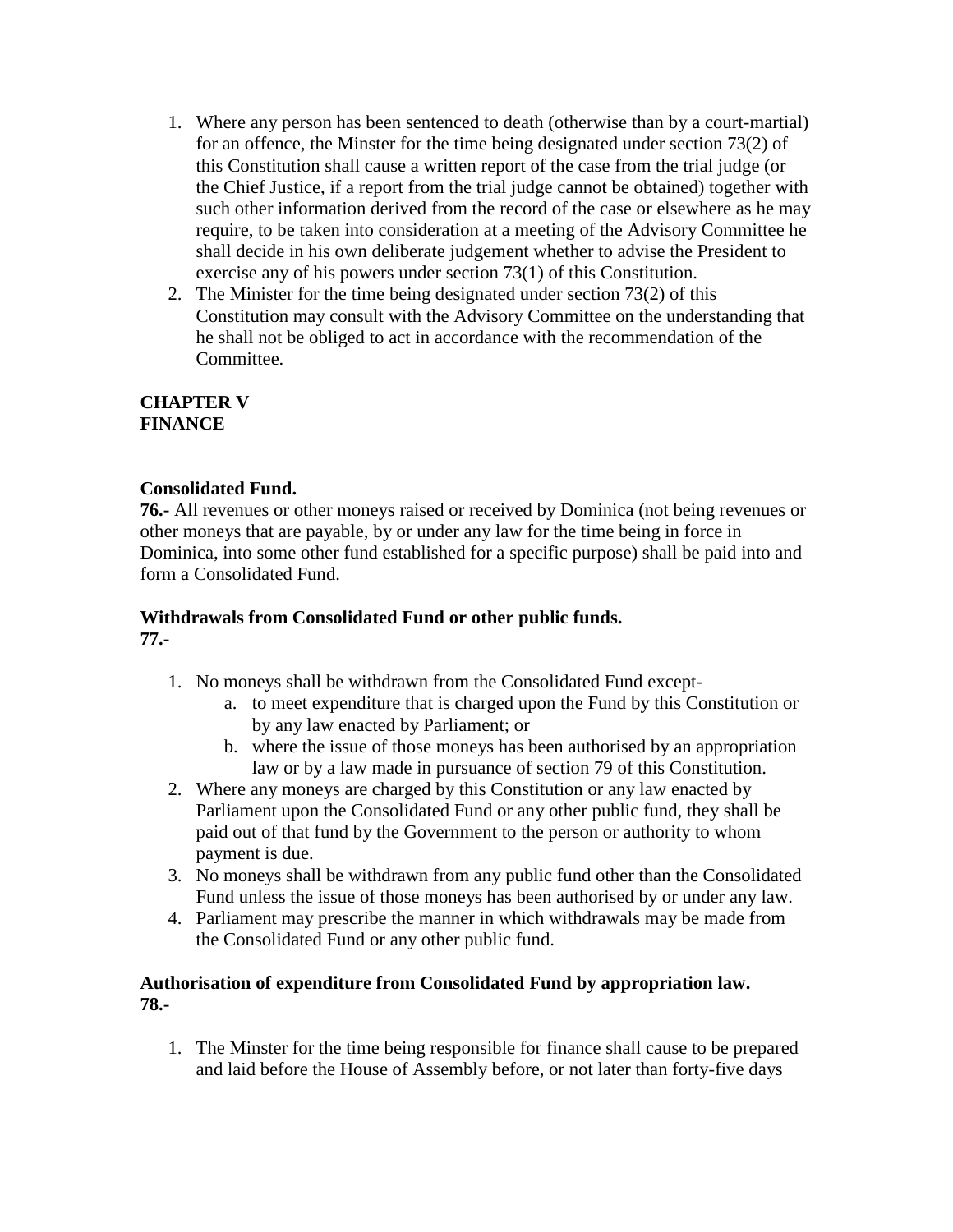1. Where any person has been sentenced to death (otherwise than by a court-martial) for an offence, the Minster for the time being designated under section 73(2) of this Constitution shall cause a written report of the case from the trial judge (or the Chief Justice, if a report from the trial judge cannot be obtained) together with such other information derived from the record of the case or elsewhere as he may require, to be taken into consideration at a meeting of the Advisory Committee he shall decide in his own deliberate judgement whether to advise the President to exercise any of his powers under section 73(1) of this Constitution.
2. The Minister for the time being designated under section 73(2) of this Constitution may consult with the Advisory Committee on the understanding that he shall not be obliged to act in accordance with the recommendation of the Committee.

**CHAPTER V**
**FINANCE**

**Consolidated Fund.**
**76.-** All revenues or other moneys raised or received by Dominica (not being revenues or other moneys that are payable, by or under any law for the time being in force in Dominica, into some other fund established for a specific purpose) shall be paid into and form a Consolidated Fund.

**Withdrawals from Consolidated Fund or other public funds.**
**77.-**

1. No moneys shall be withdrawn from the Consolidated Fund except-
   a. to meet expenditure that is charged upon the Fund by this Constitution or by any law enacted by Parliament; or
   b. where the issue of those moneys has been authorised by an appropriation law or by a law made in pursuance of section 79 of this Constitution.
2. Where any moneys are charged by this Constitution or any law enacted by Parliament upon the Consolidated Fund or any other public fund, they shall be paid out of that fund by the Government to the person or authority to whom payment is due.
3. No moneys shall be withdrawn from any public fund other than the Consolidated Fund unless the issue of those moneys has been authorised by or under any law.
4. Parliament may prescribe the manner in which withdrawals may be made from the Consolidated Fund or any other public fund.

**Authorisation of expenditure from Consolidated Fund by appropriation law.**
**78.-**

1. The Minster for the time being responsible for finance shall cause to be prepared and laid before the House of Assembly before, or not later than forty-five days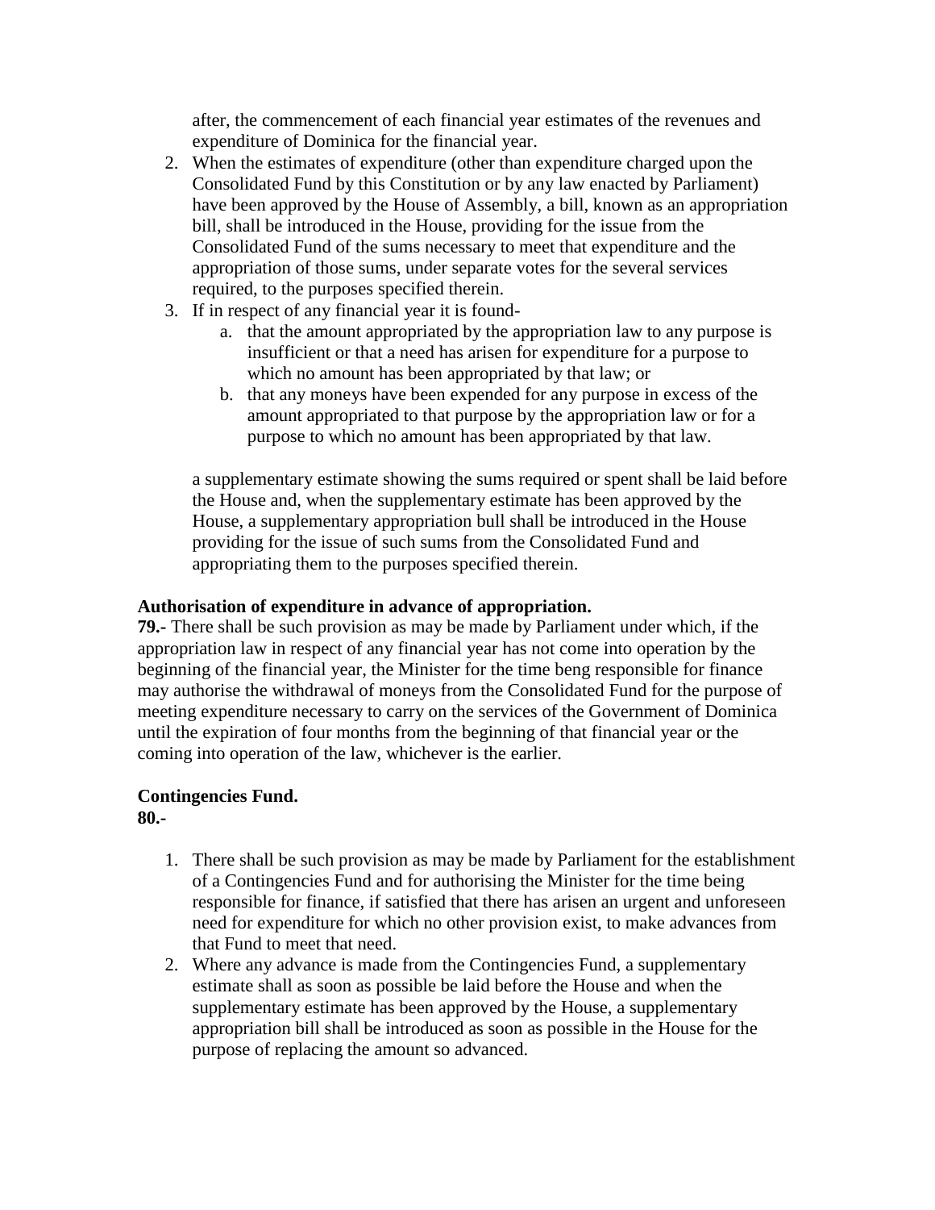after, the commencement of each financial year estimates of the revenues and expenditure of Dominica for the financial year.

2. When the estimates of expenditure (other than expenditure charged upon the Consolidated Fund by this Constitution or by any law enacted by Parliament) have been approved by the House of Assembly, a bill, known as an appropriation bill, shall be introduced in the House, providing for the issue from the Consolidated Fund of the sums necessary to meet that expenditure and the appropriation of those sums, under separate votes for the several services required, to the purposes specified therein.
3. If in respect of any financial year it is found-
    a. that the amount appropriated by the appropriation law to any purpose is insufficient or that a need has arisen for expenditure for a purpose to which no amount has been appropriated by that law; or
    b. that any moneys have been expended for any purpose in excess of the amount appropriated to that purpose by the appropriation law or for a purpose to which no amount has been appropriated by that law.

    a supplementary estimate showing the sums required or spent shall be laid before the House and, when the supplementary estimate has been approved by the House, a supplementary appropriation bull shall be introduced in the House providing for the issue of such sums from the Consolidated Fund and appropriating them to the purposes specified therein.

**Authorisation of expenditure in advance of appropriation.**

**79.-** There shall be such provision as may be made by Parliament under which, if the appropriation law in respect of any financial year has not come into operation by the beginning of the financial year, the Minister for the time beng responsible for finance may authorise the withdrawal of moneys from the Consolidated Fund for the purpose of meeting expenditure necessary to carry on the services of the Government of Dominica until the expiration of four months from the beginning of that financial year or the coming into operation of the law, whichever is the earlier.

**Contingencies Fund.**

**80.-**

1. There shall be such provision as may be made by Parliament for the establishment of a Contingencies Fund and for authorising the Minister for the time being responsible for finance, if satisfied that there has arisen an urgent and unforeseen need for expenditure for which no other provision exist, to make advances from that Fund to meet that need.
2. Where any advance is made from the Contingencies Fund, a supplementary estimate shall as soon as possible be laid before the House and when the supplementary estimate has been approved by the House, a supplementary appropriation bill shall be introduced as soon as possible in the House for the purpose of replacing the amount so advanced.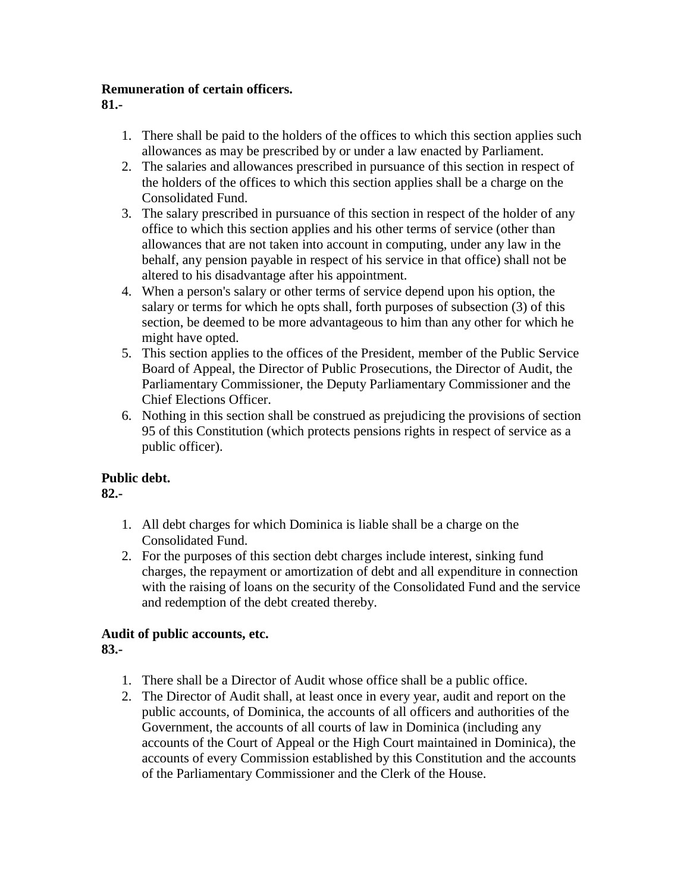**Remuneration of certain officers.**
**81.-**

1. There shall be paid to the holders of the offices to which this section applies such allowances as may be prescribed by or under a law enacted by Parliament.
2. The salaries and allowances prescribed in pursuance of this section in respect of the holders of the offices to which this section applies shall be a charge on the Consolidated Fund.
3. The salary prescribed in pursuance of this section in respect of the holder of any office to which this section applies and his other terms of service (other than allowances that are not taken into account in computing, under any law in the behalf, any pension payable in respect of his service in that office) shall not be altered to his disadvantage after his appointment.
4. When a person's salary or other terms of service depend upon his option, the salary or terms for which he opts shall, forth purposes of subsection (3) of this section, be deemed to be more advantageous to him than any other for which he might have opted.
5. This section applies to the offices of the President, member of the Public Service Board of Appeal, the Director of Public Prosecutions, the Director of Audit, the Parliamentary Commissioner, the Deputy Parliamentary Commissioner and the Chief Elections Officer.
6. Nothing in this section shall be construed as prejudicing the provisions of section 95 of this Constitution (which protects pensions rights in respect of service as a public officer).

**Public debt.**
**82.-**

1. All debt charges for which Dominica is liable shall be a charge on the Consolidated Fund.
2. For the purposes of this section debt charges include interest, sinking fund charges, the repayment or amortization of debt and all expenditure in connection with the raising of loans on the security of the Consolidated Fund and the service and redemption of the debt created thereby.

**Audit of public accounts, etc.**
**83.-**

1. There shall be a Director of Audit whose office shall be a public office.
2. The Director of Audit shall, at least once in every year, audit and report on the public accounts, of Dominica, the accounts of all officers and authorities of the Government, the accounts of all courts of law in Dominica (including any accounts of the Court of Appeal or the High Court maintained in Dominica), the accounts of every Commission established by this Constitution and the accounts of the Parliamentary Commissioner and the Clerk of the House.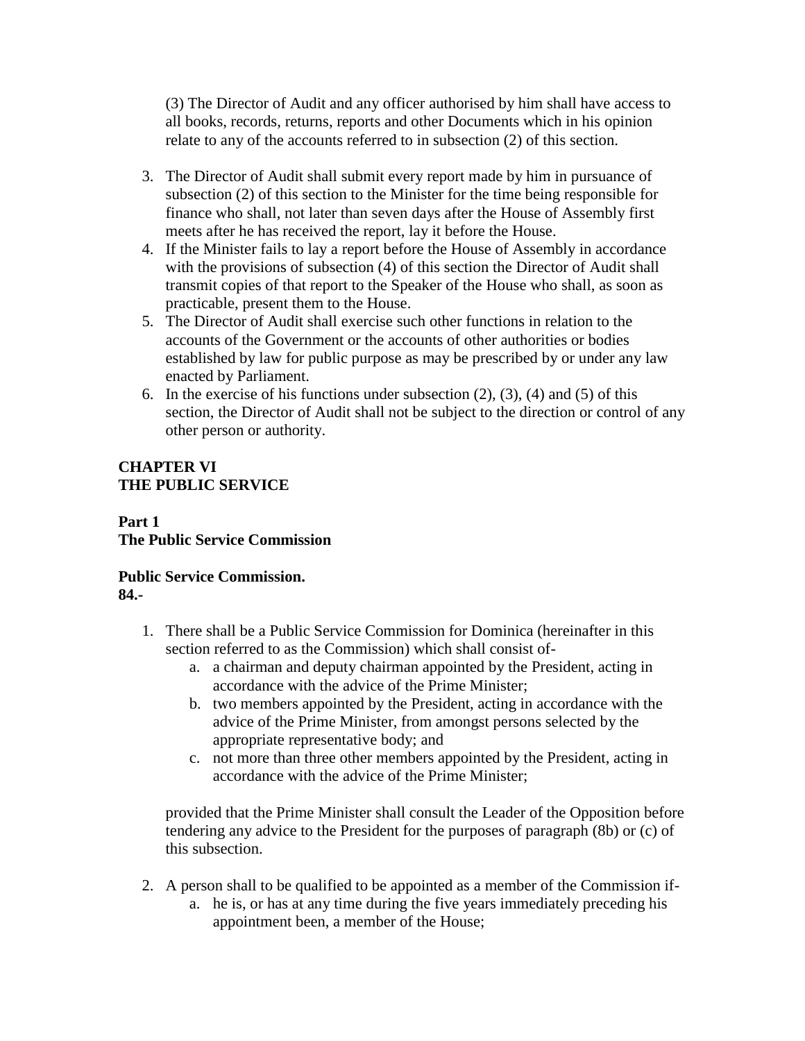(3) The Director of Audit and any officer authorised by him shall have access to all books, records, returns, reports and other Documents which in his opinion relate to any of the accounts referred to in subsection (2) of this section.

3. The Director of Audit shall submit every report made by him in pursuance of subsection (2) of this section to the Minister for the time being responsible for finance who shall, not later than seven days after the House of Assembly first meets after he has received the report, lay it before the House.
4. If the Minister fails to lay a report before the House of Assembly in accordance with the provisions of subsection (4) of this section the Director of Audit shall transmit copies of that report to the Speaker of the House who shall, as soon as practicable, present them to the House.
5. The Director of Audit shall exercise such other functions in relation to the accounts of the Government or the accounts of other authorities or bodies established by law for public purpose as may be prescribed by or under any law enacted by Parliament.
6. In the exercise of his functions under subsection (2), (3), (4) and (5) of this section, the Director of Audit shall not be subject to the direction or control of any other person or authority.

**CHAPTER VI**
**THE PUBLIC SERVICE**

**Part 1**
**The Public Service Commission**

**Public Service Commission.**
**84.-**

1. There shall be a Public Service Commission for Dominica (hereinafter in this section referred to as the Commission) which shall consist of-
   a. a chairman and deputy chairman appointed by the President, acting in accordance with the advice of the Prime Minister;
   b. two members appointed by the President, acting in accordance with the advice of the Prime Minister, from amongst persons selected by the appropriate representative body; and
   c. not more than three other members appointed by the President, acting in accordance with the advice of the Prime Minister;

   provided that the Prime Minister shall consult the Leader of the Opposition before tendering any advice to the President for the purposes of paragraph (8b) or (c) of this subsection.

2. A person shall to be qualified to be appointed as a member of the Commission if-
   a. he is, or has at any time during the five years immediately preceding his appointment been, a member of the House;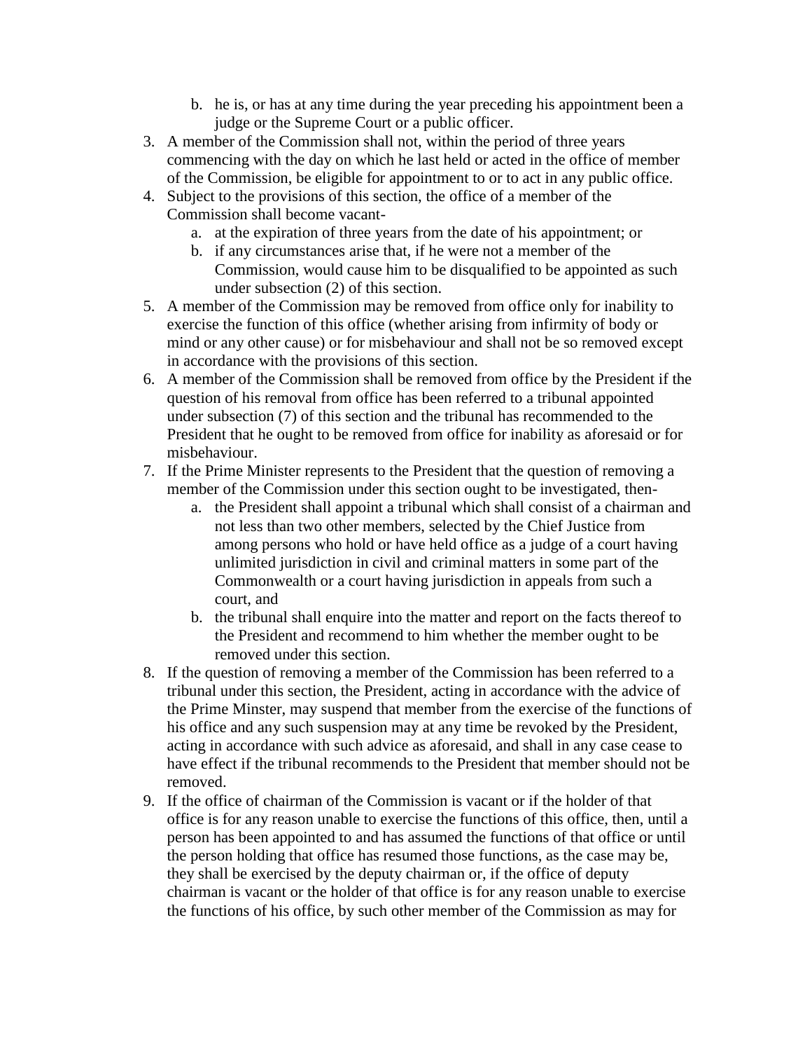b. he is, or has at any time during the year preceding his appointment been a judge or the Supreme Court or a public officer.

3. A member of the Commission shall not, within the period of three years commencing with the day on which he last held or acted in the office of member of the Commission, be eligible for appointment to or to act in any public office.
4. Subject to the provisions of this section, the office of a member of the Commission shall become vacant-
   a. at the expiration of three years from the date of his appointment; or
   b. if any circumstances arise that, if he were not a member of the Commission, would cause him to be disqualified to be appointed as such under subsection (2) of this section.
5. A member of the Commission may be removed from office only for inability to exercise the function of this office (whether arising from infirmity of body or mind or any other cause) or for misbehaviour and shall not be so removed except in accordance with the provisions of this section.
6. A member of the Commission shall be removed from office by the President if the question of his removal from office has been referred to a tribunal appointed under subsection (7) of this section and the tribunal has recommended to the President that he ought to be removed from office for inability as aforesaid or for misbehaviour.
7. If the Prime Minister represents to the President that the question of removing a member of the Commission under this section ought to be investigated, then-
   a. the President shall appoint a tribunal which shall consist of a chairman and not less than two other members, selected by the Chief Justice from among persons who hold or have held office as a judge of a court having unlimited jurisdiction in civil and criminal matters in some part of the Commonwealth or a court having jurisdiction in appeals from such a court, and
   b. the tribunal shall enquire into the matter and report on the facts thereof to the President and recommend to him whether the member ought to be removed under this section.
8. If the question of removing a member of the Commission has been referred to a tribunal under this section, the President, acting in accordance with the advice of the Prime Minster, may suspend that member from the exercise of the functions of his office and any such suspension may at any time be revoked by the President, acting in accordance with such advice as aforesaid, and shall in any case cease to have effect if the tribunal recommends to the President that member should not be removed.
9. If the office of chairman of the Commission is vacant or if the holder of that office is for any reason unable to exercise the functions of this office, then, until a person has been appointed to and has assumed the functions of that office or until the person holding that office has resumed those functions, as the case may be, they shall be exercised by the deputy chairman or, if the office of deputy chairman is vacant or the holder of that office is for any reason unable to exercise the functions of his office, by such other member of the Commission as may for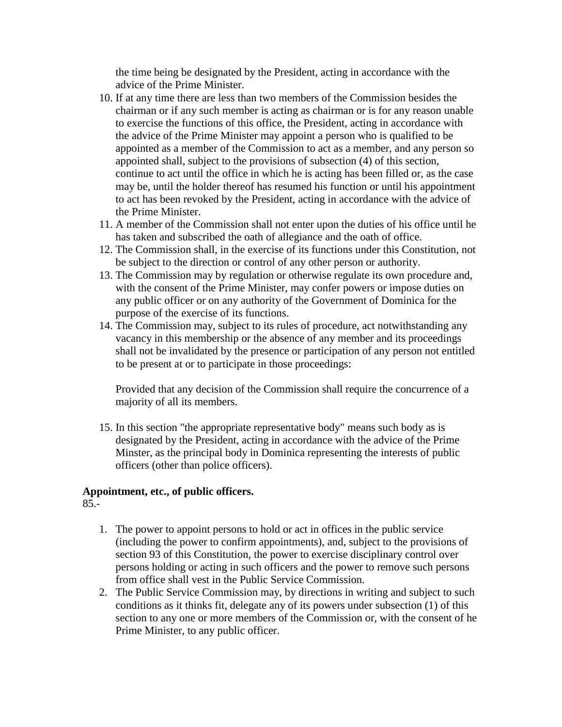the time being be designated by the President, acting in accordance with the advice of the Prime Minister.

10. If at any time there are less than two members of the Commission besides the chairman or if any such member is acting as chairman or is for any reason unable to exercise the functions of this office, the President, acting in accordance with the advice of the Prime Minister may appoint a person who is qualified to be appointed as a member of the Commission to act as a member, and any person so appointed shall, subject to the provisions of subsection (4) of this section, continue to act until the office in which he is acting has been filled or, as the case may be, until the holder thereof has resumed his function or until his appointment to act has been revoked by the President, acting in accordance with the advice of the Prime Minister.
11. A member of the Commission shall not enter upon the duties of his office until he has taken and subscribed the oath of allegiance and the oath of office.
12. The Commission shall, in the exercise of its functions under this Constitution, not be subject to the direction or control of any other person or authority.
13. The Commission may by regulation or otherwise regulate its own procedure and, with the consent of the Prime Minister, may confer powers or impose duties on any public officer or on any authority of the Government of Dominica for the purpose of the exercise of its functions.
14. The Commission may, subject to its rules of procedure, act notwithstanding any vacancy in this membership or the absence of any member and its proceedings shall not be invalidated by the presence or participation of any person not entitled to be present at or to participate in those proceedings:

    Provided that any decision of the Commission shall require the concurrence of a majority of all its members.

15. In this section "the appropriate representative body" means such body as is designated by the President, acting in accordance with the advice of the Prime Minster, as the principal body in Dominica representing the interests of public officers (other than police officers).

**Appointment, etc., of public officers.**

85.-

1. The power to appoint persons to hold or act in offices in the public service (including the power to confirm appointments), and, subject to the provisions of section 93 of this Constitution, the power to exercise disciplinary control over persons holding or acting in such officers and the power to remove such persons from office shall vest in the Public Service Commission.
2. The Public Service Commission may, by directions in writing and subject to such conditions as it thinks fit, delegate any of its powers under subsection (1) of this section to any one or more members of the Commission or, with the consent of he Prime Minister, to any public officer.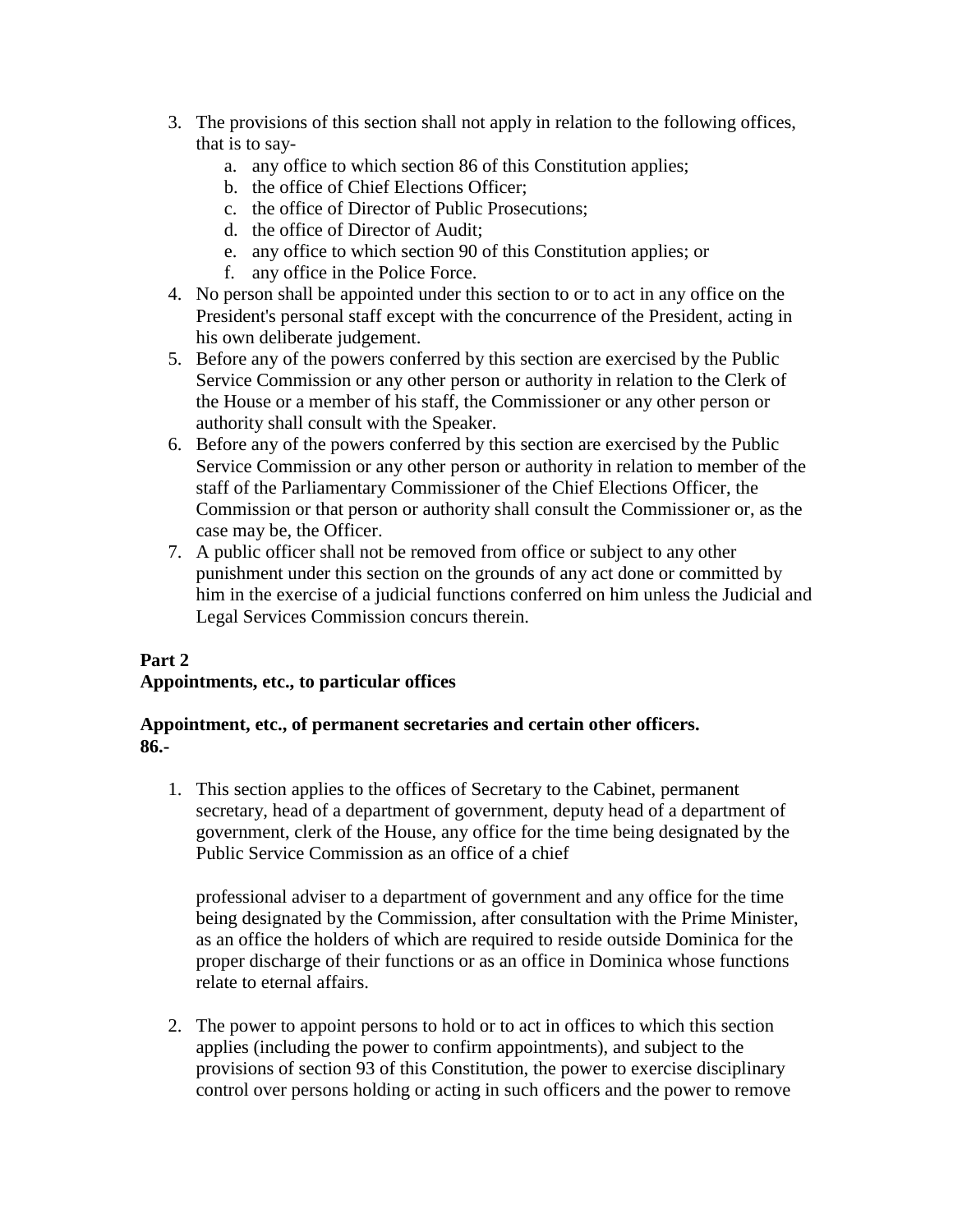3. The provisions of this section shall not apply in relation to the following offices, that is to say-
    a. any office to which section 86 of this Constitution applies;
    b. the office of Chief Elections Officer;
    c. the office of Director of Public Prosecutions;
    d. the office of Director of Audit;
    e. any office to which section 90 of this Constitution applies; or
    f. any office in the Police Force.
4. No person shall be appointed under this section to or to act in any office on the President's personal staff except with the concurrence of the President, acting in his own deliberate judgement.
5. Before any of the powers conferred by this section are exercised by the Public Service Commission or any other person or authority in relation to the Clerk of the House or a member of his staff, the Commissioner or any other person or authority shall consult with the Speaker.
6. Before any of the powers conferred by this section are exercised by the Public Service Commission or any other person or authority in relation to member of the staff of the Parliamentary Commissioner of the Chief Elections Officer, the Commission or that person or authority shall consult the Commissioner or, as the case may be, the Officer.
7. A public officer shall not be removed from office or subject to any other punishment under this section on the grounds of any act done or committed by him in the exercise of a judicial functions conferred on him unless the Judicial and Legal Services Commission concurs therein.

**Part 2**
**Appointments, etc., to particular offices**

**Appointment, etc., of permanent secretaries and certain other officers.**
**86.-**

1. This section applies to the offices of Secretary to the Cabinet, permanent secretary, head of a department of government, deputy head of a department of government, clerk of the House, any office for the time being designated by the Public Service Commission as an office of a chief professional adviser to a department of government and any office for the time being designated by the Commission, after consultation with the Prime Minister, as an office the holders of which are required to reside outside Dominica for the proper discharge of their functions or as an office in Dominica whose functions relate to eternal affairs.

2. The power to appoint persons to hold or to act in offices to which this section applies (including the power to confirm appointments), and subject to the provisions of section 93 of this Constitution, the power to exercise disciplinary control over persons holding or acting in such officers and the power to remove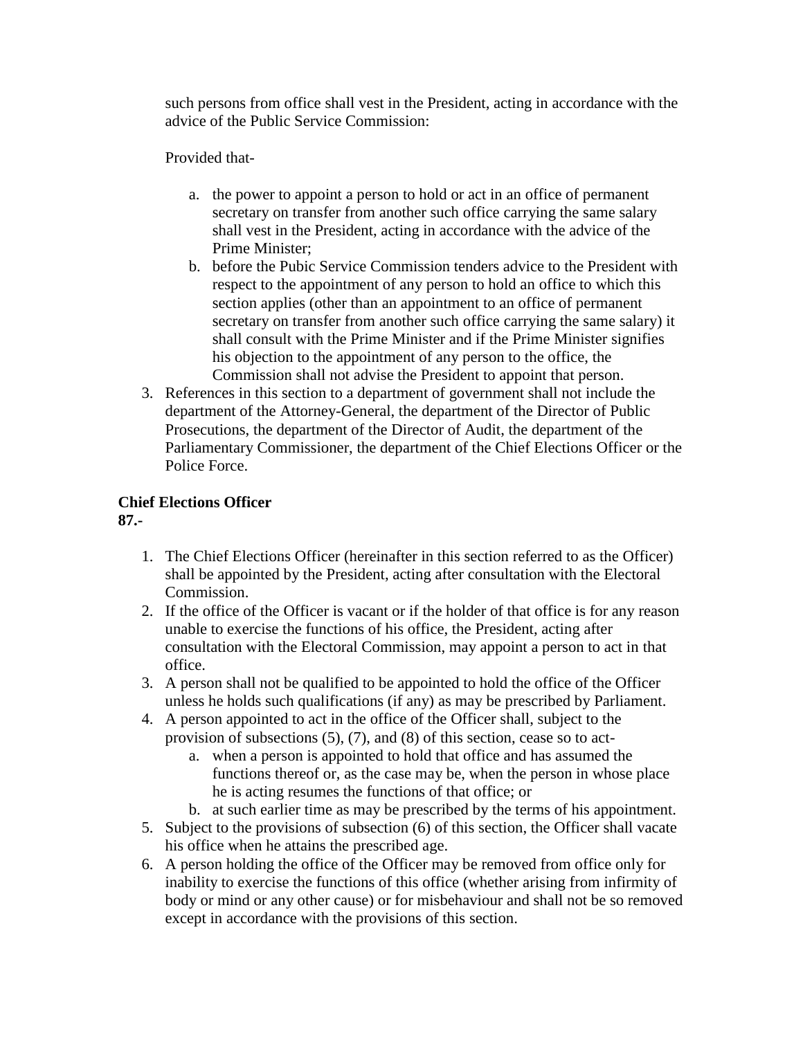such persons from office shall vest in the President, acting in accordance with the advice of the Public Service Commission:

Provided that-

a. the power to appoint a person to hold or act in an office of permanent secretary on transfer from another such office carrying the same salary shall vest in the President, acting in accordance with the advice of the Prime Minister;
b. before the Pubic Service Commission tenders advice to the President with respect to the appointment of any person to hold an office to which this section applies (other than an appointment to an office of permanent secretary on transfer from another such office carrying the same salary) it shall consult with the Prime Minister and if the Prime Minister signifies his objection to the appointment of any person to the office, the Commission shall not advise the President to appoint that person.

3. References in this section to a department of government shall not include the department of the Attorney-General, the department of the Director of Public Prosecutions, the department of the Director of Audit, the department of the Parliamentary Commissioner, the department of the Chief Elections Officer or the Police Force.

**Chief Elections Officer**
**87.-**

1. The Chief Elections Officer (hereinafter in this section referred to as the Officer) shall be appointed by the President, acting after consultation with the Electoral Commission.
2. If the office of the Officer is vacant or if the holder of that office is for any reason unable to exercise the functions of his office, the President, acting after consultation with the Electoral Commission, may appoint a person to act in that office.
3. A person shall not be qualified to be appointed to hold the office of the Officer unless he holds such qualifications (if any) as may be prescribed by Parliament.
4. A person appointed to act in the office of the Officer shall, subject to the provision of subsections (5), (7), and (8) of this section, cease so to act-
   a. when a person is appointed to hold that office and has assumed the functions thereof or, as the case may be, when the person in whose place he is acting resumes the functions of that office; or
   b. at such earlier time as may be prescribed by the terms of his appointment.
5. Subject to the provisions of subsection (6) of this section, the Officer shall vacate his office when he attains the prescribed age.
6. A person holding the office of the Officer may be removed from office only for inability to exercise the functions of this office (whether arising from infirmity of body or mind or any other cause) or for misbehaviour and shall not be so removed except in accordance with the provisions of this section.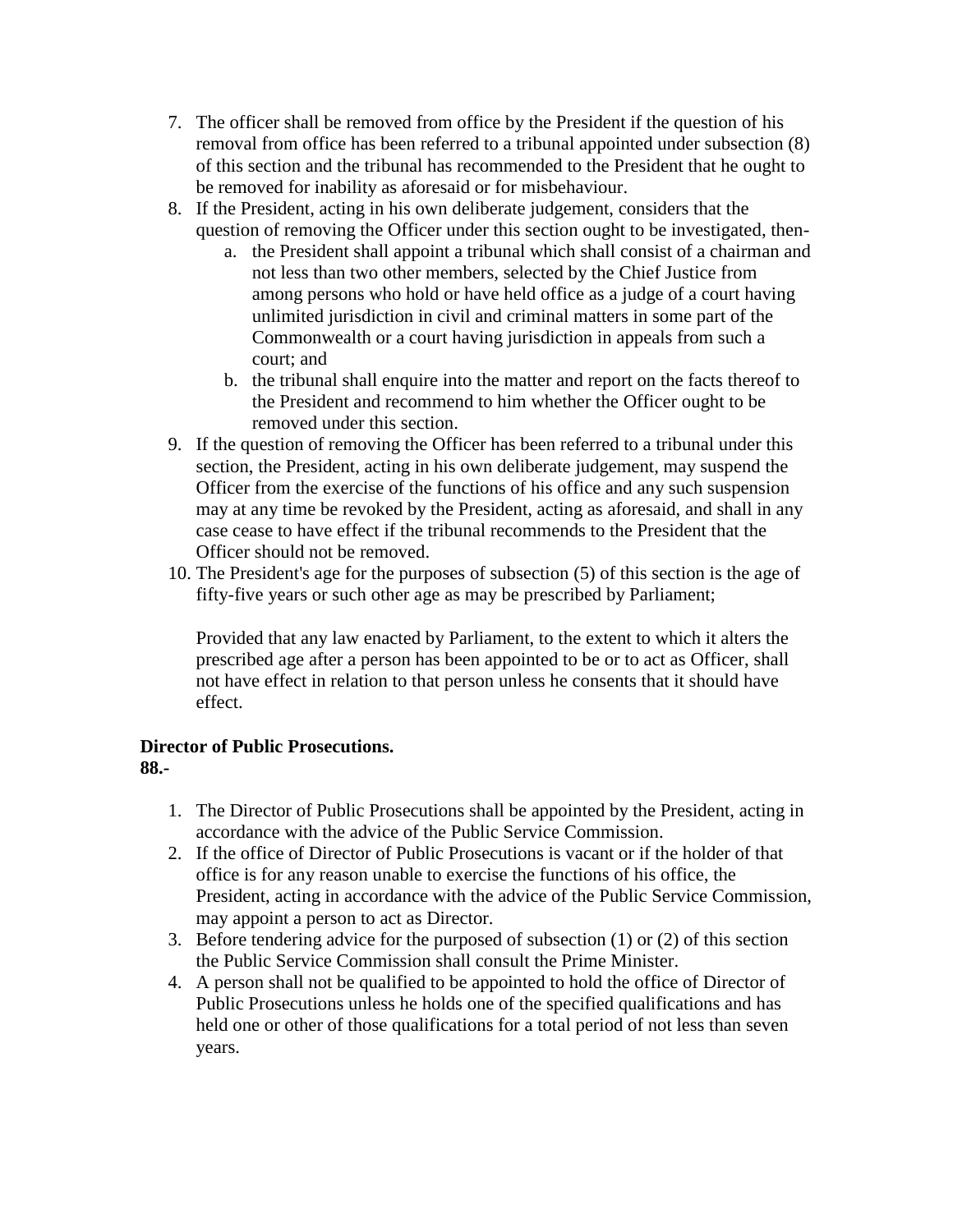7. The officer shall be removed from office by the President if the question of his removal from office has been referred to a tribunal appointed under subsection (8) of this section and the tribunal has recommended to the President that he ought to be removed for inability as aforesaid or for misbehaviour.
8. If the President, acting in his own deliberate judgement, considers that the question of removing the Officer under this section ought to be investigated, then-
   a. the President shall appoint a tribunal which shall consist of a chairman and not less than two other members, selected by the Chief Justice from among persons who hold or have held office as a judge of a court having unlimited jurisdiction in civil and criminal matters in some part of the Commonwealth or a court having jurisdiction in appeals from such a court; and
   b. the tribunal shall enquire into the matter and report on the facts thereof to the President and recommend to him whether the Officer ought to be removed under this section.
9. If the question of removing the Officer has been referred to a tribunal under this section, the President, acting in his own deliberate judgement, may suspend the Officer from the exercise of the functions of his office and any such suspension may at any time be revoked by the President, acting as aforesaid, and shall in any case cease to have effect if the tribunal recommends to the President that the Officer should not be removed.
10. The President's age for the purposes of subsection (5) of this section is the age of fifty-five years or such other age as may be prescribed by Parliament;

    Provided that any law enacted by Parliament, to the extent to which it alters the prescribed age after a person has been appointed to be or to act as Officer, shall not have effect in relation to that person unless he consents that it should have effect.

**Director of Public Prosecutions.**
**88.-**

1. The Director of Public Prosecutions shall be appointed by the President, acting in accordance with the advice of the Public Service Commission.
2. If the office of Director of Public Prosecutions is vacant or if the holder of that office is for any reason unable to exercise the functions of his office, the President, acting in accordance with the advice of the Public Service Commission, may appoint a person to act as Director.
3. Before tendering advice for the purposed of subsection (1) or (2) of this section the Public Service Commission shall consult the Prime Minister.
4. A person shall not be qualified to be appointed to hold the office of Director of Public Prosecutions unless he holds one of the specified qualifications and has held one or other of those qualifications for a total period of not less than seven years.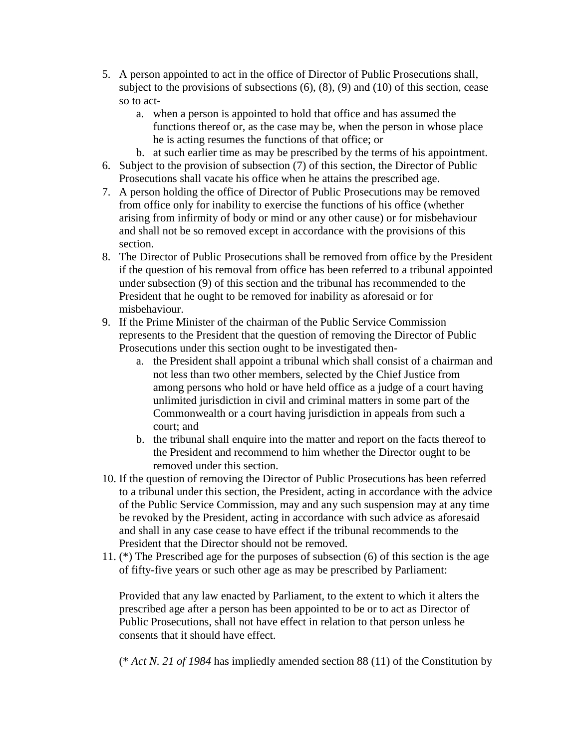5. A person appointed to act in the office of Director of Public Prosecutions shall, subject to the provisions of subsections (6), (8), (9) and (10) of this section, cease so to act-
   a. when a person is appointed to hold that office and has assumed the functions thereof or, as the case may be, when the person in whose place he is acting resumes the functions of that office; or
   b. at such earlier time as may be prescribed by the terms of his appointment.
6. Subject to the provision of subsection (7) of this section, the Director of Public Prosecutions shall vacate his office when he attains the prescribed age.
7. A person holding the office of Director of Public Prosecutions may be removed from office only for inability to exercise the functions of his office (whether arising from infirmity of body or mind or any other cause) or for misbehaviour and shall not be so removed except in accordance with the provisions of this section.
8. The Director of Public Prosecutions shall be removed from office by the President if the question of his removal from office has been referred to a tribunal appointed under subsection (9) of this section and the tribunal has recommended to the President that he ought to be removed for inability as aforesaid or for misbehaviour.
9. If the Prime Minister of the chairman of the Public Service Commission represents to the President that the question of removing the Director of Public Prosecutions under this section ought to be investigated then-
   a. the President shall appoint a tribunal which shall consist of a chairman and not less than two other members, selected by the Chief Justice from among persons who hold or have held office as a judge of a court having unlimited jurisdiction in civil and criminal matters in some part of the Commonwealth or a court having jurisdiction in appeals from such a court; and
   b. the tribunal shall enquire into the matter and report on the facts thereof to the President and recommend to him whether the Director ought to be removed under this section.
10. If the question of removing the Director of Public Prosecutions has been referred to a tribunal under this section, the President, acting in accordance with the advice of the Public Service Commission, may and any such suspension may at any time be revoked by the President, acting in accordance with such advice as aforesaid and shall in any case cease to have effect if the tribunal recommends to the President that the Director should not be removed.
11. (*) The Prescribed age for the purposes of subsection (6) of this section is the age of fifty-five years or such other age as may be prescribed by Parliament:

    Provided that any law enacted by Parliament, to the extent to which it alters the prescribed age after a person has been appointed to be or to act as Director of Public Prosecutions, shall not have effect in relation to that person unless he consents that it should have effect.

    (* *Act N. 21 of 1984* has impliedly amended section 88 (11) of the Constitution by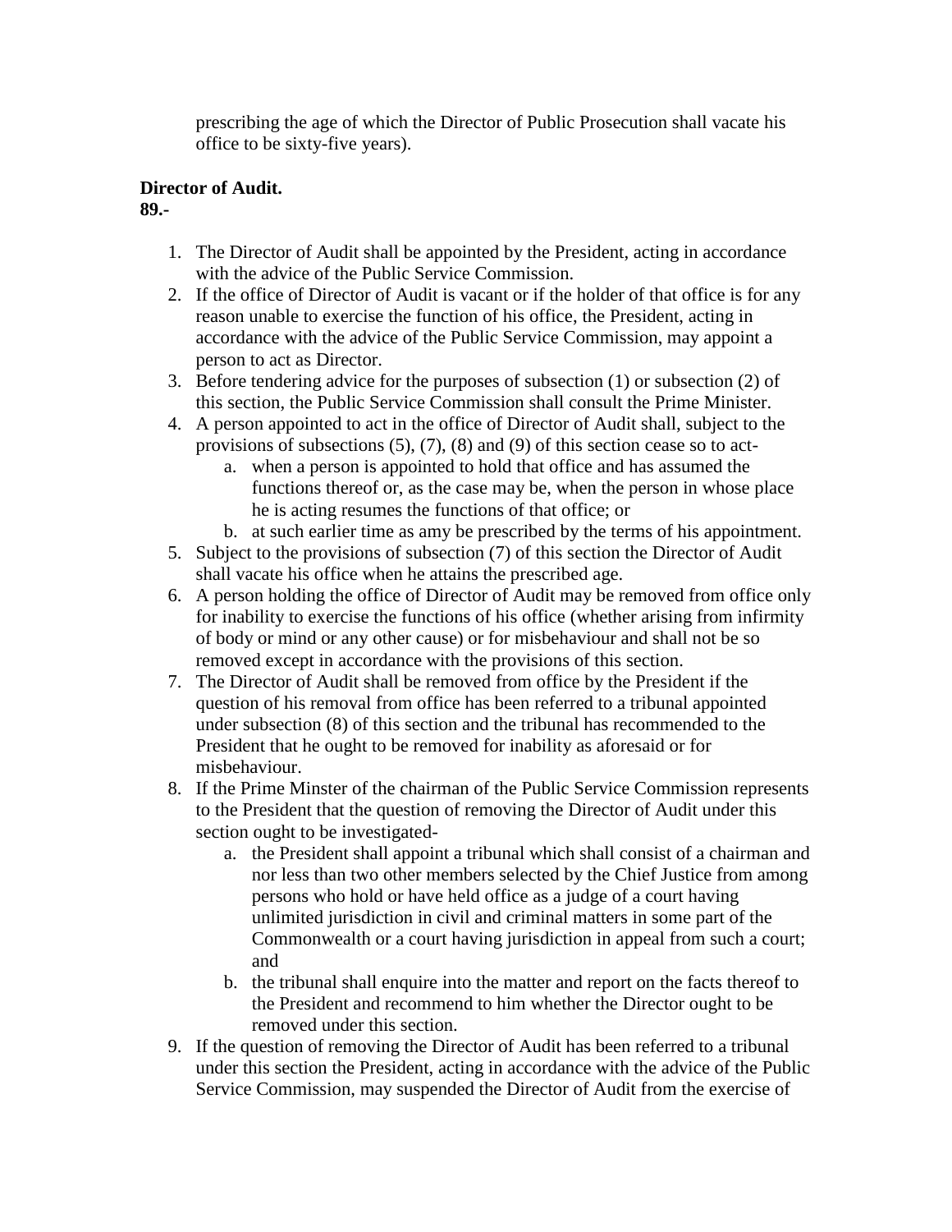prescribing the age of which the Director of Public Prosecution shall vacate his office to be sixty-five years).

**Director of Audit.**
**89.-**

1. The Director of Audit shall be appointed by the President, acting in accordance with the advice of the Public Service Commission.
2. If the office of Director of Audit is vacant or if the holder of that office is for any reason unable to exercise the function of his office, the President, acting in accordance with the advice of the Public Service Commission, may appoint a person to act as Director.
3. Before tendering advice for the purposes of subsection (1) or subsection (2) of this section, the Public Service Commission shall consult the Prime Minister.
4. A person appointed to act in the office of Director of Audit shall, subject to the provisions of subsections (5), (7), (8) and (9) of this section cease so to act-
   a. when a person is appointed to hold that office and has assumed the functions thereof or, as the case may be, when the person in whose place he is acting resumes the functions of that office; or
   b. at such earlier time as amy be prescribed by the terms of his appointment.
5. Subject to the provisions of subsection (7) of this section the Director of Audit shall vacate his office when he attains the prescribed age.
6. A person holding the office of Director of Audit may be removed from office only for inability to exercise the functions of his office (whether arising from infirmity of body or mind or any other cause) or for misbehaviour and shall not be so removed except in accordance with the provisions of this section.
7. The Director of Audit shall be removed from office by the President if the question of his removal from office has been referred to a tribunal appointed under subsection (8) of this section and the tribunal has recommended to the President that he ought to be removed for inability as aforesaid or for misbehaviour.
8. If the Prime Minster of the chairman of the Public Service Commission represents to the President that the question of removing the Director of Audit under this section ought to be investigated-
   a. the President shall appoint a tribunal which shall consist of a chairman and nor less than two other members selected by the Chief Justice from among persons who hold or have held office as a judge of a court having unlimited jurisdiction in civil and criminal matters in some part of the Commonwealth or a court having jurisdiction in appeal from such a court; and
   b. the tribunal shall enquire into the matter and report on the facts thereof to the President and recommend to him whether the Director ought to be removed under this section.
9. If the question of removing the Director of Audit has been referred to a tribunal under this section the President, acting in accordance with the advice of the Public Service Commission, may suspended the Director of Audit from the exercise of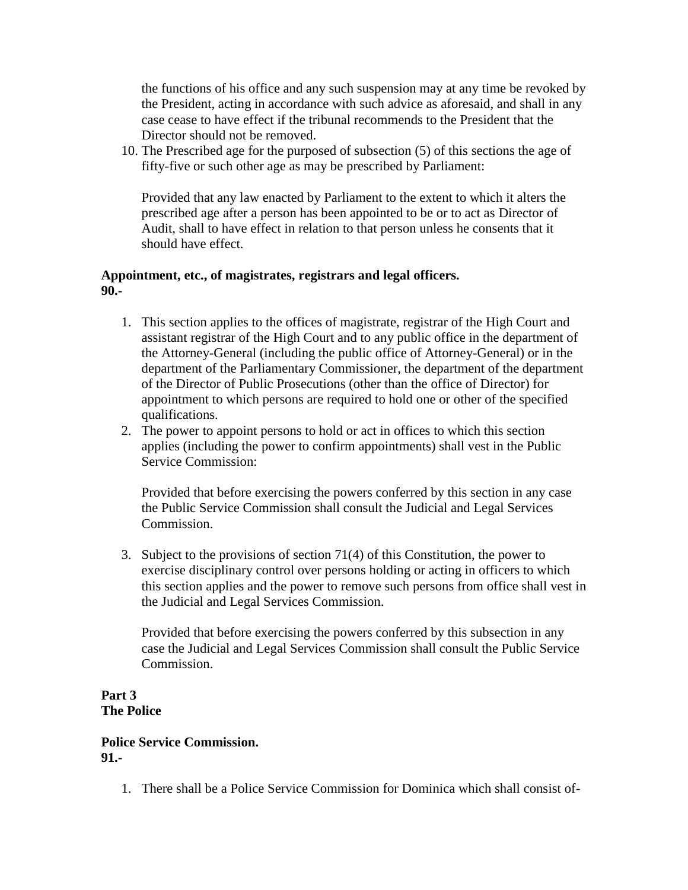the functions of his office and any such suspension may at any time be revoked by the President, acting in accordance with such advice as aforesaid, and shall in any case cease to have effect if the tribunal recommends to the President that the Director should not be removed.

10. The Prescribed age for the purposed of subsection (5) of this sections the age of fifty-five or such other age as may be prescribed by Parliament:

    Provided that any law enacted by Parliament to the extent to which it alters the prescribed age after a person has been appointed to be or to act as Director of Audit, shall to have effect in relation to that person unless he consents that it should have effect.

**Appointment, etc., of magistrates, registrars and legal officers.**
**90.-**

1. This section applies to the offices of magistrate, registrar of the High Court and assistant registrar of the High Court and to any public office in the department of the Attorney-General (including the public office of Attorney-General) or in the department of the Parliamentary Commissioner, the department of the department of the Director of Public Prosecutions (other than the office of Director) for appointment to which persons are required to hold one or other of the specified qualifications.
2. The power to appoint persons to hold or act in offices to which this section applies (including the power to confirm appointments) shall vest in the Public Service Commission:

   Provided that before exercising the powers conferred by this section in any case the Public Service Commission shall consult the Judicial and Legal Services Commission.

3. Subject to the provisions of section 71(4) of this Constitution, the power to exercise disciplinary control over persons holding or acting in officers to which this section applies and the power to remove such persons from office shall vest in the Judicial and Legal Services Commission.

   Provided that before exercising the powers conferred by this subsection in any case the Judicial and Legal Services Commission shall consult the Public Service Commission.

**Part 3**
**The Police**

**Police Service Commission.**
**91.-**

1. There shall be a Police Service Commission for Dominica which shall consist of-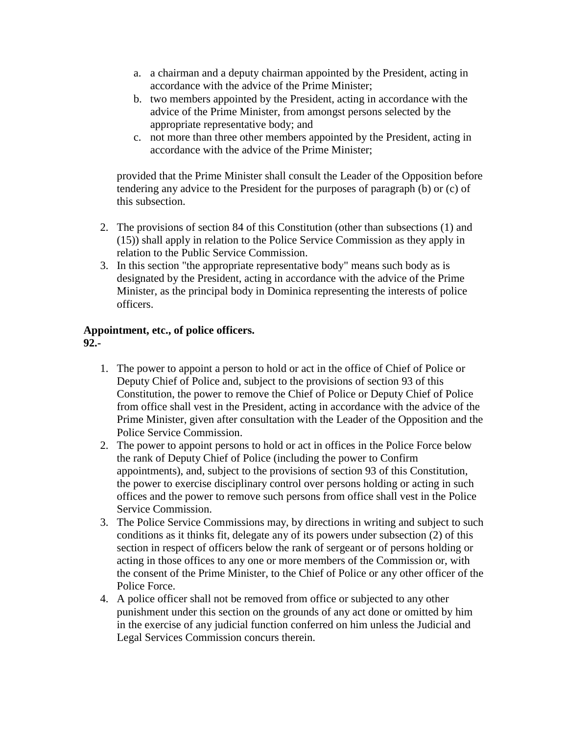a. a chairman and a deputy chairman appointed by the President, acting in accordance with the advice of the Prime Minister;
b. two members appointed by the President, acting in accordance with the advice of the Prime Minister, from amongst persons selected by the appropriate representative body; and
c. not more than three other members appointed by the President, acting in accordance with the advice of the Prime Minister;

provided that the Prime Minister shall consult the Leader of the Opposition before tendering any advice to the President for the purposes of paragraph (b) or (c) of this subsection.

2. The provisions of section 84 of this Constitution (other than subsections (1) and (15)) shall apply in relation to the Police Service Commission as they apply in relation to the Public Service Commission.
3. In this section "the appropriate representative body" means such body as is designated by the President, acting in accordance with the advice of the Prime Minister, as the principal body in Dominica representing the interests of police officers.

**Appointment, etc., of police officers.**
**92.-**

1. The power to appoint a person to hold or act in the office of Chief of Police or Deputy Chief of Police and, subject to the provisions of section 93 of this Constitution, the power to remove the Chief of Police or Deputy Chief of Police from office shall vest in the President, acting in accordance with the advice of the Prime Minister, given after consultation with the Leader of the Opposition and the Police Service Commission.
2. The power to appoint persons to hold or act in offices in the Police Force below the rank of Deputy Chief of Police (including the power to Confirm appointments), and, subject to the provisions of section 93 of this Constitution, the power to exercise disciplinary control over persons holding or acting in such offices and the power to remove such persons from office shall vest in the Police Service Commission.
3. The Police Service Commissions may, by directions in writing and subject to such conditions as it thinks fit, delegate any of its powers under subsection (2) of this section in respect of officers below the rank of sergeant or of persons holding or acting in those offices to any one or more members of the Commission or, with the consent of the Prime Minister, to the Chief of Police or any other officer of the Police Force.
4. A police officer shall not be removed from office or subjected to any other punishment under this section on the grounds of any act done or omitted by him in the exercise of any judicial function conferred on him unless the Judicial and Legal Services Commission concurs therein.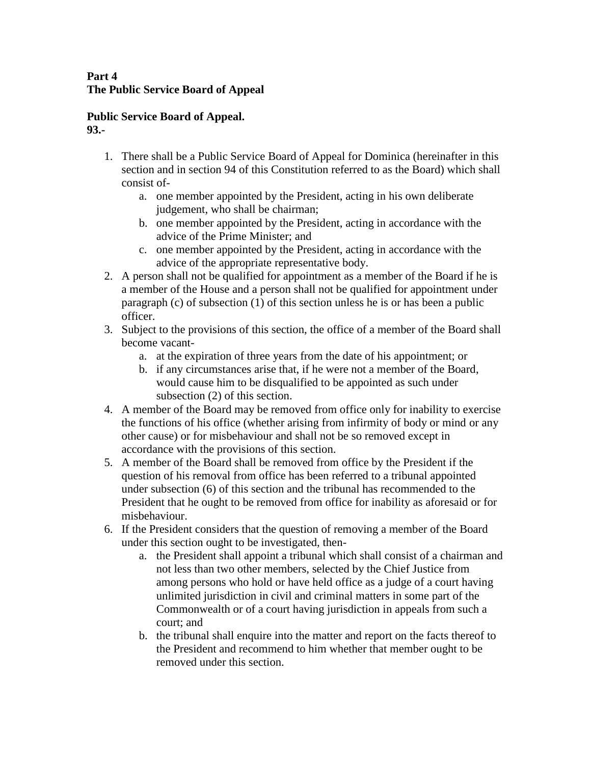**Part 4**
**The Public Service Board of Appeal**

**Public Service Board of Appeal.**
**93.-**

1. There shall be a Public Service Board of Appeal for Dominica (hereinafter in this section and in section 94 of this Constitution referred to as the Board) which shall consist of-
    a. one member appointed by the President, acting in his own deliberate judgement, who shall be chairman;
    b. one member appointed by the President, acting in accordance with the advice of the Prime Minister; and
    c. one member appointed by the President, acting in accordance with the advice of the appropriate representative body.
2. A person shall not be qualified for appointment as a member of the Board if he is a member of the House and a person shall not be qualified for appointment under paragraph (c) of subsection (1) of this section unless he is or has been a public officer.
3. Subject to the provisions of this section, the office of a member of the Board shall become vacant-
    a. at the expiration of three years from the date of his appointment; or
    b. if any circumstances arise that, if he were not a member of the Board, would cause him to be disqualified to be appointed as such under subsection (2) of this section.
4. A member of the Board may be removed from office only for inability to exercise the functions of his office (whether arising from infirmity of body or mind or any other cause) or for misbehaviour and shall not be so removed except in accordance with the provisions of this section.
5. A member of the Board shall be removed from office by the President if the question of his removal from office has been referred to a tribunal appointed under subsection (6) of this section and the tribunal has recommended to the President that he ought to be removed from office for inability as aforesaid or for misbehaviour.
6. If the President considers that the question of removing a member of the Board under this section ought to be investigated, then-
    a. the President shall appoint a tribunal which shall consist of a chairman and not less than two other members, selected by the Chief Justice from among persons who hold or have held office as a judge of a court having unlimited jurisdiction in civil and criminal matters in some part of the Commonwealth or of a court having jurisdiction in appeals from such a court; and
    b. the tribunal shall enquire into the matter and report on the facts thereof to the President and recommend to him whether that member ought to be removed under this section.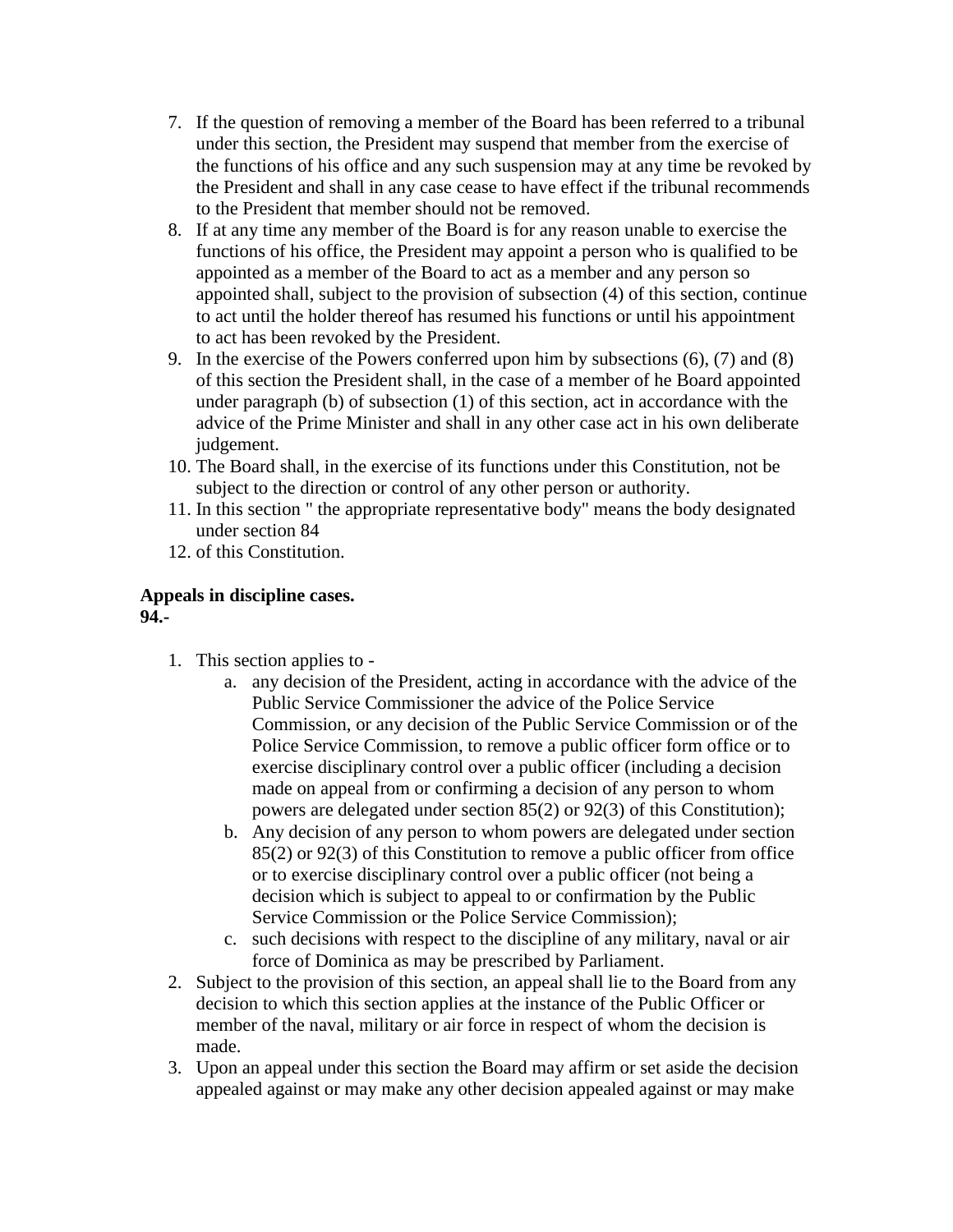7. If the question of removing a member of the Board has been referred to a tribunal under this section, the President may suspend that member from the exercise of the functions of his office and any such suspension may at any time be revoked by the President and shall in any case cease to have effect if the tribunal recommends to the President that member should not be removed.
8. If at any time any member of the Board is for any reason unable to exercise the functions of his office, the President may appoint a person who is qualified to be appointed as a member of the Board to act as a member and any person so appointed shall, subject to the provision of subsection (4) of this section, continue to act until the holder thereof has resumed his functions or until his appointment to act has been revoked by the President.
9. In the exercise of the Powers conferred upon him by subsections (6), (7) and (8) of this section the President shall, in the case of a member of he Board appointed under paragraph (b) of subsection (1) of this section, act in accordance with the advice of the Prime Minister and shall in any other case act in his own deliberate judgement.
10. The Board shall, in the exercise of its functions under this Constitution, not be subject to the direction or control of any other person or authority.
11. In this section " the appropriate representative body" means the body designated under section 84
12. of this Constitution.

**Appeals in discipline cases.**
**94.-**

1. This section applies to -
    a. any decision of the President, acting in accordance with the advice of the Public Service Commissioner the advice of the Police Service Commission, or any decision of the Public Service Commission or of the Police Service Commission, to remove a public officer form office or to exercise disciplinary control over a public officer (including a decision made on appeal from or confirming a decision of any person to whom powers are delegated under section 85(2) or 92(3) of this Constitution);
    b. Any decision of any person to whom powers are delegated under section 85(2) or 92(3) of this Constitution to remove a public officer from office or to exercise disciplinary control over a public officer (not being a decision which is subject to appeal to or confirmation by the Public Service Commission or the Police Service Commission);
    c. such decisions with respect to the discipline of any military, naval or air force of Dominica as may be prescribed by Parliament.
2. Subject to the provision of this section, an appeal shall lie to the Board from any decision to which this section applies at the instance of the Public Officer or member of the naval, military or air force in respect of whom the decision is made.
3. Upon an appeal under this section the Board may affirm or set aside the decision appealed against or may make any other decision appealed against or may make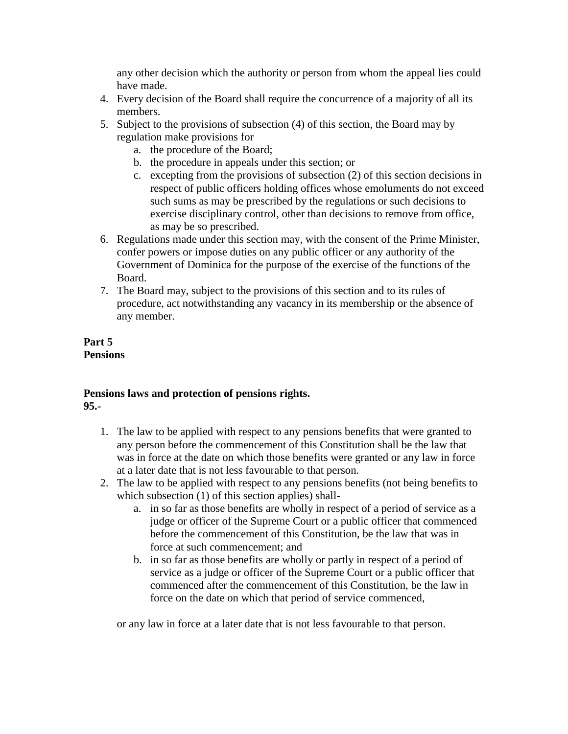any other decision which the authority or person from whom the appeal lies could have made.

4. Every decision of the Board shall require the concurrence of a majority of all its members.
5. Subject to the provisions of subsection (4) of this section, the Board may by regulation make provisions for
   a. the procedure of the Board;
   b. the procedure in appeals under this section; or
   c. excepting from the provisions of subsection (2) of this section decisions in respect of public officers holding offices whose emoluments do not exceed such sums as may be prescribed by the regulations or such decisions to exercise disciplinary control, other than decisions to remove from office, as may be so prescribed.
6. Regulations made under this section may, with the consent of the Prime Minister, confer powers or impose duties on any public officer or any authority of the Government of Dominica for the purpose of the exercise of the functions of the Board.
7. The Board may, subject to the provisions of this section and to its rules of procedure, act notwithstanding any vacancy in its membership or the absence of any member.

**Part 5**
**Pensions**

**Pensions laws and protection of pensions rights.**
**95.-**

1. The law to be applied with respect to any pensions benefits that were granted to any person before the commencement of this Constitution shall be the law that was in force at the date on which those benefits were granted or any law in force at a later date that is not less favourable to that person.
2. The law to be applied with respect to any pensions benefits (not being benefits to which subsection (1) of this section applies) shall-
   a. in so far as those benefits are wholly in respect of a period of service as a judge or officer of the Supreme Court or a public officer that commenced before the commencement of this Constitution, be the law that was in force at such commencement; and
   b. in so far as those benefits are wholly or partly in respect of a period of service as a judge or officer of the Supreme Court or a public officer that commenced after the commencement of this Constitution, be the law in force on the date on which that period of service commenced,

   or any law in force at a later date that is not less favourable to that person.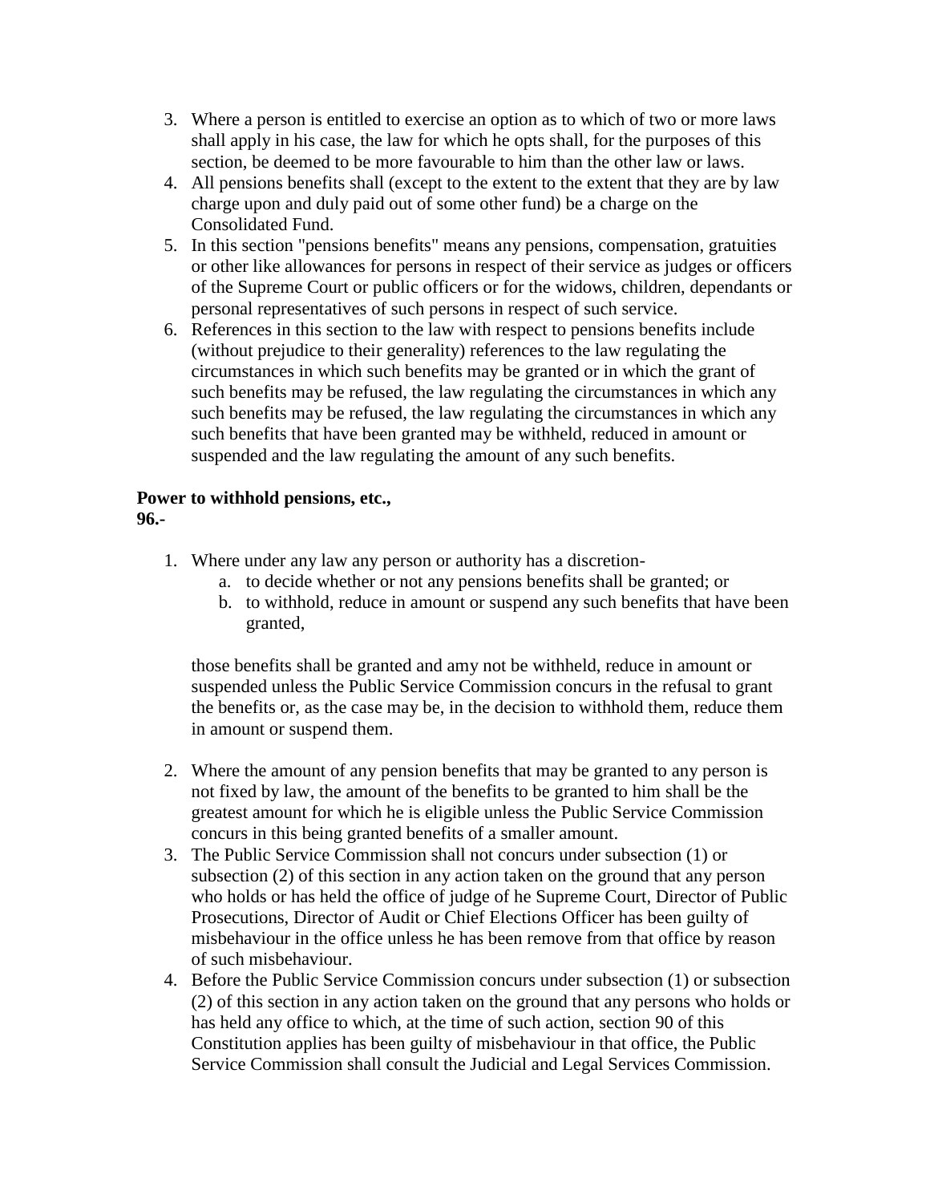3. Where a person is entitled to exercise an option as to which of two or more laws shall apply in his case, the law for which he opts shall, for the purposes of this section, be deemed to be more favourable to him than the other law or laws.
4. All pensions benefits shall (except to the extent to the extent that they are by law charge upon and duly paid out of some other fund) be a charge on the Consolidated Fund.
5. In this section "pensions benefits" means any pensions, compensation, gratuities or other like allowances for persons in respect of their service as judges or officers of the Supreme Court or public officers or for the widows, children, dependants or personal representatives of such persons in respect of such service.
6. References in this section to the law with respect to pensions benefits include (without prejudice to their generality) references to the law regulating the circumstances in which such benefits may be granted or in which the grant of such benefits may be refused, the law regulating the circumstances in which any such benefits may be refused, the law regulating the circumstances in which any such benefits that have been granted may be withheld, reduced in amount or suspended and the law regulating the amount of any such benefits.

**Power to withhold pensions, etc.,**
**96.-**

1. Where under any law any person or authority has a discretion-
    a. to decide whether or not any pensions benefits shall be granted; or
    b. to withhold, reduce in amount or suspend any such benefits that have been granted,

    those benefits shall be granted and amy not be withheld, reduce in amount or suspended unless the Public Service Commission concurs in the refusal to grant the benefits or, as the case may be, in the decision to withhold them, reduce them in amount or suspend them.

2. Where the amount of any pension benefits that may be granted to any person is not fixed by law, the amount of the benefits to be granted to him shall be the greatest amount for which he is eligible unless the Public Service Commission concurs in this being granted benefits of a smaller amount.
3. The Public Service Commission shall not concurs under subsection (1) or subsection (2) of this section in any action taken on the ground that any person who holds or has held the office of judge of he Supreme Court, Director of Public Prosecutions, Director of Audit or Chief Elections Officer has been guilty of misbehaviour in the office unless he has been remove from that office by reason of such misbehaviour.
4. Before the Public Service Commission concurs under subsection (1) or subsection (2) of this section in any action taken on the ground that any persons who holds or has held any office to which, at the time of such action, section 90 of this Constitution applies has been guilty of misbehaviour in that office, the Public Service Commission shall consult the Judicial and Legal Services Commission.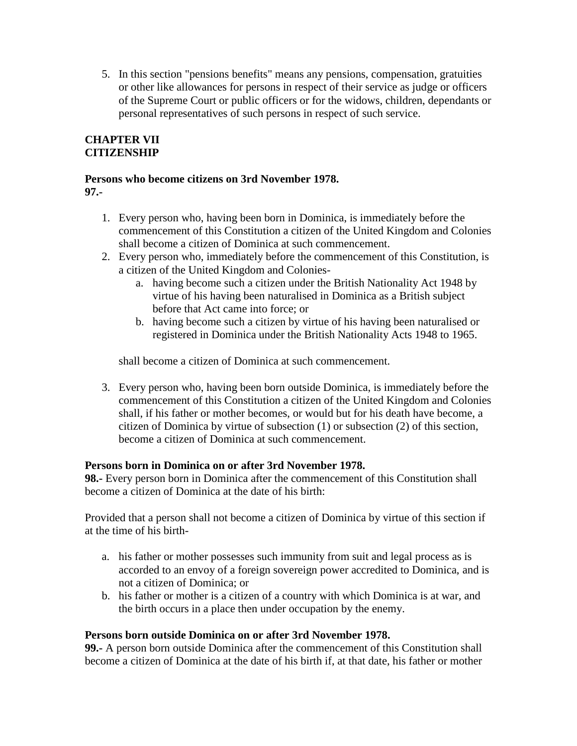5. In this section "pensions benefits" means any pensions, compensation, gratuities or other like allowances for persons in respect of their service as judge or officers of the Supreme Court or public officers or for the widows, children, dependants or personal representatives of such persons in respect of such service.

## CHAPTER VII
## CITIZENSHIP

**Persons who become citizens on 3rd November 1978.**
**97.-**

1. Every person who, having been born in Dominica, is immediately before the commencement of this Constitution a citizen of the United Kingdom and Colonies shall become a citizen of Dominica at such commencement.
2. Every person who, immediately before the commencement of this Constitution, is a citizen of the United Kingdom and Colonies-
    a. having become such a citizen under the British Nationality Act 1948 by virtue of his having been naturalised in Dominica as a British subject before that Act came into force; or
    b. having become such a citizen by virtue of his having been naturalised or registered in Dominica under the British Nationality Acts 1948 to 1965.

   shall become a citizen of Dominica at such commencement.

3. Every person who, having been born outside Dominica, is immediately before the commencement of this Constitution a citizen of the United Kingdom and Colonies shall, if his father or mother becomes, or would but for his death have become, a citizen of Dominica by virtue of subsection (1) or subsection (2) of this section, become a citizen of Dominica at such commencement.

**Persons born in Dominica on or after 3rd November 1978.**
**98.-** Every person born in Dominica after the commencement of this Constitution shall become a citizen of Dominica at the date of his birth:

Provided that a person shall not become a citizen of Dominica by virtue of this section if at the time of his birth-

a. his father or mother possesses such immunity from suit and legal process as is accorded to an envoy of a foreign sovereign power accredited to Dominica, and is not a citizen of Dominica; or
b. his father or mother is a citizen of a country with which Dominica is at war, and the birth occurs in a place then under occupation by the enemy.

**Persons born outside Dominica on or after 3rd November 1978.**
**99.-** A person born outside Dominica after the commencement of this Constitution shall become a citizen of Dominica at the date of his birth if, at that date, his father or mother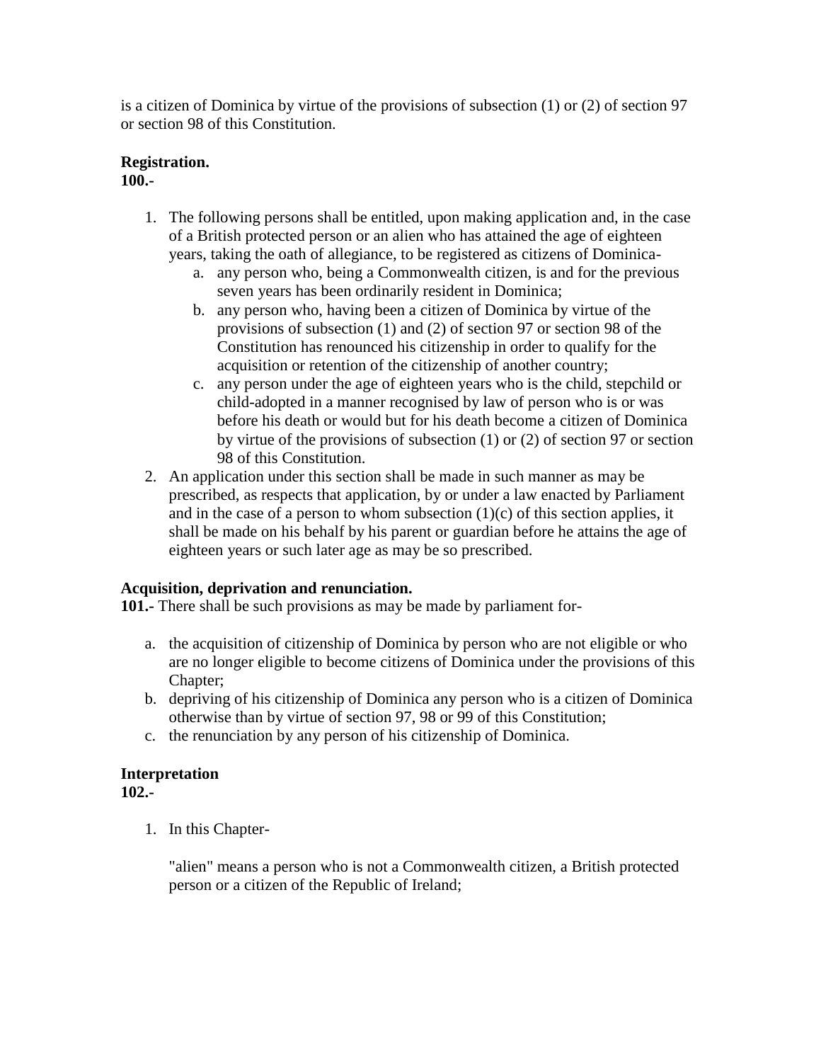is a citizen of Dominica by virtue of the provisions of subsection (1) or (2) of section 97 or section 98 of this Constitution.

**Registration.**
**100.-**

1. The following persons shall be entitled, upon making application and, in the case of a British protected person or an alien who has attained the age of eighteen years, taking the oath of allegiance, to be registered as citizens of Dominica-
    a. any person who, being a Commonwealth citizen, is and for the previous seven years has been ordinarily resident in Dominica;
    b. any person who, having been a citizen of Dominica by virtue of the provisions of subsection (1) and (2) of section 97 or section 98 of the Constitution has renounced his citizenship in order to qualify for the acquisition or retention of the citizenship of another country;
    c. any person under the age of eighteen years who is the child, stepchild or child-adopted in a manner recognised by law of person who is or was before his death or would but for his death become a citizen of Dominica by virtue of the provisions of subsection (1) or (2) of section 97 or section 98 of this Constitution.
2. An application under this section shall be made in such manner as may be prescribed, as respects that application, by or under a law enacted by Parliament and in the case of a person to whom subsection (1)(c) of this section applies, it shall be made on his behalf by his parent or guardian before he attains the age of eighteen years or such later age as may be so prescribed.

**Acquisition, deprivation and renunciation.**
**101.-** There shall be such provisions as may be made by parliament for-

a. the acquisition of citizenship of Dominica by person who are not eligible or who are no longer eligible to become citizens of Dominica under the provisions of this Chapter;
b. depriving of his citizenship of Dominica any person who is a citizen of Dominica otherwise than by virtue of section 97, 98 or 99 of this Constitution;
c. the renunciation by any person of his citizenship of Dominica.

**Interpretation**
**102.-**

1. In this Chapter-

   "alien" means a person who is not a Commonwealth citizen, a British protected person or a citizen of the Republic of Ireland;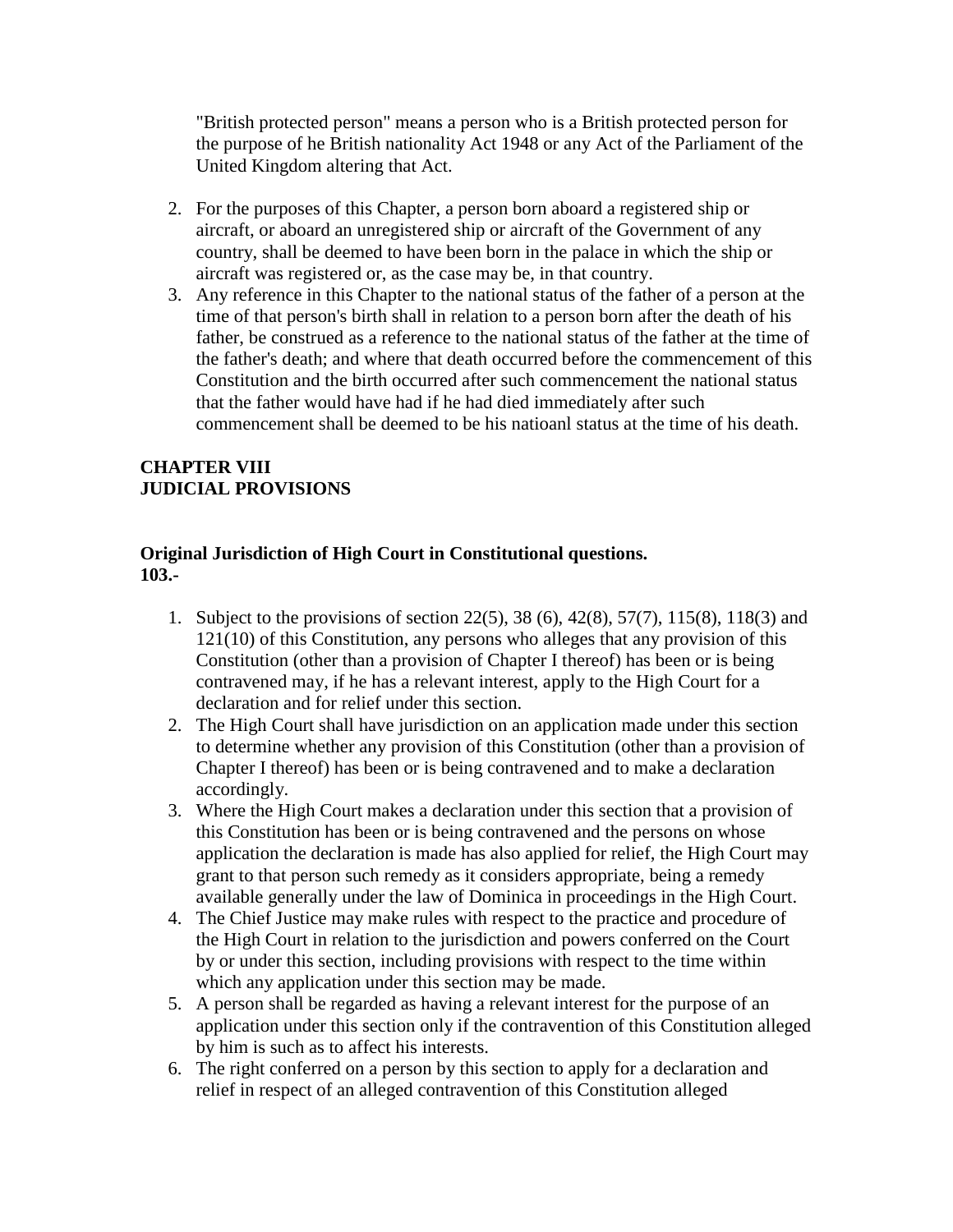"British protected person" means a person who is a British protected person for the purpose of he British nationality Act 1948 or any Act of the Parliament of the United Kingdom altering that Act.

2. For the purposes of this Chapter, a person born aboard a registered ship or aircraft, or aboard an unregistered ship or aircraft of the Government of any country, shall be deemed to have been born in the palace in which the ship or aircraft was registered or, as the case may be, in that country.
3. Any reference in this Chapter to the national status of the father of a person at the time of that person's birth shall in relation to a person born after the death of his father, be construed as a reference to the national status of the father at the time of the father's death; and where that death occurred before the commencement of this Constitution and the birth occurred after such commencement the national status that the father would have had if he had died immediately after such commencement shall be deemed to be his natioanl status at the time of his death.

**CHAPTER VIII**
**JUDICIAL PROVISIONS**

**Original Jurisdiction of High Court in Constitutional questions.**
**103.-**

1. Subject to the provisions of section 22(5), 38 (6), 42(8), 57(7), 115(8), 118(3) and 121(10) of this Constitution, any persons who alleges that any provision of this Constitution (other than a provision of Chapter I thereof) has been or is being contravened may, if he has a relevant interest, apply to the High Court for a declaration and for relief under this section.
2. The High Court shall have jurisdiction on an application made under this section to determine whether any provision of this Constitution (other than a provision of Chapter I thereof) has been or is being contravened and to make a declaration accordingly.
3. Where the High Court makes a declaration under this section that a provision of this Constitution has been or is being contravened and the persons on whose application the declaration is made has also applied for relief, the High Court may grant to that person such remedy as it considers appropriate, being a remedy available generally under the law of Dominica in proceedings in the High Court.
4. The Chief Justice may make rules with respect to the practice and procedure of the High Court in relation to the jurisdiction and powers conferred on the Court by or under this section, including provisions with respect to the time within which any application under this section may be made.
5. A person shall be regarded as having a relevant interest for the purpose of an application under this section only if the contravention of this Constitution alleged by him is such as to affect his interests.
6. The right conferred on a person by this section to apply for a declaration and relief in respect of an alleged contravention of this Constitution alleged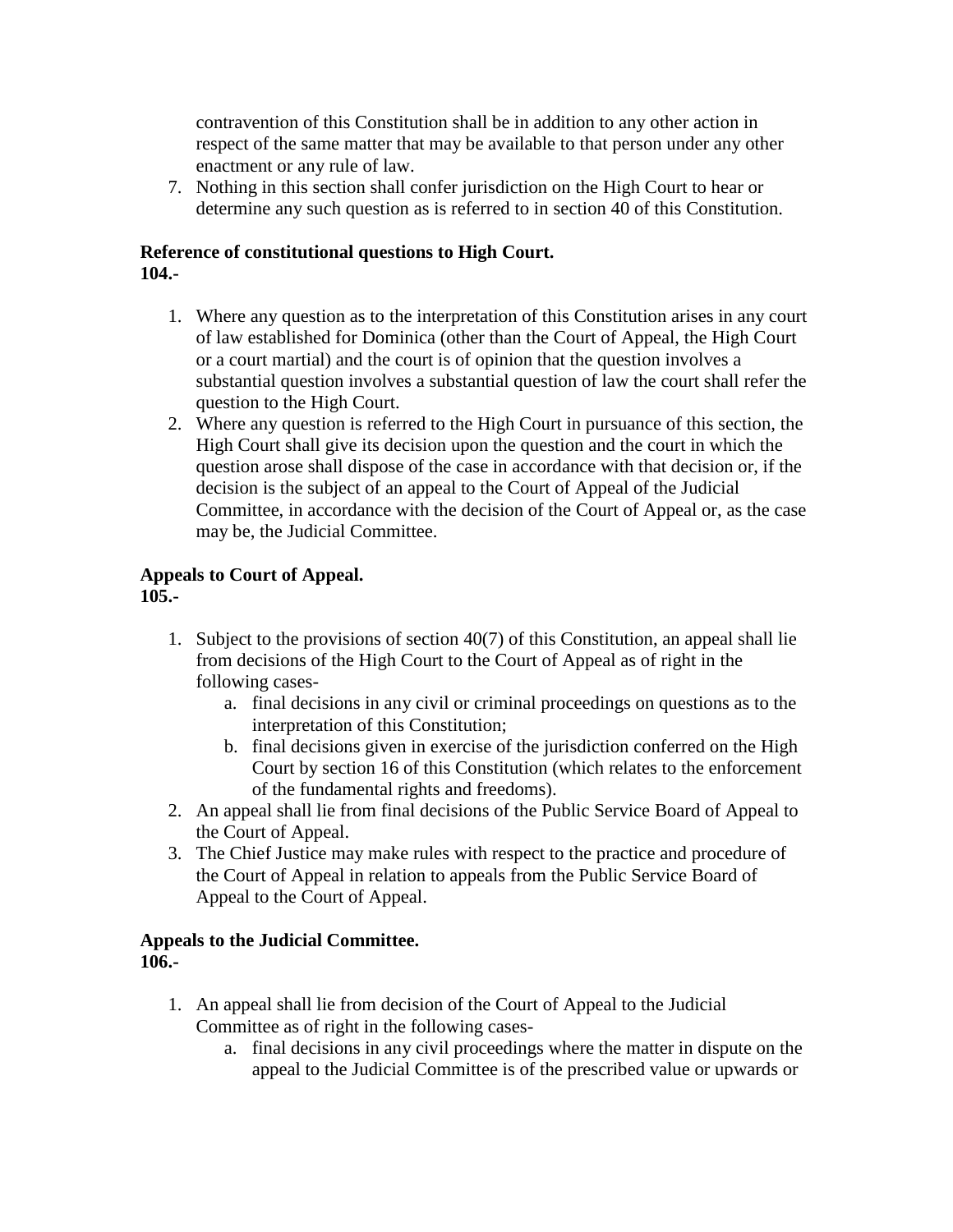contravention of this Constitution shall be in addition to any other action in respect of the same matter that may be available to that person under any other enactment or any rule of law.

7. Nothing in this section shall confer jurisdiction on the High Court to hear or determine any such question as is referred to in section 40 of this Constitution.

**Reference of constitutional questions to High Court.**
**104.-**

1. Where any question as to the interpretation of this Constitution arises in any court of law established for Dominica (other than the Court of Appeal, the High Court or a court martial) and the court is of opinion that the question involves a substantial question involves a substantial question of law the court shall refer the question to the High Court.
2. Where any question is referred to the High Court in pursuance of this section, the High Court shall give its decision upon the question and the court in which the question arose shall dispose of the case in accordance with that decision or, if the decision is the subject of an appeal to the Court of Appeal of the Judicial Committee, in accordance with the decision of the Court of Appeal or, as the case may be, the Judicial Committee.

**Appeals to Court of Appeal.**
**105.-**

1. Subject to the provisions of section 40(7) of this Constitution, an appeal shall lie from decisions of the High Court to the Court of Appeal as of right in the following cases-
    a. final decisions in any civil or criminal proceedings on questions as to the interpretation of this Constitution;
    b. final decisions given in exercise of the jurisdiction conferred on the High Court by section 16 of this Constitution (which relates to the enforcement of the fundamental rights and freedoms).
2. An appeal shall lie from final decisions of the Public Service Board of Appeal to the Court of Appeal.
3. The Chief Justice may make rules with respect to the practice and procedure of the Court of Appeal in relation to appeals from the Public Service Board of Appeal to the Court of Appeal.

**Appeals to the Judicial Committee.**
**106.-**

1. An appeal shall lie from decision of the Court of Appeal to the Judicial Committee as of right in the following cases-
    a. final decisions in any civil proceedings where the matter in dispute on the appeal to the Judicial Committee is of the prescribed value or upwards or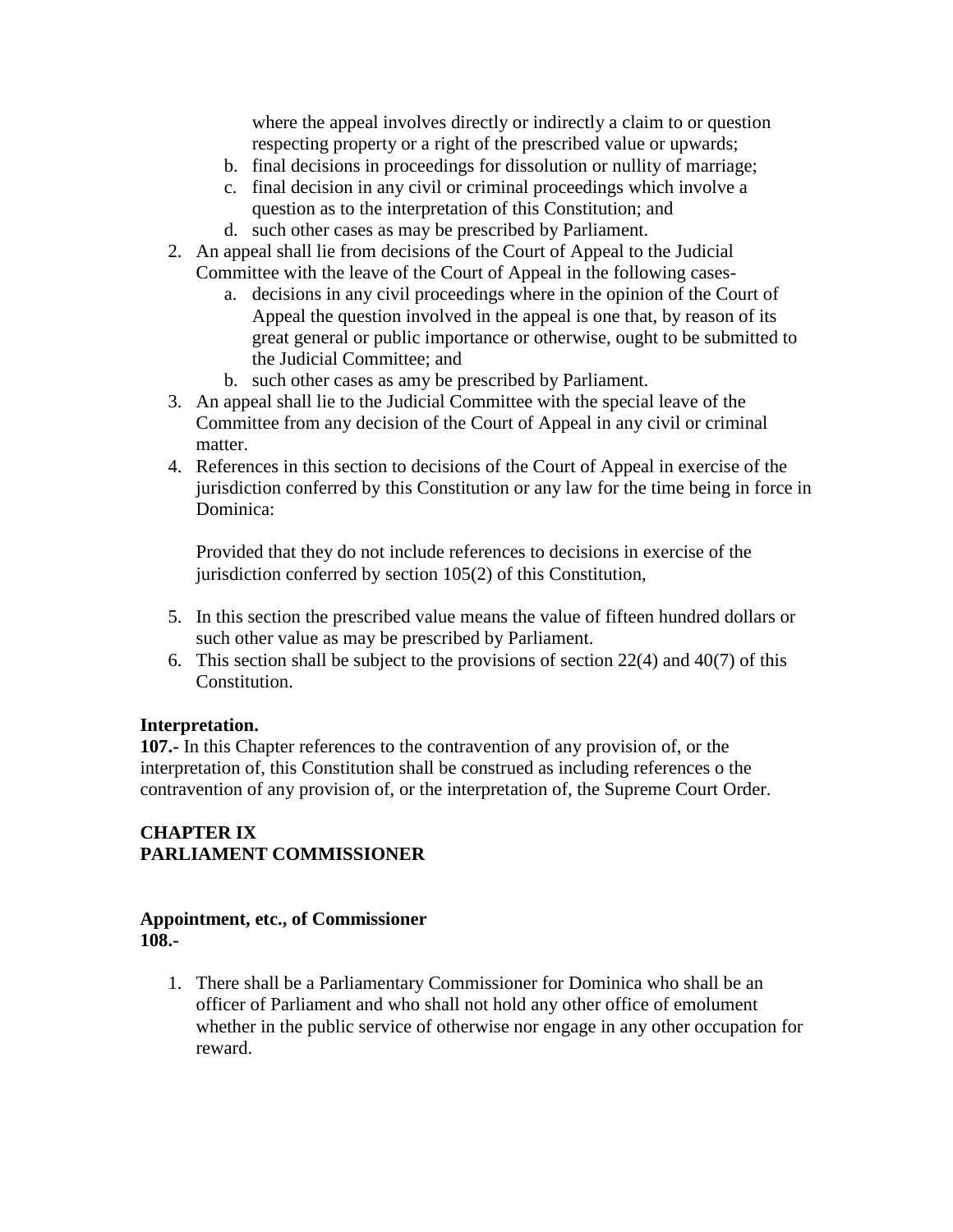where the appeal involves directly or indirectly a claim to or question respecting property or a right of the prescribed value or upwards;

b. final decisions in proceedings for dissolution or nullity of marriage;
c. final decision in any civil or criminal proceedings which involve a question as to the interpretation of this Constitution; and
d. such other cases as may be prescribed by Parliament.

2. An appeal shall lie from decisions of the Court of Appeal to the Judicial Committee with the leave of the Court of Appeal in the following cases-
   a. decisions in any civil proceedings where in the opinion of the Court of Appeal the question involved in the appeal is one that, by reason of its great general or public importance or otherwise, ought to be submitted to the Judicial Committee; and
   b. such other cases as amy be prescribed by Parliament.
3. An appeal shall lie to the Judicial Committee with the special leave of the Committee from any decision of the Court of Appeal in any civil or criminal matter.
4. References in this section to decisions of the Court of Appeal in exercise of the jurisdiction conferred by this Constitution or any law for the time being in force in Dominica:

   Provided that they do not include references to decisions in exercise of the jurisdiction conferred by section 105(2) of this Constitution,

5. In this section the prescribed value means the value of fifteen hundred dollars or such other value as may be prescribed by Parliament.
6. This section shall be subject to the provisions of section 22(4) and 40(7) of this Constitution.

**Interpretation.**
**107.-** In this Chapter references to the contravention of any provision of, or the interpretation of, this Constitution shall be construed as including references o the contravention of any provision of, or the interpretation of, the Supreme Court Order.

## CHAPTER IX
## PARLIAMENT COMMISSIONER

**Appointment, etc., of Commissioner**
**108.-**

1. There shall be a Parliamentary Commissioner for Dominica who shall be an officer of Parliament and who shall not hold any other office of emolument whether in the public service of otherwise nor engage in any other occupation for reward.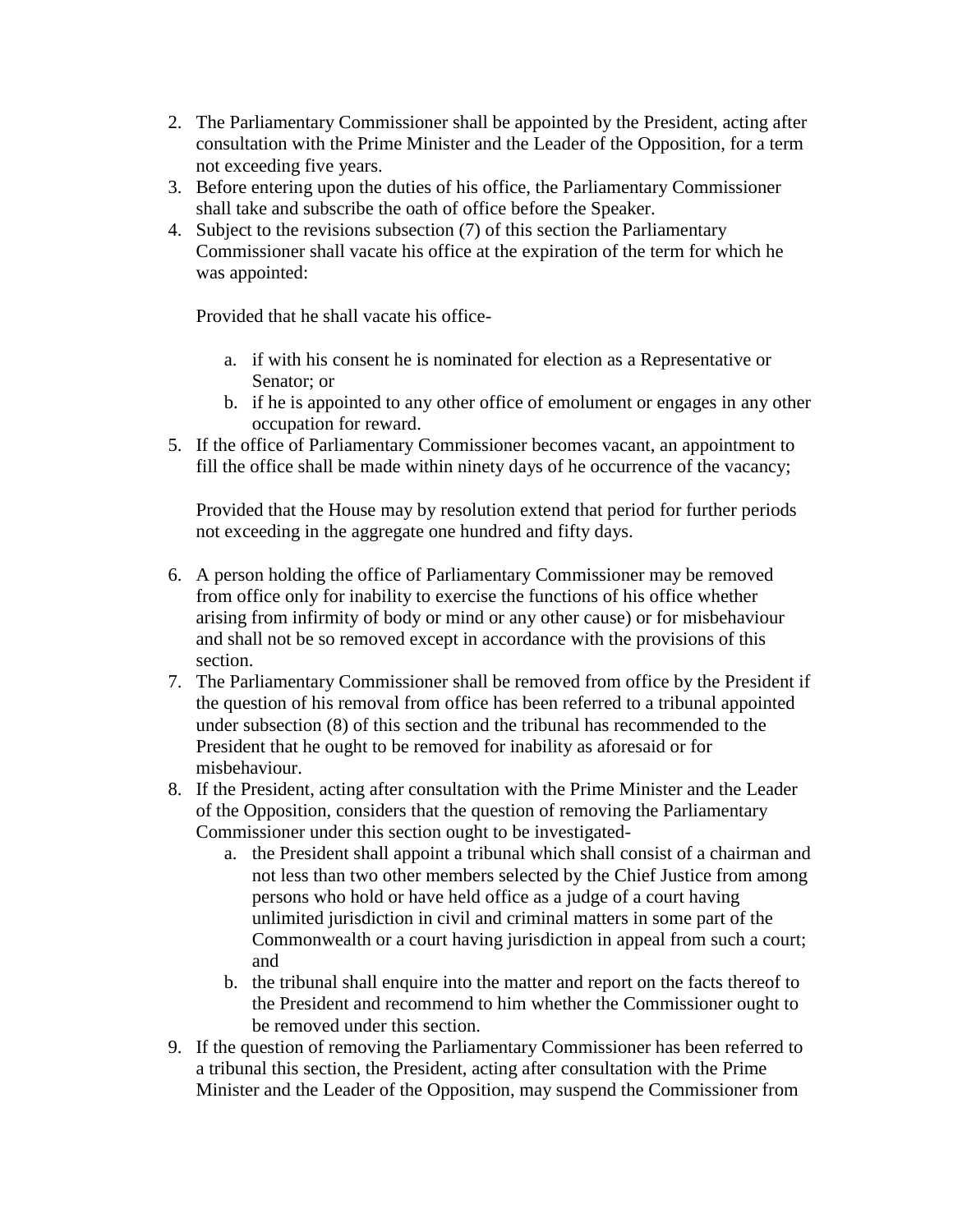2. The Parliamentary Commissioner shall be appointed by the President, acting after consultation with the Prime Minister and the Leader of the Opposition, for a term not exceeding five years.
3. Before entering upon the duties of his office, the Parliamentary Commissioner shall take and subscribe the oath of office before the Speaker.
4. Subject to the revisions subsection (7) of this section the Parliamentary Commissioner shall vacate his office at the expiration of the term for which he was appointed:

   Provided that he shall vacate his office-

   a. if with his consent he is nominated for election as a Representative or Senator; or
   b. if he is appointed to any other office of emolument or engages in any other occupation for reward.
5. If the office of Parliamentary Commissioner becomes vacant, an appointment to fill the office shall be made within ninety days of he occurrence of the vacancy;

   Provided that the House may by resolution extend that period for further periods not exceeding in the aggregate one hundred and fifty days.

6. A person holding the office of Parliamentary Commissioner may be removed from office only for inability to exercise the functions of his office whether arising from infirmity of body or mind or any other cause) or for misbehaviour and shall not be so removed except in accordance with the provisions of this section.
7. The Parliamentary Commissioner shall be removed from office by the President if the question of his removal from office has been referred to a tribunal appointed under subsection (8) of this section and the tribunal has recommended to the President that he ought to be removed for inability as aforesaid or for misbehaviour.
8. If the President, acting after consultation with the Prime Minister and the Leader of the Opposition, considers that the question of removing the Parliamentary Commissioner under this section ought to be investigated-
   a. the President shall appoint a tribunal which shall consist of a chairman and not less than two other members selected by the Chief Justice from among persons who hold or have held office as a judge of a court having unlimited jurisdiction in civil and criminal matters in some part of the Commonwealth or a court having jurisdiction in appeal from such a court; and
   b. the tribunal shall enquire into the matter and report on the facts thereof to the President and recommend to him whether the Commissioner ought to be removed under this section.
9. If the question of removing the Parliamentary Commissioner has been referred to a tribunal this section, the President, acting after consultation with the Prime Minister and the Leader of the Opposition, may suspend the Commissioner from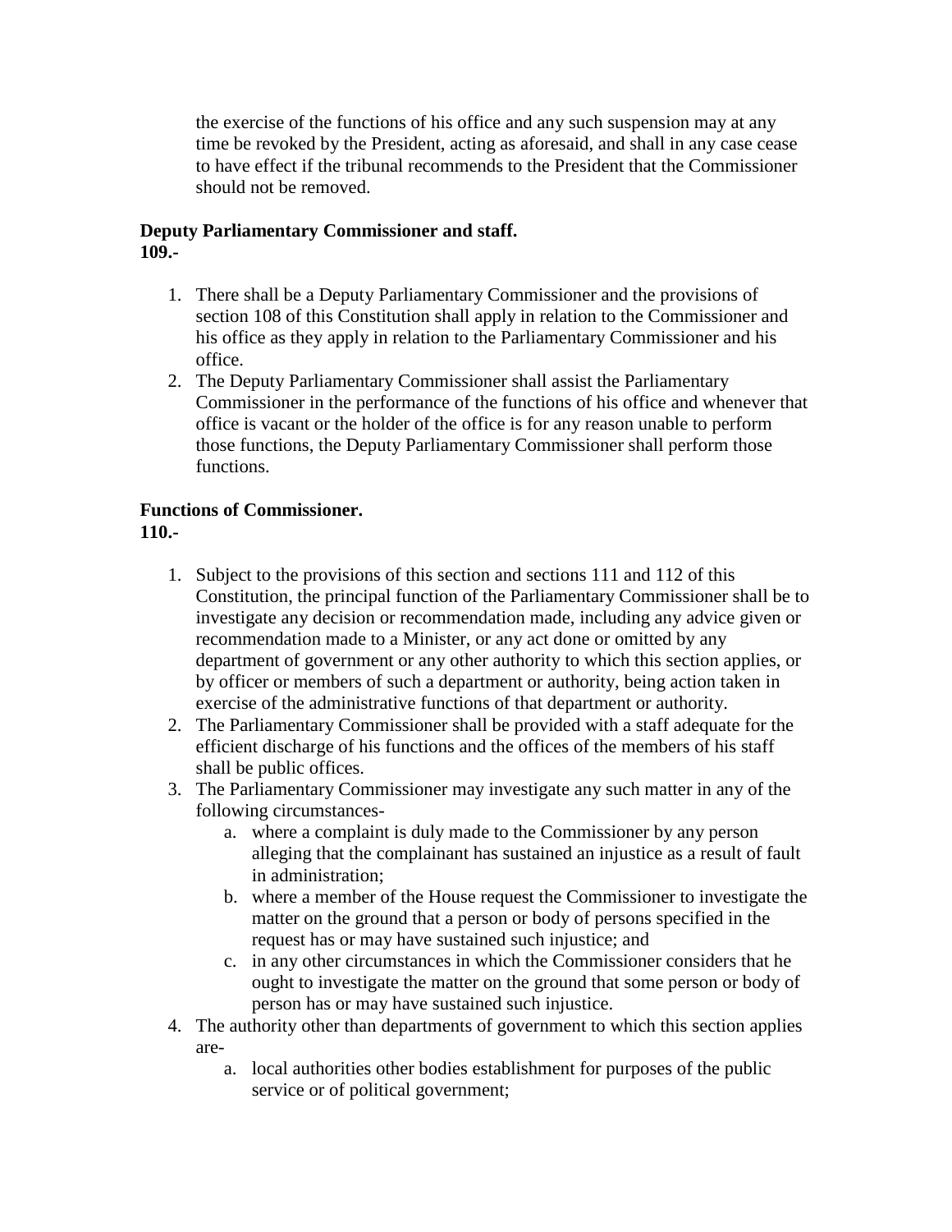the exercise of the functions of his office and any such suspension may at any time be revoked by the President, acting as aforesaid, and shall in any case cease to have effect if the tribunal recommends to the President that the Commissioner should not be removed.

**Deputy Parliamentary Commissioner and staff.**
**109.-**

1. There shall be a Deputy Parliamentary Commissioner and the provisions of section 108 of this Constitution shall apply in relation to the Commissioner and his office as they apply in relation to the Parliamentary Commissioner and his office.
2. The Deputy Parliamentary Commissioner shall assist the Parliamentary Commissioner in the performance of the functions of his office and whenever that office is vacant or the holder of the office is for any reason unable to perform those functions, the Deputy Parliamentary Commissioner shall perform those functions.

**Functions of Commissioner.**
**110.-**

1. Subject to the provisions of this section and sections 111 and 112 of this Constitution, the principal function of the Parliamentary Commissioner shall be to investigate any decision or recommendation made, including any advice given or recommendation made to a Minister, or any act done or omitted by any department of government or any other authority to which this section applies, or by officer or members of such a department or authority, being action taken in exercise of the administrative functions of that department or authority.
2. The Parliamentary Commissioner shall be provided with a staff adequate for the efficient discharge of his functions and the offices of the members of his staff shall be public offices.
3. The Parliamentary Commissioner may investigate any such matter in any of the following circumstances-
   a. where a complaint is duly made to the Commissioner by any person alleging that the complainant has sustained an injustice as a result of fault in administration;
   b. where a member of the House request the Commissioner to investigate the matter on the ground that a person or body of persons specified in the request has or may have sustained such injustice; and
   c. in any other circumstances in which the Commissioner considers that he ought to investigate the matter on the ground that some person or body of person has or may have sustained such injustice.
4. The authority other than departments of government to which this section applies are-
   a. local authorities other bodies establishment for purposes of the public service or of political government;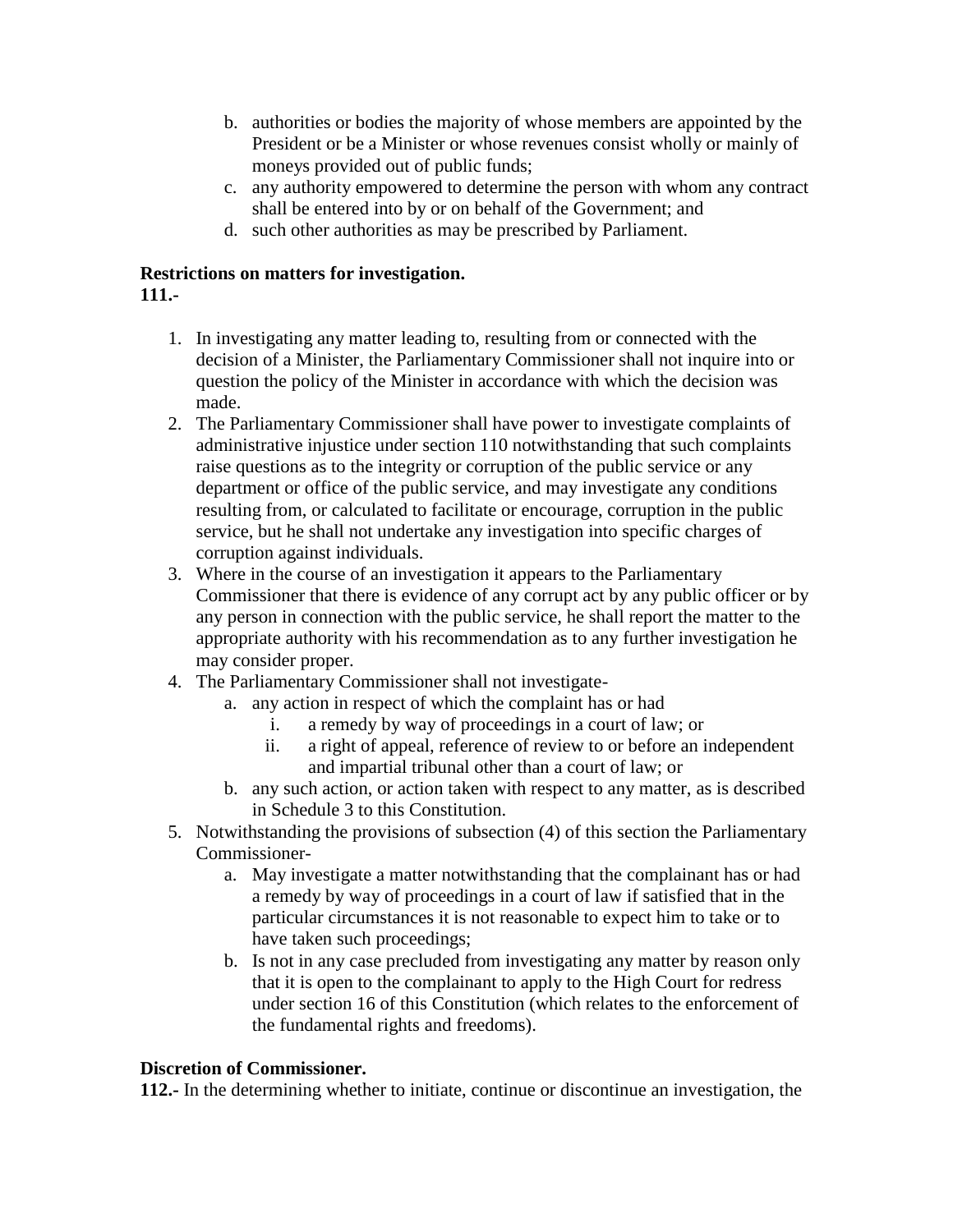b. authorities or bodies the majority of whose members are appointed by the President or be a Minister or whose revenues consist wholly or mainly of moneys provided out of public funds;
c. any authority empowered to determine the person with whom any contract shall be entered into by or on behalf of the Government; and
d. such other authorities as may be prescribed by Parliament.

**Restrictions on matters for investigation.**
**111.-**

1. In investigating any matter leading to, resulting from or connected with the decision of a Minister, the Parliamentary Commissioner shall not inquire into or question the policy of the Minister in accordance with which the decision was made.
2. The Parliamentary Commissioner shall have power to investigate complaints of administrative injustice under section 110 notwithstanding that such complaints raise questions as to the integrity or corruption of the public service or any department or office of the public service, and may investigate any conditions resulting from, or calculated to facilitate or encourage, corruption in the public service, but he shall not undertake any investigation into specific charges of corruption against individuals.
3. Where in the course of an investigation it appears to the Parliamentary Commissioner that there is evidence of any corrupt act by any public officer or by any person in connection with the public service, he shall report the matter to the appropriate authority with his recommendation as to any further investigation he may consider proper.
4. The Parliamentary Commissioner shall not investigate-
    a. any action in respect of which the complaint has or had
        i. a remedy by way of proceedings in a court of law; or
        ii. a right of appeal, reference of review to or before an independent and impartial tribunal other than a court of law; or
    b. any such action, or action taken with respect to any matter, as is described in Schedule 3 to this Constitution.
5. Notwithstanding the provisions of subsection (4) of this section the Parliamentary Commissioner-
    a. May investigate a matter notwithstanding that the complainant has or had a remedy by way of proceedings in a court of law if satisfied that in the particular circumstances it is not reasonable to expect him to take or to have taken such proceedings;
    b. Is not in any case precluded from investigating any matter by reason only that it is open to the complainant to apply to the High Court for redress under section 16 of this Constitution (which relates to the enforcement of the fundamental rights and freedoms).

**Discretion of Commissioner.**
**112.-** In the determining whether to initiate, continue or discontinue an investigation, the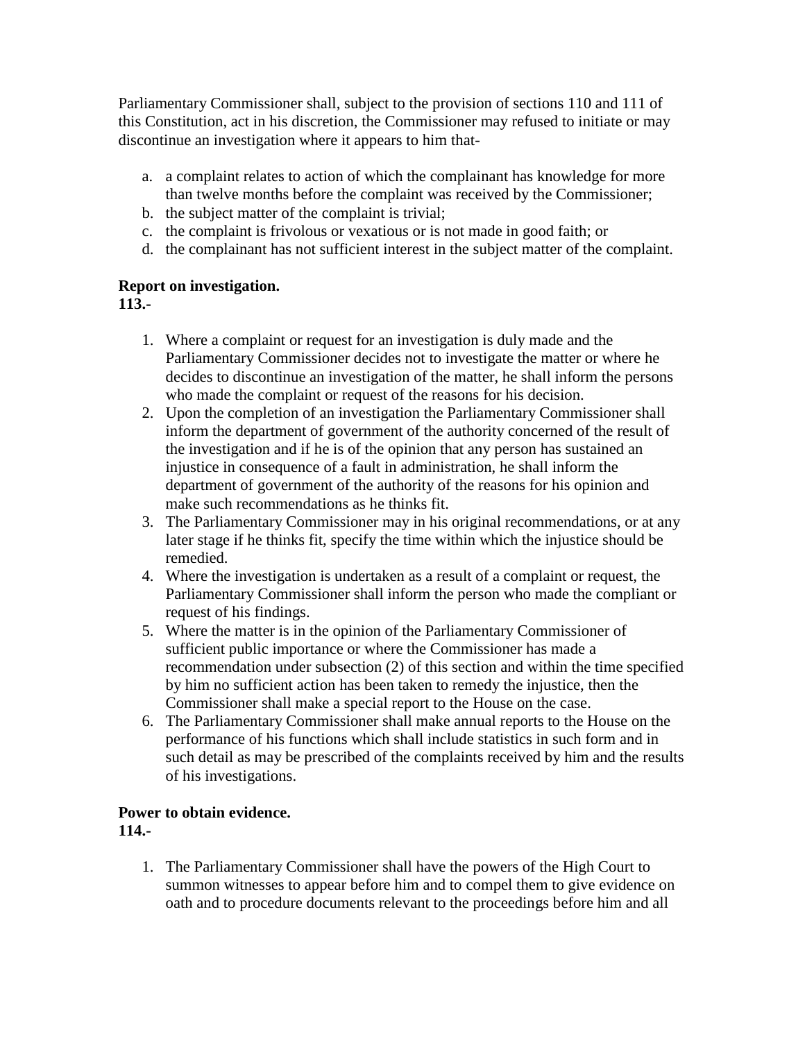Parliamentary Commissioner shall, subject to the provision of sections 110 and 111 of this Constitution, act in his discretion, the Commissioner may refused to initiate or may discontinue an investigation where it appears to him that-

a. a complaint relates to action of which the complainant has knowledge for more than twelve months before the complaint was received by the Commissioner;
b. the subject matter of the complaint is trivial;
c. the complaint is frivolous or vexatious or is not made in good faith; or
d. the complainant has not sufficient interest in the subject matter of the complaint.

**Report on investigation.**
**113.-**

1. Where a complaint or request for an investigation is duly made and the Parliamentary Commissioner decides not to investigate the matter or where he decides to discontinue an investigation of the matter, he shall inform the persons who made the complaint or request of the reasons for his decision.
2. Upon the completion of an investigation the Parliamentary Commissioner shall inform the department of government of the authority concerned of the result of the investigation and if he is of the opinion that any person has sustained an injustice in consequence of a fault in administration, he shall inform the department of government of the authority of the reasons for his opinion and make such recommendations as he thinks fit.
3. The Parliamentary Commissioner may in his original recommendations, or at any later stage if he thinks fit, specify the time within which the injustice should be remedied.
4. Where the investigation is undertaken as a result of a complaint or request, the Parliamentary Commissioner shall inform the person who made the compliant or request of his findings.
5. Where the matter is in the opinion of the Parliamentary Commissioner of sufficient public importance or where the Commissioner has made a recommendation under subsection (2) of this section and within the time specified by him no sufficient action has been taken to remedy the injustice, then the Commissioner shall make a special report to the House on the case.
6. The Parliamentary Commissioner shall make annual reports to the House on the performance of his functions which shall include statistics in such form and in such detail as may be prescribed of the complaints received by him and the results of his investigations.

**Power to obtain evidence.**
**114.-**

1. The Parliamentary Commissioner shall have the powers of the High Court to summon witnesses to appear before him and to compel them to give evidence on oath and to procedure documents relevant to the proceedings before him and all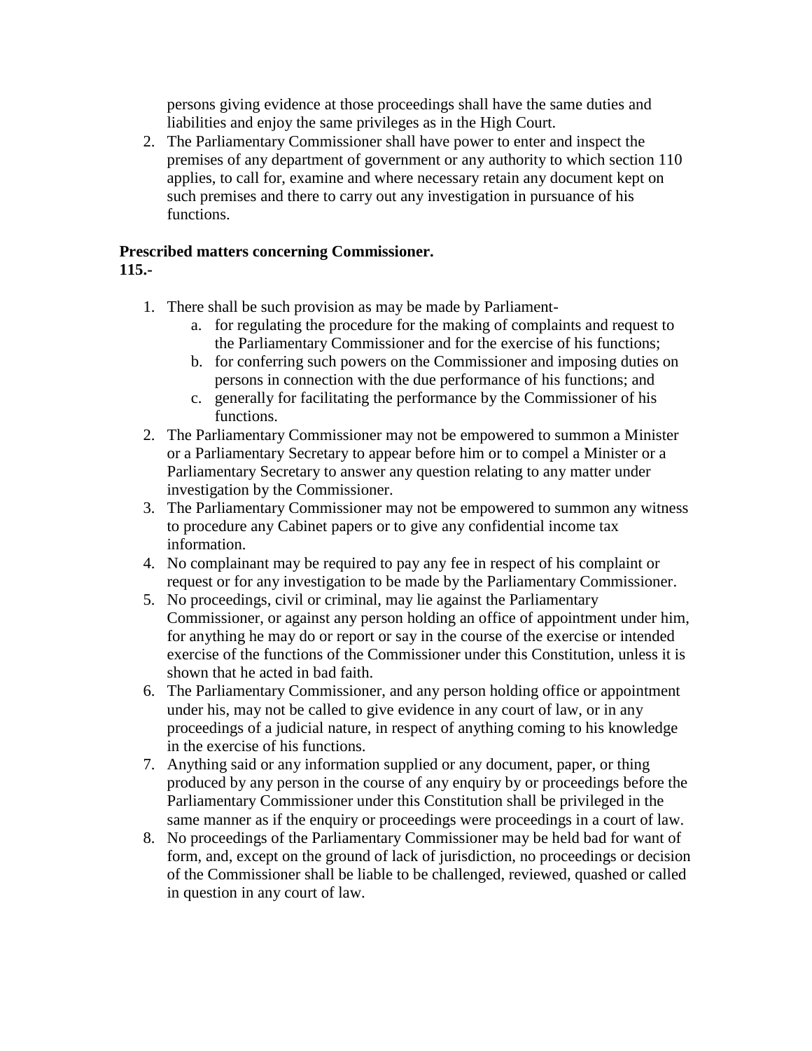persons giving evidence at those proceedings shall have the same duties and liabilities and enjoy the same privileges as in the High Court.

2. The Parliamentary Commissioner shall have power to enter and inspect the premises of any department of government or any authority to which section 110 applies, to call for, examine and where necessary retain any document kept on such premises and there to carry out any investigation in pursuance of his functions.

**Prescribed matters concerning Commissioner.**
**115.-**

1. There shall be such provision as may be made by Parliament-
    a. for regulating the procedure for the making of complaints and request to the Parliamentary Commissioner and for the exercise of his functions;
    b. for conferring such powers on the Commissioner and imposing duties on persons in connection with the due performance of his functions; and
    c. generally for facilitating the performance by the Commissioner of his functions.
2. The Parliamentary Commissioner may not be empowered to summon a Minister or a Parliamentary Secretary to appear before him or to compel a Minister or a Parliamentary Secretary to answer any question relating to any matter under investigation by the Commissioner.
3. The Parliamentary Commissioner may not be empowered to summon any witness to procedure any Cabinet papers or to give any confidential income tax information.
4. No complainant may be required to pay any fee in respect of his complaint or request or for any investigation to be made by the Parliamentary Commissioner.
5. No proceedings, civil or criminal, may lie against the Parliamentary Commissioner, or against any person holding an office of appointment under him, for anything he may do or report or say in the course of the exercise or intended exercise of the functions of the Commissioner under this Constitution, unless it is shown that he acted in bad faith.
6. The Parliamentary Commissioner, and any person holding office or appointment under his, may not be called to give evidence in any court of law, or in any proceedings of a judicial nature, in respect of anything coming to his knowledge in the exercise of his functions.
7. Anything said or any information supplied or any document, paper, or thing produced by any person in the course of any enquiry by or proceedings before the Parliamentary Commissioner under this Constitution shall be privileged in the same manner as if the enquiry or proceedings were proceedings in a court of law.
8. No proceedings of the Parliamentary Commissioner may be held bad for want of form, and, except on the ground of lack of jurisdiction, no proceedings or decision of the Commissioner shall be liable to be challenged, reviewed, quashed or called in question in any court of law.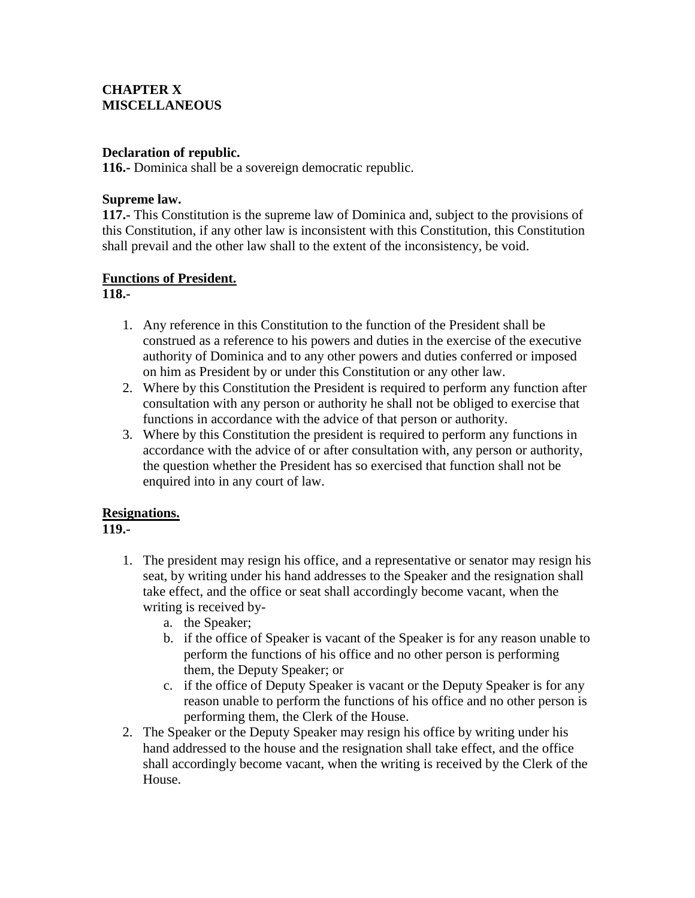## CHAPTER X
## MISCELLANEOUS

**Declaration of republic.**
**116.-** Dominica shall be a sovereign democratic republic.

**Supreme law.**
**117.-** This Constitution is the supreme law of Dominica and, subject to the provisions of this Constitution, if any other law is inconsistent with this Constitution, this Constitution shall prevail and the other law shall to the extent of the inconsistency, be void.

**Functions of President.**
**118.-**

1. Any reference in this Constitution to the function of the President shall be construed as a reference to his powers and duties in the exercise of the executive authority of Dominica and to any other powers and duties conferred or imposed on him as President by or under this Constitution or any other law.
2. Where by this Constitution the President is required to perform any function after consultation with any person or authority he shall not be obliged to exercise that functions in accordance with the advice of that person or authority.
3. Where by this Constitution the president is required to perform any functions in accordance with the advice of or after consultation with, any person or authority, the question whether the President has so exercised that function shall not be enquired into in any court of law.

**Resignations.**
**119.-**

1. The president may resign his office, and a representative or senator may resign his seat, by writing under his hand addresses to the Speaker and the resignation shall take effect, and the office or seat shall accordingly become vacant, when the writing is received by-
   a. the Speaker;
   b. if the office of Speaker is vacant of the Speaker is for any reason unable to perform the functions of his office and no other person is performing them, the Deputy Speaker; or
   c. if the office of Deputy Speaker is vacant or the Deputy Speaker is for any reason unable to perform the functions of his office and no other person is performing them, the Clerk of the House.
2. The Speaker or the Deputy Speaker may resign his office by writing under his hand addressed to the house and the resignation shall take effect, and the office shall accordingly become vacant, when the writing is received by the Clerk of the House.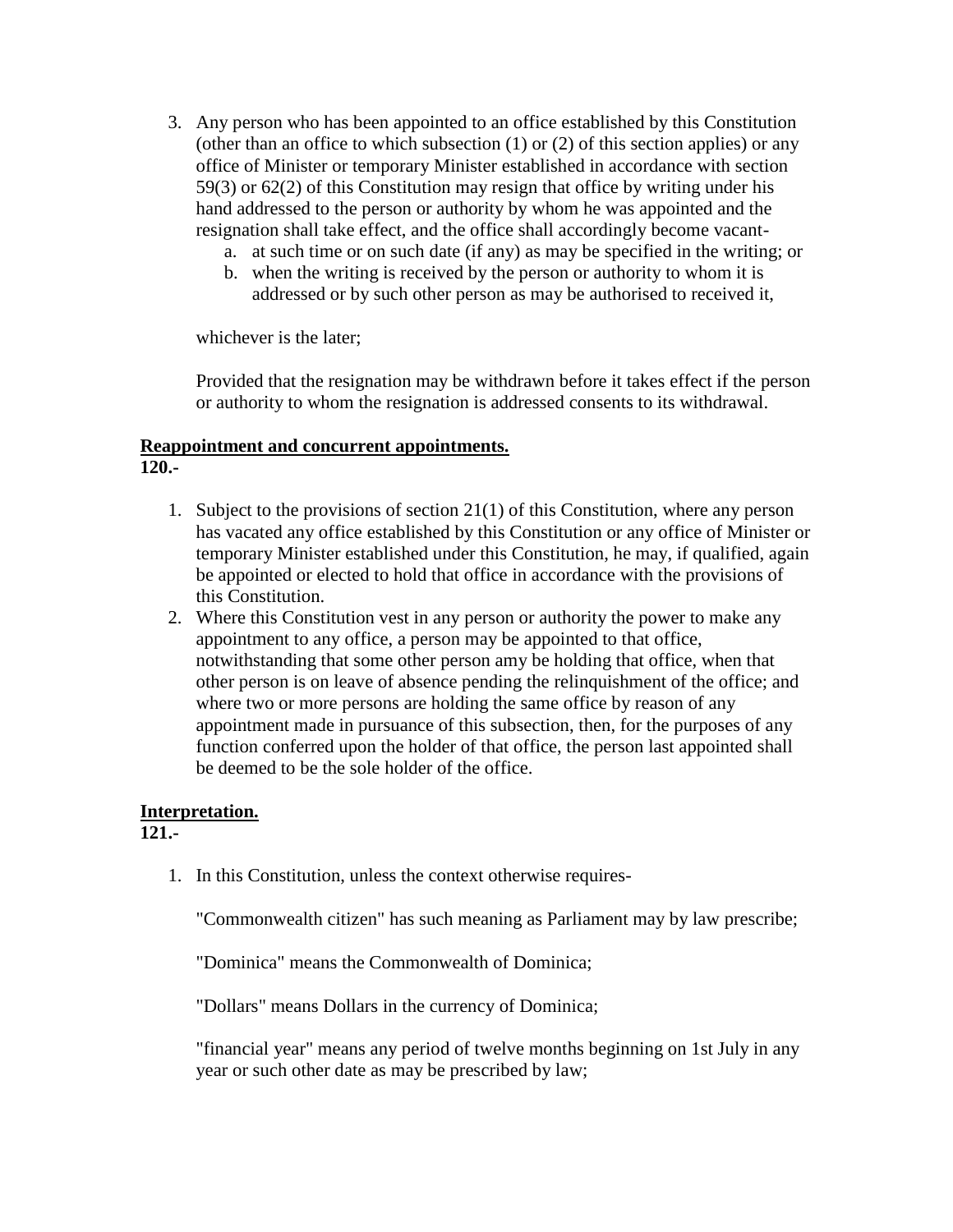3. Any person who has been appointed to an office established by this Constitution (other than an office to which subsection (1) or (2) of this section applies) or any office of Minister or temporary Minister established in accordance with section 59(3) or 62(2) of this Constitution may resign that office by writing under his hand addressed to the person or authority by whom he was appointed and the resignation shall take effect, and the office shall accordingly become vacant-
    a. at such time or on such date (if any) as may be specified in the writing; or
    b. when the writing is received by the person or authority to whom it is addressed or by such other person as may be authorised to received it,

    whichever is the later;

    Provided that the resignation may be withdrawn before it takes effect if the person or authority to whom the resignation is addressed consents to its withdrawal.

**Reappointment and concurrent appointments.**
**120.-**

1. Subject to the provisions of section 21(1) of this Constitution, where any person has vacated any office established by this Constitution or any office of Minister or temporary Minister established under this Constitution, he may, if qualified, again be appointed or elected to hold that office in accordance with the provisions of this Constitution.
2. Where this Constitution vest in any person or authority the power to make any appointment to any office, a person may be appointed to that office, notwithstanding that some other person amy be holding that office, when that other person is on leave of absence pending the relinquishment of the office; and where two or more persons are holding the same office by reason of any appointment made in pursuance of this subsection, then, for the purposes of any function conferred upon the holder of that office, the person last appointed shall be deemed to be the sole holder of the office.

**Interpretation.**
**121.-**

1. In this Constitution, unless the context otherwise requires-

    "Commonwealth citizen" has such meaning as Parliament may by law prescribe;

    "Dominica" means the Commonwealth of Dominica;

    "Dollars" means Dollars in the currency of Dominica;

    "financial year" means any period of twelve months beginning on 1st July in any year or such other date as may be prescribed by law;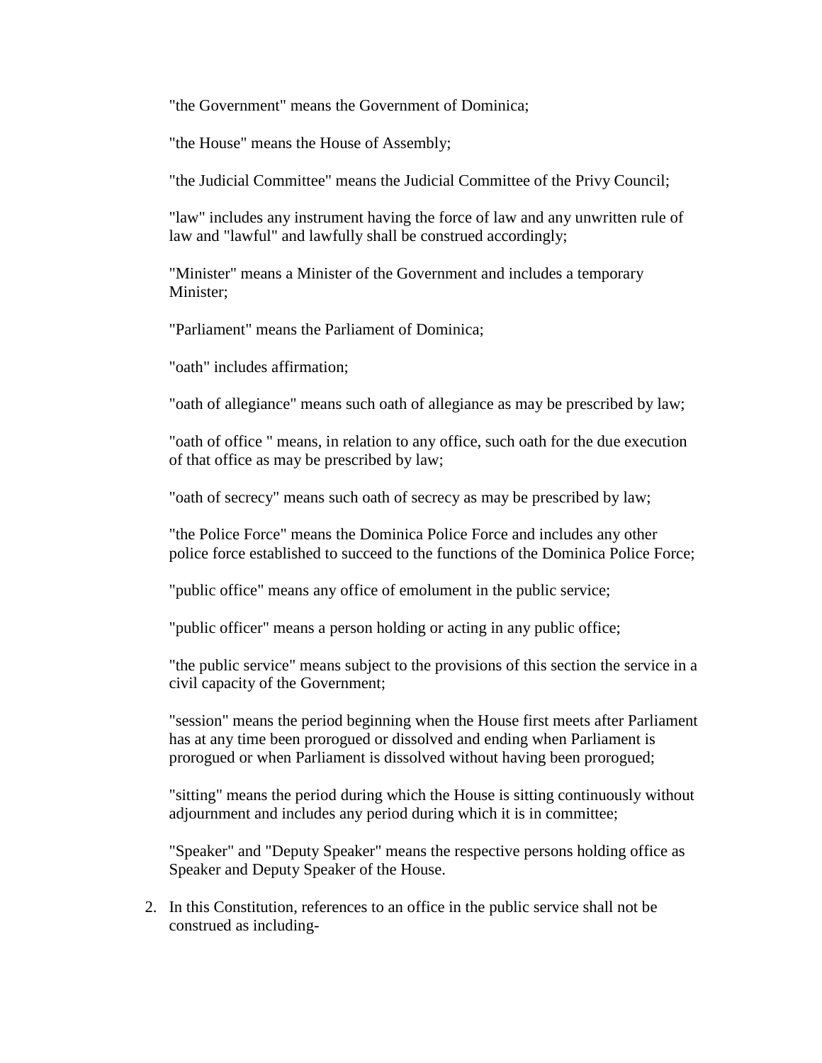"the Government" means the Government of Dominica;

"the House" means the House of Assembly;

"the Judicial Committee" means the Judicial Committee of the Privy Council;

"law" includes any instrument having the force of law and any unwritten rule of law and "lawful" and lawfully shall be construed accordingly;

"Minister" means a Minister of the Government and includes a temporary Minister;

"Parliament" means the Parliament of Dominica;

"oath" includes affirmation;

"oath of allegiance" means such oath of allegiance as may be prescribed by law;

"oath of office " means, in relation to any office, such oath for the due execution of that office as may be prescribed by law;

"oath of secrecy" means such oath of secrecy as may be prescribed by law;

"the Police Force" means the Dominica Police Force and includes any other police force established to succeed to the functions of the Dominica Police Force;

"public office" means any office of emolument in the public service;

"public officer" means a person holding or acting in any public office;

"the public service" means subject to the provisions of this section the service in a civil capacity of the Government;

"session" means the period beginning when the House first meets after Parliament has at any time been prorogued or dissolved and ending when Parliament is prorogued or when Parliament is dissolved without having been prorogued;

"sitting" means the period during which the House is sitting continuously without adjournment and includes any period during which it is in committee;

"Speaker" and "Deputy Speaker" means the respective persons holding office as Speaker and Deputy Speaker of the House.

2. In this Constitution, references to an office in the public service shall not be construed as including-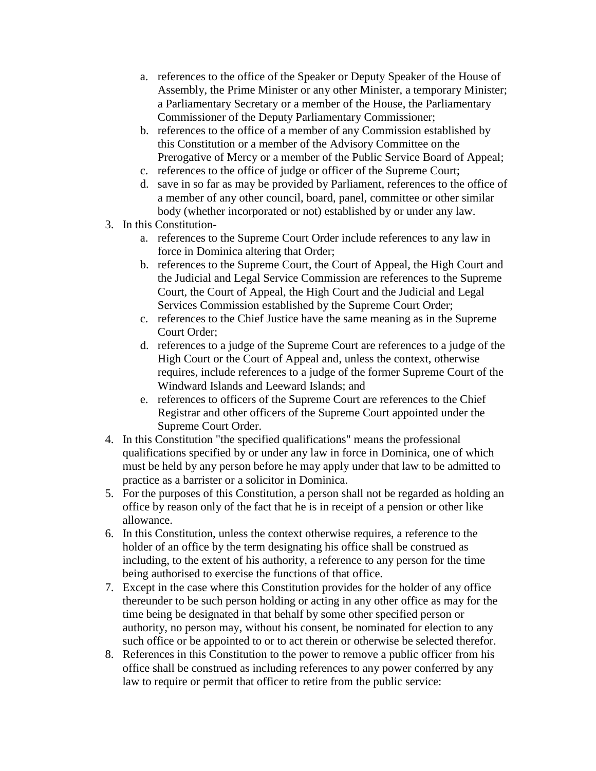a. references to the office of the Speaker or Deputy Speaker of the House of Assembly, the Prime Minister or any other Minister, a temporary Minister; a Parliamentary Secretary or a member of the House, the Parliamentary Commissioner of the Deputy Parliamentary Commissioner;
b. references to the office of a member of any Commission established by this Constitution or a member of the Advisory Committee on the Prerogative of Mercy or a member of the Public Service Board of Appeal;
c. references to the office of judge or officer of the Supreme Court;
d. save in so far as may be provided by Parliament, references to the office of a member of any other council, board, panel, committee or other similar body (whether incorporated or not) established by or under any law.

3. In this Constitution-
   a. references to the Supreme Court Order include references to any law in force in Dominica altering that Order;
   b. references to the Supreme Court, the Court of Appeal, the High Court and the Judicial and Legal Service Commission are references to the Supreme Court, the Court of Appeal, the High Court and the Judicial and Legal Services Commission established by the Supreme Court Order;
   c. references to the Chief Justice have the same meaning as in the Supreme Court Order;
   d. references to a judge of the Supreme Court are references to a judge of the High Court or the Court of Appeal and, unless the context, otherwise requires, include references to a judge of the former Supreme Court of the Windward Islands and Leeward Islands; and
   e. references to officers of the Supreme Court are references to the Chief Registrar and other officers of the Supreme Court appointed under the Supreme Court Order.
4. In this Constitution "the specified qualifications" means the professional qualifications specified by or under any law in force in Dominica, one of which must be held by any person before he may apply under that law to be admitted to practice as a barrister or a solicitor in Dominica.
5. For the purposes of this Constitution, a person shall not be regarded as holding an office by reason only of the fact that he is in receipt of a pension or other like allowance.
6. In this Constitution, unless the context otherwise requires, a reference to the holder of an office by the term designating his office shall be construed as including, to the extent of his authority, a reference to any person for the time being authorised to exercise the functions of that office.
7. Except in the case where this Constitution provides for the holder of any office thereunder to be such person holding or acting in any other office as may for the time being be designated in that behalf by some other specified person or authority, no person may, without his consent, be nominated for election to any such office or be appointed to or to act therein or otherwise be selected therefor.
8. References in this Constitution to the power to remove a public officer from his office shall be construed as including references to any power conferred by any law to require or permit that officer to retire from the public service: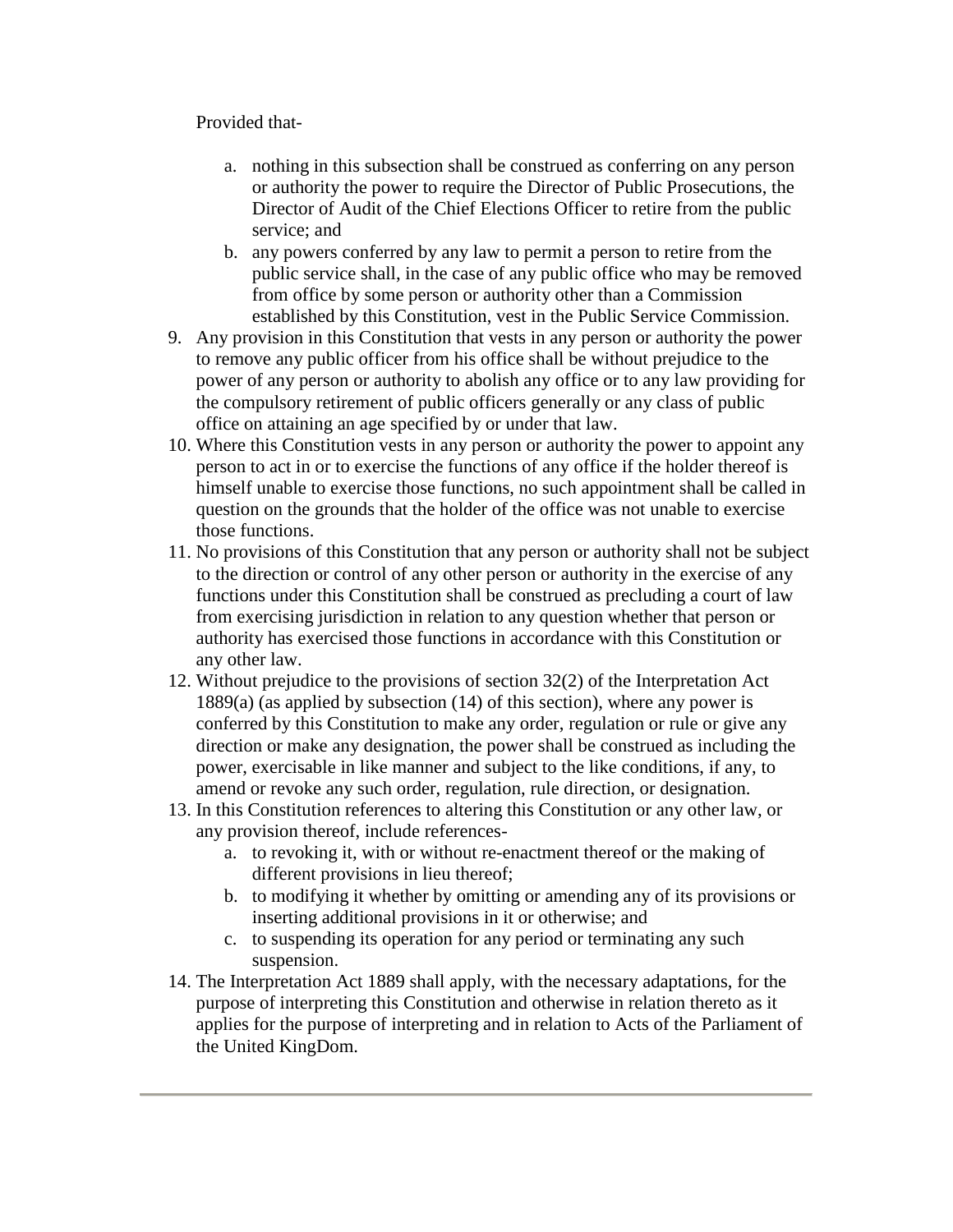Provided that-

a. nothing in this subsection shall be construed as conferring on any person or authority the power to require the Director of Public Prosecutions, the Director of Audit of the Chief Elections Officer to retire from the public service; and
b. any powers conferred by any law to permit a person to retire from the public service shall, in the case of any public office who may be removed from office by some person or authority other than a Commission established by this Constitution, vest in the Public Service Commission.

9. Any provision in this Constitution that vests in any person or authority the power to remove any public officer from his office shall be without prejudice to the power of any person or authority to abolish any office or to any law providing for the compulsory retirement of public officers generally or any class of public office on attaining an age specified by or under that law.
10. Where this Constitution vests in any person or authority the power to appoint any person to act in or to exercise the functions of any office if the holder thereof is himself unable to exercise those functions, no such appointment shall be called in question on the grounds that the holder of the office was not unable to exercise those functions.
11. No provisions of this Constitution that any person or authority shall not be subject to the direction or control of any other person or authority in the exercise of any functions under this Constitution shall be construed as precluding a court of law from exercising jurisdiction in relation to any question whether that person or authority has exercised those functions in accordance with this Constitution or any other law.
12. Without prejudice to the provisions of section 32(2) of the Interpretation Act 1889(a) (as applied by subsection (14) of this section), where any power is conferred by this Constitution to make any order, regulation or rule or give any direction or make any designation, the power shall be construed as including the power, exercisable in like manner and subject to the like conditions, if any, to amend or revoke any such order, regulation, rule direction, or designation.
13. In this Constitution references to altering this Constitution or any other law, or any provision thereof, include references-
    a. to revoking it, with or without re-enactment thereof or the making of different provisions in lieu thereof;
    b. to modifying it whether by omitting or amending any of its provisions or inserting additional provisions in it or otherwise; and
    c. to suspending its operation for any period or terminating any such suspension.
14. The Interpretation Act 1889 shall apply, with the necessary adaptations, for the purpose of interpreting this Constitution and otherwise in relation thereto as it applies for the purpose of interpreting and in relation to Acts of the Parliament of the United KingDom.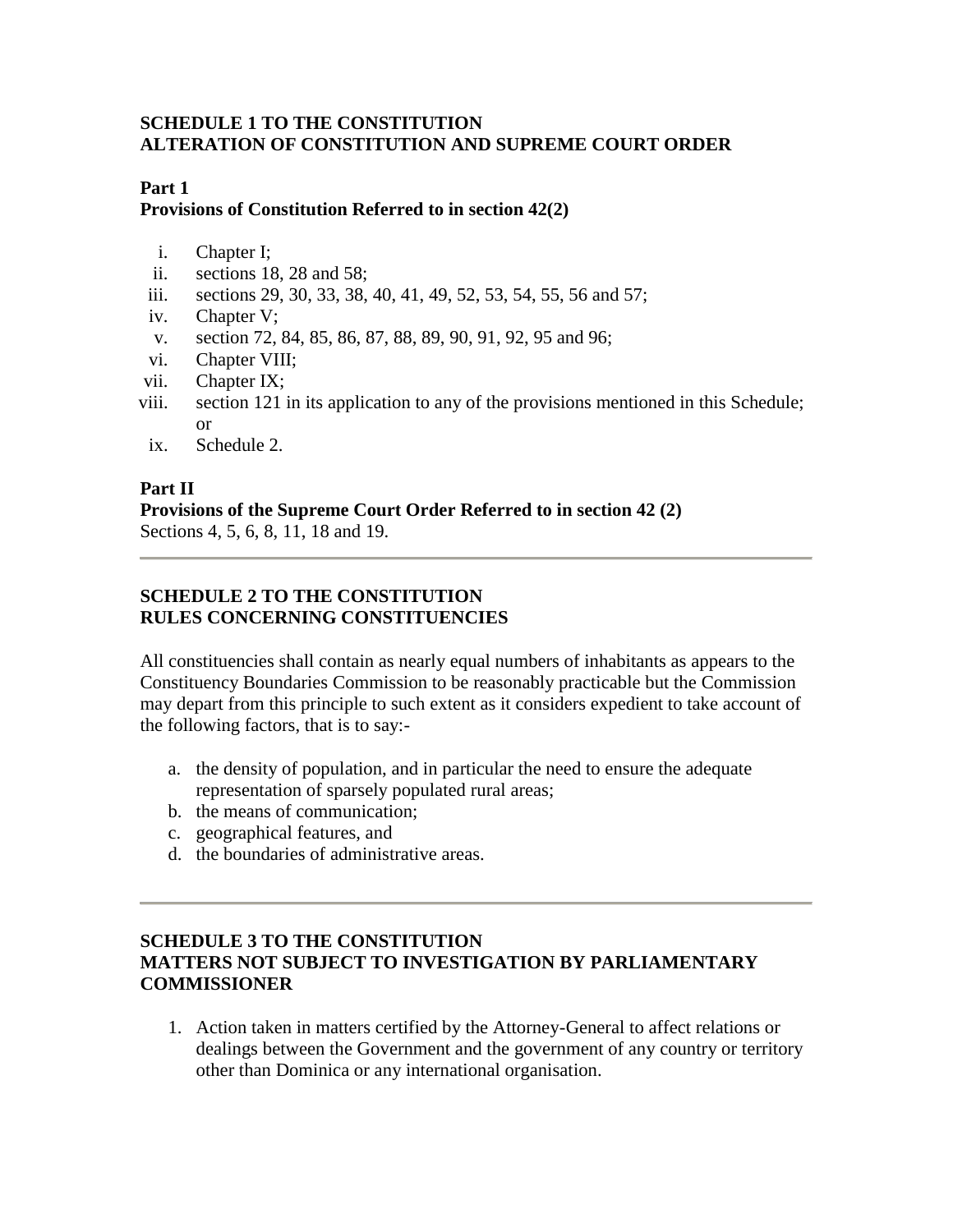**SCHEDULE 1 TO THE CONSTITUTION**
**ALTERATION OF CONSTITUTION AND SUPREME COURT ORDER**

**Part 1**
**Provisions of Constitution Referred to in section 42(2)**

i. Chapter I;
ii. sections 18, 28 and 58;
iii. sections 29, 30, 33, 38, 40, 41, 49, 52, 53, 54, 55, 56 and 57;
iv. Chapter V;
v. section 72, 84, 85, 86, 87, 88, 89, 90, 91, 92, 95 and 96;
vi. Chapter VIII;
vii. Chapter IX;
viii. section 121 in its application to any of the provisions mentioned in this Schedule; or
ix. Schedule 2.

**Part II**
**Provisions of the Supreme Court Order Referred to in section 42 (2)**
Sections 4, 5, 6, 8, 11, 18 and 19.

---

**SCHEDULE 2 TO THE CONSTITUTION**
**RULES CONCERNING CONSTITUENCIES**

All constituencies shall contain as nearly equal numbers of inhabitants as appears to the Constituency Boundaries Commission to be reasonably practicable but the Commission may depart from this principle to such extent as it considers expedient to take account of the following factors, that is to say:-

a. the density of population, and in particular the need to ensure the adequate representation of sparsely populated rural areas;
b. the means of communication;
c. geographical features, and
d. the boundaries of administrative areas.

---

**SCHEDULE 3 TO THE CONSTITUTION**
**MATTERS NOT SUBJECT TO INVESTIGATION BY PARLIAMENTARY COMMISSIONER**

1. Action taken in matters certified by the Attorney-General to affect relations or dealings between the Government and the government of any country or territory other than Dominica or any international organisation.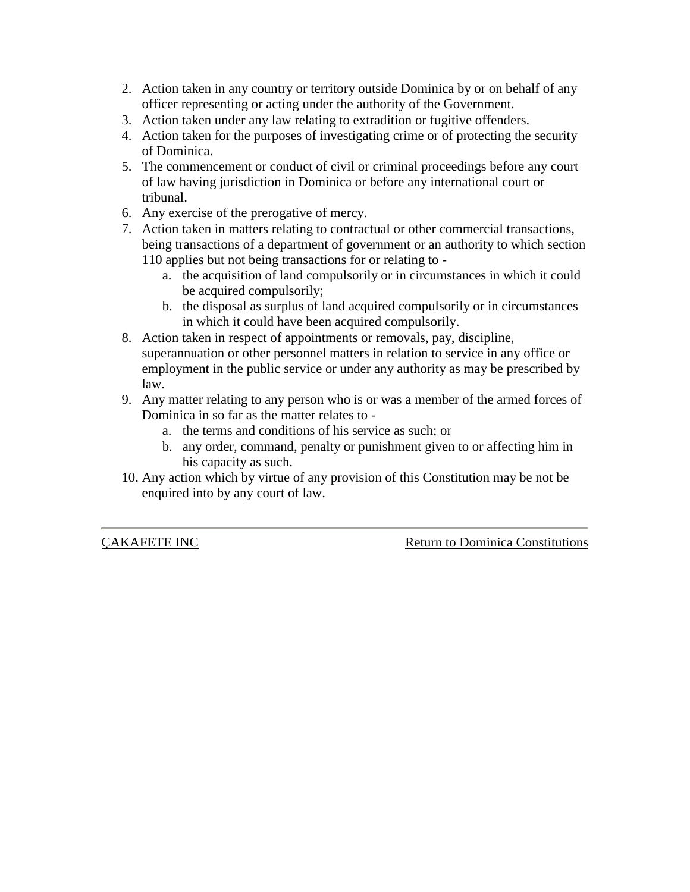2. Action taken in any country or territory outside Dominica by or on behalf of any officer representing or acting under the authority of the Government.
3. Action taken under any law relating to extradition or fugitive offenders.
4. Action taken for the purposes of investigating crime or of protecting the security of Dominica.
5. The commencement or conduct of civil or criminal proceedings before any court of law having jurisdiction in Dominica or before any international court or tribunal.
6. Any exercise of the prerogative of mercy.
7. Action taken in matters relating to contractual or other commercial transactions, being transactions of a department of government or an authority to which section 110 applies but not being transactions for or relating to -
   a. the acquisition of land compulsorily or in circumstances in which it could be acquired compulsorily;
   b. the disposal as surplus of land acquired compulsorily or in circumstances in which it could have been acquired compulsorily.
8. Action taken in respect of appointments or removals, pay, discipline, superannuation or other personnel matters in relation to service in any office or employment in the public service or under any authority as may be prescribed by law.
9. Any matter relating to any person who is or was a member of the armed forces of Dominica in so far as the matter relates to -
   a. the terms and conditions of his service as such; or
   b. any order, command, penalty or punishment given to or affecting him in his capacity as such.
10. Any action which by virtue of any provision of this Constitution may be not be enquired into by any court of law.

---

ÇAKAFETE INC — Return to Dominica Constitutions